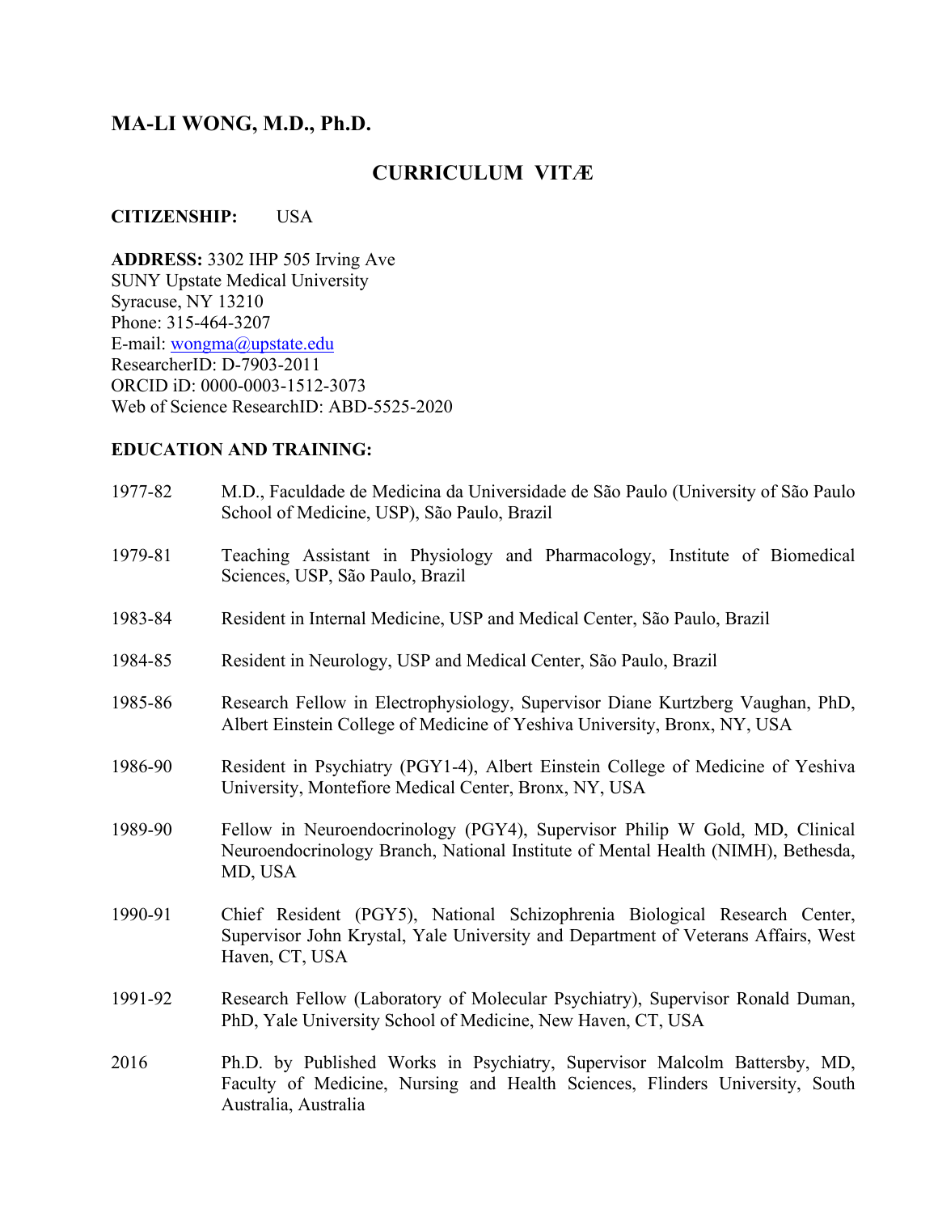# MA-LI WONG, M.D., Ph.D.

## CURRICULUM VITÆ

**CITIZENSHIP:** USA

**ADDRESS:** 3302 IHP 505 Irving Ave
SUNY Upstate Medical University
Syracuse, NY 13210
Phone: 315-464-3207
E-mail: wongma@upstate.edu
ResearcherID: D-7903-2011
ORCID iD: 0000-0003-1512-3073
Web of Science ResearchID: ABD-5525-2020

**EDUCATION AND TRAINING:**

1977-82 M.D., Faculdade de Medicina da Universidade de São Paulo (University of São Paulo School of Medicine, USP), São Paulo, Brazil

1979-81 Teaching Assistant in Physiology and Pharmacology, Institute of Biomedical Sciences, USP, São Paulo, Brazil

1983-84 Resident in Internal Medicine, USP and Medical Center, São Paulo, Brazil

1984-85 Resident in Neurology, USP and Medical Center, São Paulo, Brazil

1985-86 Research Fellow in Electrophysiology, Supervisor Diane Kurtzberg Vaughan, PhD, Albert Einstein College of Medicine of Yeshiva University, Bronx, NY, USA

1986-90 Resident in Psychiatry (PGY1-4), Albert Einstein College of Medicine of Yeshiva University, Montefiore Medical Center, Bronx, NY, USA

1989-90 Fellow in Neuroendocrinology (PGY4), Supervisor Philip W Gold, MD, Clinical Neuroendocrinology Branch, National Institute of Mental Health (NIMH), Bethesda, MD, USA

1990-91 Chief Resident (PGY5), National Schizophrenia Biological Research Center, Supervisor John Krystal, Yale University and Department of Veterans Affairs, West Haven, CT, USA

1991-92 Research Fellow (Laboratory of Molecular Psychiatry), Supervisor Ronald Duman, PhD, Yale University School of Medicine, New Haven, CT, USA

2016 Ph.D. by Published Works in Psychiatry, Supervisor Malcolm Battersby, MD, Faculty of Medicine, Nursing and Health Sciences, Flinders University, South Australia, Australia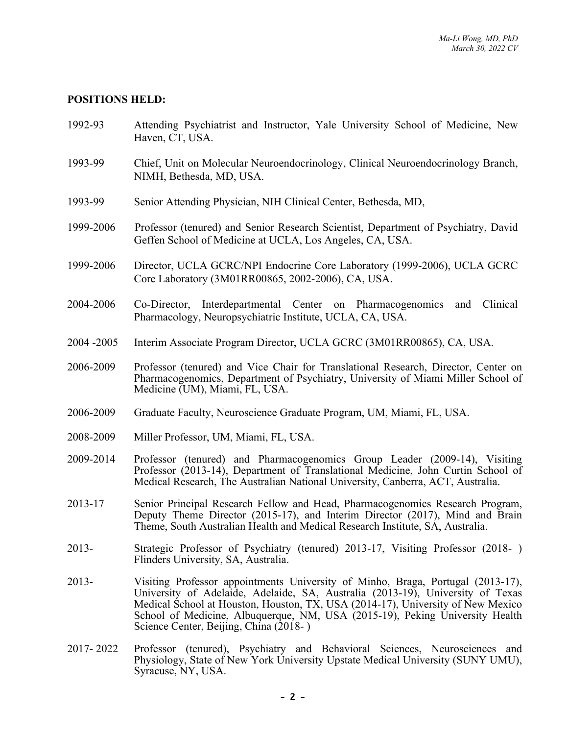**POSITIONS HELD:**

1992-93 Attending Psychiatrist and Instructor, Yale University School of Medicine, New Haven, CT, USA.

1993-99 Chief, Unit on Molecular Neuroendocrinology, Clinical Neuroendocrinology Branch, NIMH, Bethesda, MD, USA.

1993-99 Senior Attending Physician, NIH Clinical Center, Bethesda, MD,

1999-2006 Professor (tenured) and Senior Research Scientist, Department of Psychiatry, David Geffen School of Medicine at UCLA, Los Angeles, CA, USA.

1999-2006 Director, UCLA GCRC/NPI Endocrine Core Laboratory (1999-2006), UCLA GCRC Core Laboratory (3M01RR00865, 2002-2006), CA, USA.

2004-2006 Co-Director, Interdepartmental Center on Pharmacogenomics and Clinical Pharmacology, Neuropsychiatric Institute, UCLA, CA, USA.

2004 -2005 Interim Associate Program Director, UCLA GCRC (3M01RR00865), CA, USA.

2006-2009 Professor (tenured) and Vice Chair for Translational Research, Director, Center on Pharmacogenomics, Department of Psychiatry, University of Miami Miller School of Medicine (UM), Miami, FL, USA.

2006-2009 Graduate Faculty, Neuroscience Graduate Program, UM, Miami, FL, USA.

2008-2009 Miller Professor, UM, Miami, FL, USA.

2009-2014 Professor (tenured) and Pharmacogenomics Group Leader (2009-14), Visiting Professor (2013-14), Department of Translational Medicine, John Curtin School of Medical Research, The Australian National University, Canberra, ACT, Australia.

2013-17 Senior Principal Research Fellow and Head, Pharmacogenomics Research Program, Deputy Theme Director (2015-17), and Interim Director (2017), Mind and Brain Theme, South Australian Health and Medical Research Institute, SA, Australia.

2013- Strategic Professor of Psychiatry (tenured) 2013-17, Visiting Professor (2018- ) Flinders University, SA, Australia.

2013- Visiting Professor appointments University of Minho, Braga, Portugal (2013-17), University of Adelaide, Adelaide, SA, Australia (2013-19), University of Texas Medical School at Houston, Houston, TX, USA (2014-17), University of New Mexico School of Medicine, Albuquerque, NM, USA (2015-19), Peking University Health Science Center, Beijing, China (2018- )

2017- 2022 Professor (tenured), Psychiatry and Behavioral Sciences, Neurosciences and Physiology, State of New York University Upstate Medical University (SUNY UMU), Syracuse, NY, USA.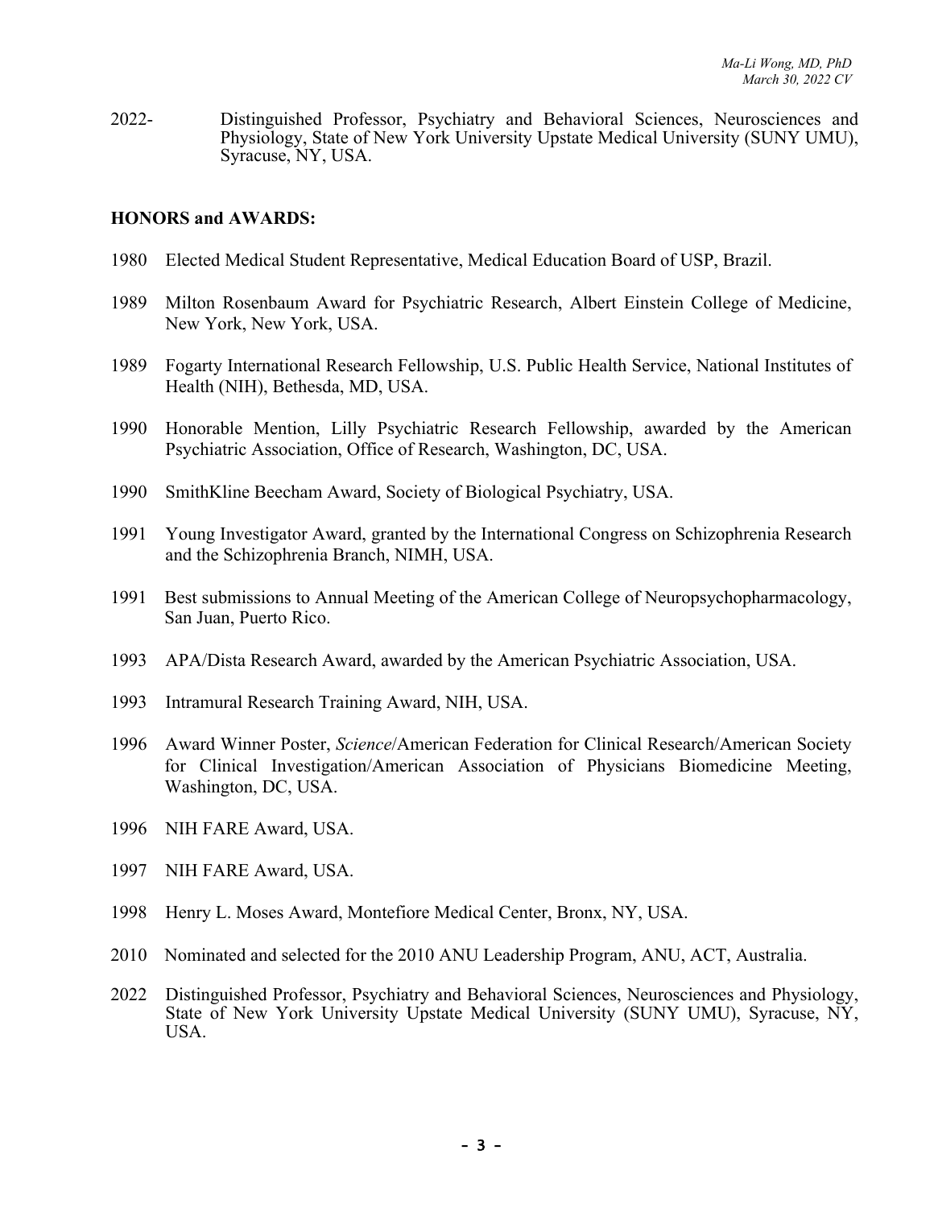2022- Distinguished Professor, Psychiatry and Behavioral Sciences, Neurosciences and Physiology, State of New York University Upstate Medical University (SUNY UMU), Syracuse, NY, USA.

**HONORS and AWARDS:**

1980 Elected Medical Student Representative, Medical Education Board of USP, Brazil.

1989 Milton Rosenbaum Award for Psychiatric Research, Albert Einstein College of Medicine, New York, New York, USA.

1989 Fogarty International Research Fellowship, U.S. Public Health Service, National Institutes of Health (NIH), Bethesda, MD, USA.

1990 Honorable Mention, Lilly Psychiatric Research Fellowship, awarded by the American Psychiatric Association, Office of Research, Washington, DC, USA.

1990 SmithKline Beecham Award, Society of Biological Psychiatry, USA.

1991 Young Investigator Award, granted by the International Congress on Schizophrenia Research and the Schizophrenia Branch, NIMH, USA.

1991 Best submissions to Annual Meeting of the American College of Neuropsychopharmacology, San Juan, Puerto Rico.

1993 APA/Dista Research Award, awarded by the American Psychiatric Association, USA.

1993 Intramural Research Training Award, NIH, USA.

1996 Award Winner Poster, *Science*/American Federation for Clinical Research/American Society for Clinical Investigation/American Association of Physicians Biomedicine Meeting, Washington, DC, USA.

1996 NIH FARE Award, USA.

1997 NIH FARE Award, USA.

1998 Henry L. Moses Award, Montefiore Medical Center, Bronx, NY, USA.

2010 Nominated and selected for the 2010 ANU Leadership Program, ANU, ACT, Australia.

2022 Distinguished Professor, Psychiatry and Behavioral Sciences, Neurosciences and Physiology, State of New York University Upstate Medical University (SUNY UMU), Syracuse, NY, USA.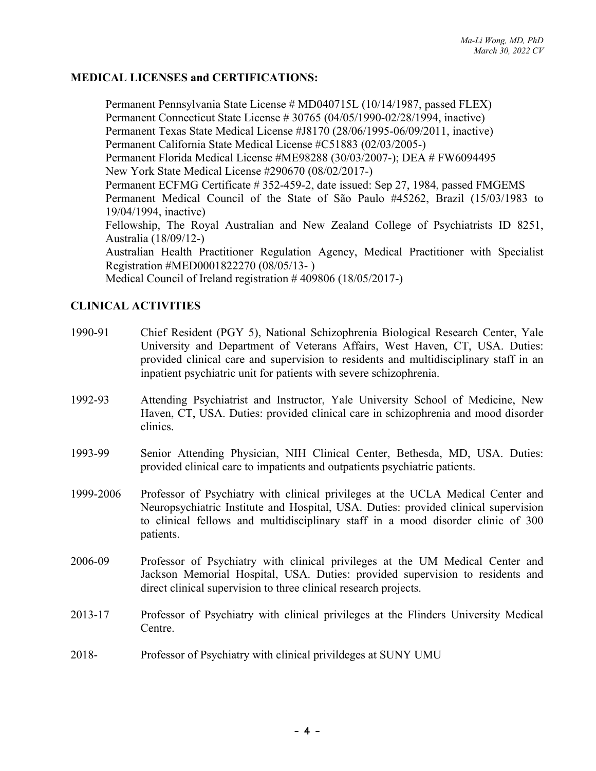**MEDICAL LICENSES and CERTIFICATIONS:**

Permanent Pennsylvania State License # MD040715L (10/14/1987, passed FLEX)
Permanent Connecticut State License # 30765 (04/05/1990-02/28/1994, inactive)
Permanent Texas State Medical License #J8170 (28/06/1995-06/09/2011, inactive)
Permanent California State Medical License #C51883 (02/03/2005-)
Permanent Florida Medical License #ME98288 (30/03/2007-); DEA # FW6094495
New York State Medical License #290670 (08/02/2017-)
Permanent ECFMG Certificate # 352-459-2, date issued: Sep 27, 1984, passed FMGEMS
Permanent Medical Council of the State of São Paulo #45262, Brazil (15/03/1983 to 19/04/1994, inactive)
Fellowship, The Royal Australian and New Zealand College of Psychiatrists ID 8251, Australia (18/09/12-)
Australian Health Practitioner Regulation Agency, Medical Practitioner with Specialist Registration #MED0001822270 (08/05/13- )
Medical Council of Ireland registration # 409806 (18/05/2017-)

**CLINICAL ACTIVITIES**

1990-91 Chief Resident (PGY 5), National Schizophrenia Biological Research Center, Yale University and Department of Veterans Affairs, West Haven, CT, USA. Duties: provided clinical care and supervision to residents and multidisciplinary staff in an inpatient psychiatric unit for patients with severe schizophrenia.

1992-93 Attending Psychiatrist and Instructor, Yale University School of Medicine, New Haven, CT, USA. Duties: provided clinical care in schizophrenia and mood disorder clinics.

1993-99 Senior Attending Physician, NIH Clinical Center, Bethesda, MD, USA. Duties: provided clinical care to impatients and outpatients psychiatric patients.

1999-2006 Professor of Psychiatry with clinical privileges at the UCLA Medical Center and Neuropsychiatric Institute and Hospital, USA. Duties: provided clinical supervision to clinical fellows and multidisciplinary staff in a mood disorder clinic of 300 patients.

2006-09 Professor of Psychiatry with clinical privileges at the UM Medical Center and Jackson Memorial Hospital, USA. Duties: provided supervision to residents and direct clinical supervision to three clinical research projects.

2013-17 Professor of Psychiatry with clinical privileges at the Flinders University Medical Centre.

2018- Professor of Psychiatry with clinical privildeges at SUNY UMU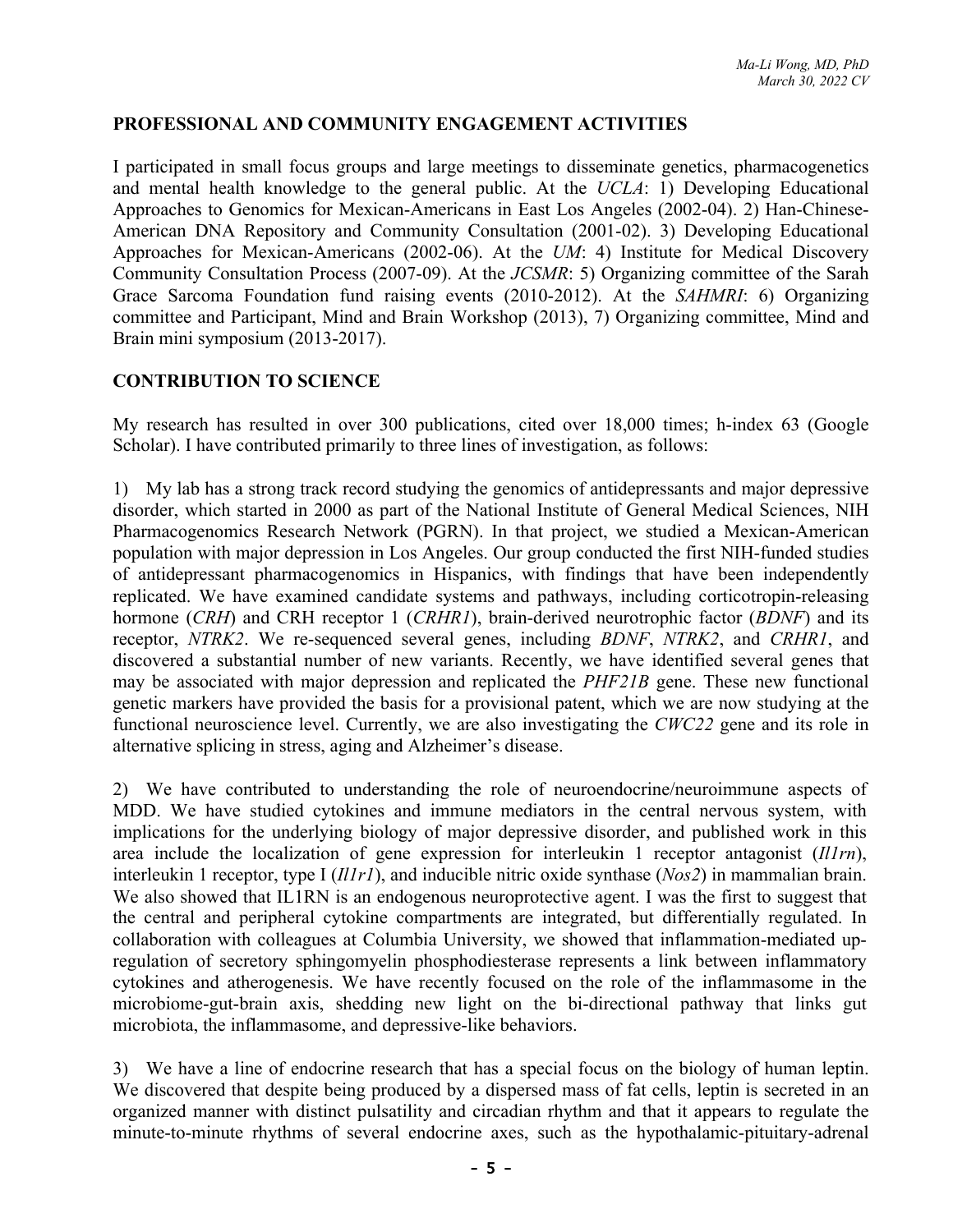## PROFESSIONAL AND COMMUNITY ENGAGEMENT ACTIVITIES

I participated in small focus groups and large meetings to disseminate genetics, pharmacogenetics and mental health knowledge to the general public. At the *UCLA*: 1) Developing Educational Approaches to Genomics for Mexican-Americans in East Los Angeles (2002-04). 2) Han-Chinese-American DNA Repository and Community Consultation (2001-02). 3) Developing Educational Approaches for Mexican-Americans (2002-06). At the *UM*: 4) Institute for Medical Discovery Community Consultation Process (2007-09). At the *JCSMR*: 5) Organizing committee of the Sarah Grace Sarcoma Foundation fund raising events (2010-2012). At the *SAHMRI*: 6) Organizing committee and Participant, Mind and Brain Workshop (2013), 7) Organizing committee, Mind and Brain mini symposium (2013-2017).

## CONTRIBUTION TO SCIENCE

My research has resulted in over 300 publications, cited over 18,000 times; h-index 63 (Google Scholar). I have contributed primarily to three lines of investigation, as follows:

1) My lab has a strong track record studying the genomics of antidepressants and major depressive disorder, which started in 2000 as part of the National Institute of General Medical Sciences, NIH Pharmacogenomics Research Network (PGRN). In that project, we studied a Mexican-American population with major depression in Los Angeles. Our group conducted the first NIH-funded studies of antidepressant pharmacogenomics in Hispanics, with findings that have been independently replicated. We have examined candidate systems and pathways, including corticotropin-releasing hormone (*CRH*) and CRH receptor 1 (*CRHR1*), brain-derived neurotrophic factor (*BDNF*) and its receptor, *NTRK2*. We re-sequenced several genes, including *BDNF*, *NTRK2*, and *CRHR1*, and discovered a substantial number of new variants. Recently, we have identified several genes that may be associated with major depression and replicated the *PHF21B* gene. These new functional genetic markers have provided the basis for a provisional patent, which we are now studying at the functional neuroscience level. Currently, we are also investigating the *CWC22* gene and its role in alternative splicing in stress, aging and Alzheimer's disease.

2) We have contributed to understanding the role of neuroendocrine/neuroimmune aspects of MDD. We have studied cytokines and immune mediators in the central nervous system, with implications for the underlying biology of major depressive disorder, and published work in this area include the localization of gene expression for interleukin 1 receptor antagonist (*Il1rn*), interleukin 1 receptor, type I (*Il1r1*), and inducible nitric oxide synthase (*Nos2*) in mammalian brain. We also showed that IL1RN is an endogenous neuroprotective agent. I was the first to suggest that the central and peripheral cytokine compartments are integrated, but differentially regulated. In collaboration with colleagues at Columbia University, we showed that inflammation-mediated up-regulation of secretory sphingomyelin phosphodiesterase represents a link between inflammatory cytokines and atherogenesis. We have recently focused on the role of the inflammasome in the microbiome-gut-brain axis, shedding new light on the bi-directional pathway that links gut microbiota, the inflammasome, and depressive-like behaviors.

3) We have a line of endocrine research that has a special focus on the biology of human leptin. We discovered that despite being produced by a dispersed mass of fat cells, leptin is secreted in an organized manner with distinct pulsatility and circadian rhythm and that it appears to regulate the minute-to-minute rhythms of several endocrine axes, such as the hypothalamic-pituitary-adrenal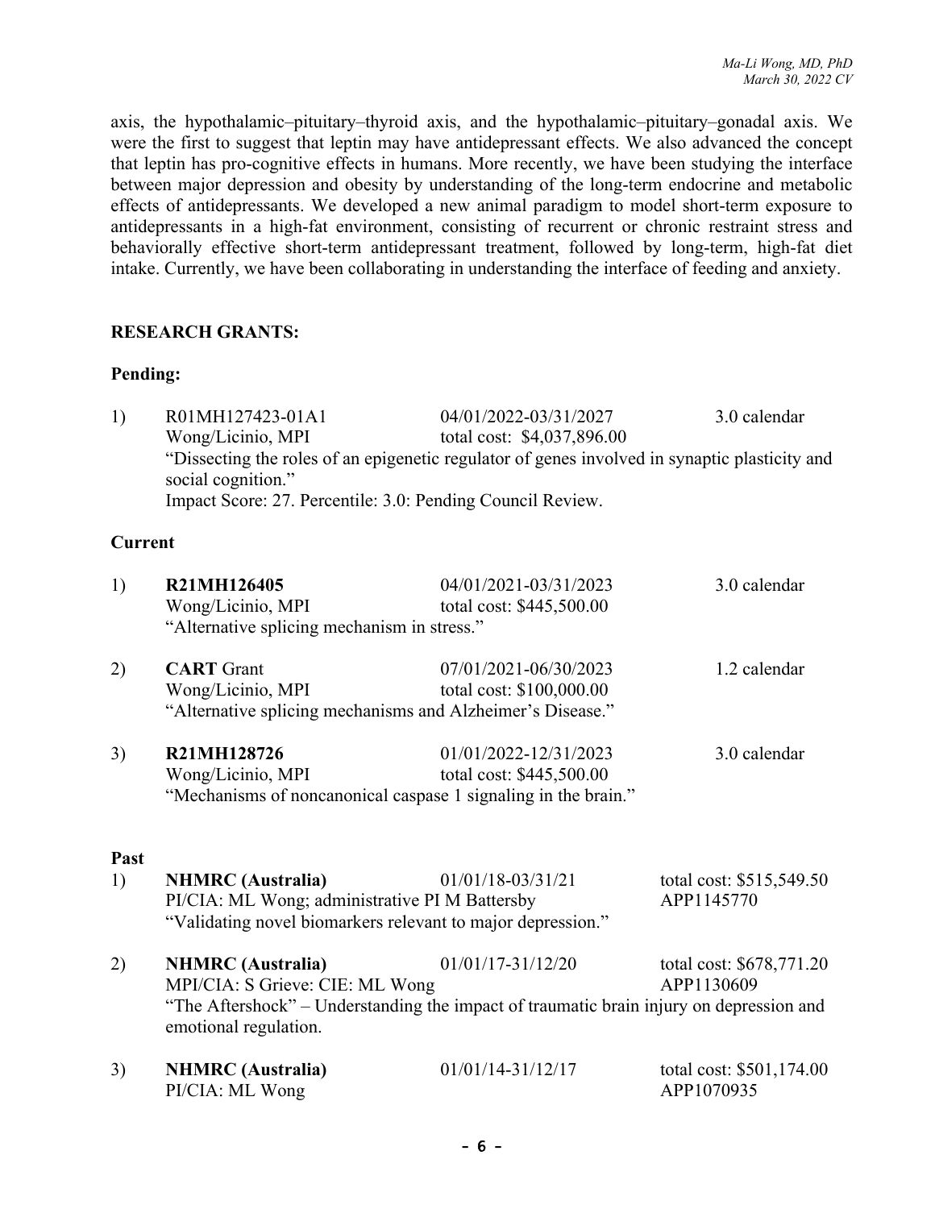axis, the hypothalamic–pituitary–thyroid axis, and the hypothalamic–pituitary–gonadal axis. We were the first to suggest that leptin may have antidepressant effects. We also advanced the concept that leptin has pro-cognitive effects in humans. More recently, we have been studying the interface between major depression and obesity by understanding of the long-term endocrine and metabolic effects of antidepressants. We developed a new animal paradigm to model short-term exposure to antidepressants in a high-fat environment, consisting of recurrent or chronic restraint stress and behaviorally effective short-term antidepressant treatment, followed by long-term, high-fat diet intake. Currently, we have been collaborating in understanding the interface of feeding and anxiety.

## RESEARCH GRANTS:

### Pending:

1) R01MH127423-01A1 — 04/01/2022-03/31/2027 — 3.0 calendar
   Wong/Licinio, MPI — total cost: $4,037,896.00
   "Dissecting the roles of an epigenetic regulator of genes involved in synaptic plasticity and social cognition."
   Impact Score: 27. Percentile: 3.0: Pending Council Review.

### Current

1) **R21MH126405** — 04/01/2021-03/31/2023 — 3.0 calendar
   Wong/Licinio, MPI — total cost: $445,500.00
   "Alternative splicing mechanism in stress."

2) **CART** Grant — 07/01/2021-06/30/2023 — 1.2 calendar
   Wong/Licinio, MPI — total cost: $100,000.00
   "Alternative splicing mechanisms and Alzheimer's Disease."

3) **R21MH128726** — 01/01/2022-12/31/2023 — 3.0 calendar
   Wong/Licinio, MPI — total cost: $445,500.00
   "Mechanisms of noncanonical caspase 1 signaling in the brain."

### Past

1) **NHMRC (Australia)** — 01/01/18-03/31/21 — total cost: $515,549.50
   PI/CIA: ML Wong; administrative PI M Battersby — APP1145770
   "Validating novel biomarkers relevant to major depression."

2) **NHMRC (Australia)** — 01/01/17-31/12/20 — total cost: $678,771.20
   MPI/CIA: S Grieve: CIE: ML Wong — APP1130609
   "The Aftershock" – Understanding the impact of traumatic brain injury on depression and emotional regulation.

3) **NHMRC (Australia)** — 01/01/14-31/12/17 — total cost: $501,174.00
   PI/CIA: ML Wong — APP1070935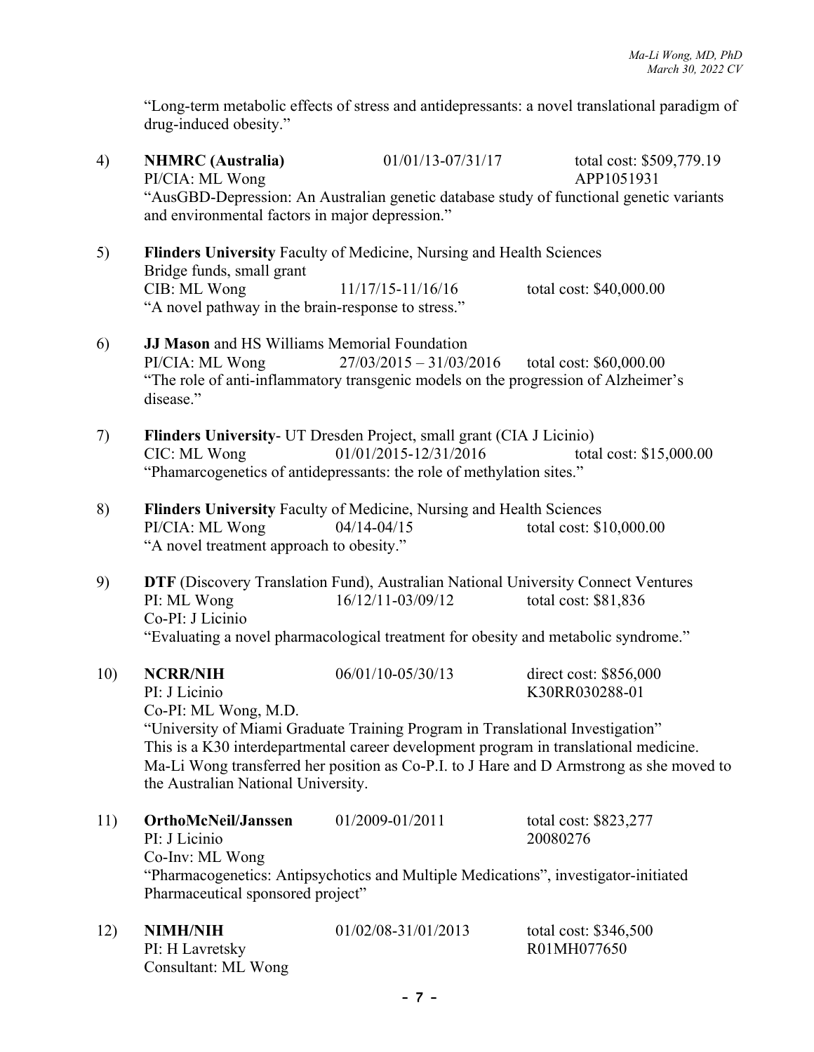"Long-term metabolic effects of stress and antidepressants: a novel translational paradigm of drug-induced obesity."

4) **NHMRC (Australia)** 01/01/13-07/31/17 total cost: $509,779.19
PI/CIA: ML Wong APP1051931
"AusGBD-Depression: An Australian genetic database study of functional genetic variants and environmental factors in major depression."

5) **Flinders University** Faculty of Medicine, Nursing and Health Sciences
Bridge funds, small grant
CIB: ML Wong 11/17/15-11/16/16 total cost: $40,000.00
"A novel pathway in the brain-response to stress."

6) **JJ Mason** and HS Williams Memorial Foundation
PI/CIA: ML Wong 27/03/2015 – 31/03/2016 total cost: $60,000.00
"The role of anti-inflammatory transgenic models on the progression of Alzheimer's disease."

7) **Flinders University**- UT Dresden Project, small grant (CIA J Licinio)
CIC: ML Wong 01/01/2015-12/31/2016 total cost: $15,000.00
"Phamarcogenetics of antidepressants: the role of methylation sites."

8) **Flinders University** Faculty of Medicine, Nursing and Health Sciences
PI/CIA: ML Wong 04/14-04/15 total cost: $10,000.00
"A novel treatment approach to obesity."

9) **DTF** (Discovery Translation Fund), Australian National University Connect Ventures
PI: ML Wong 16/12/11-03/09/12 total cost: $81,836
Co-PI: J Licinio
"Evaluating a novel pharmacological treatment for obesity and metabolic syndrome."

10) **NCRR/NIH** 06/01/10-05/30/13 direct cost: $856,000
PI: J Licinio K30RR030288-01
Co-PI: ML Wong, M.D.
"University of Miami Graduate Training Program in Translational Investigation"
This is a K30 interdepartmental career development program in translational medicine. Ma-Li Wong transferred her position as Co-P.I. to J Hare and D Armstrong as she moved to the Australian National University.

11) **OrthoMcNeil/Janssen** 01/2009-01/2011 total cost: $823,277
PI: J Licinio 20080276
Co-Inv: ML Wong
"Pharmacogenetics: Antipsychotics and Multiple Medications", investigator-initiated Pharmaceutical sponsored project"

12) **NIMH/NIH** 01/02/08-31/01/2013 total cost: $346,500
PI: H Lavretsky R01MH077650
Consultant: ML Wong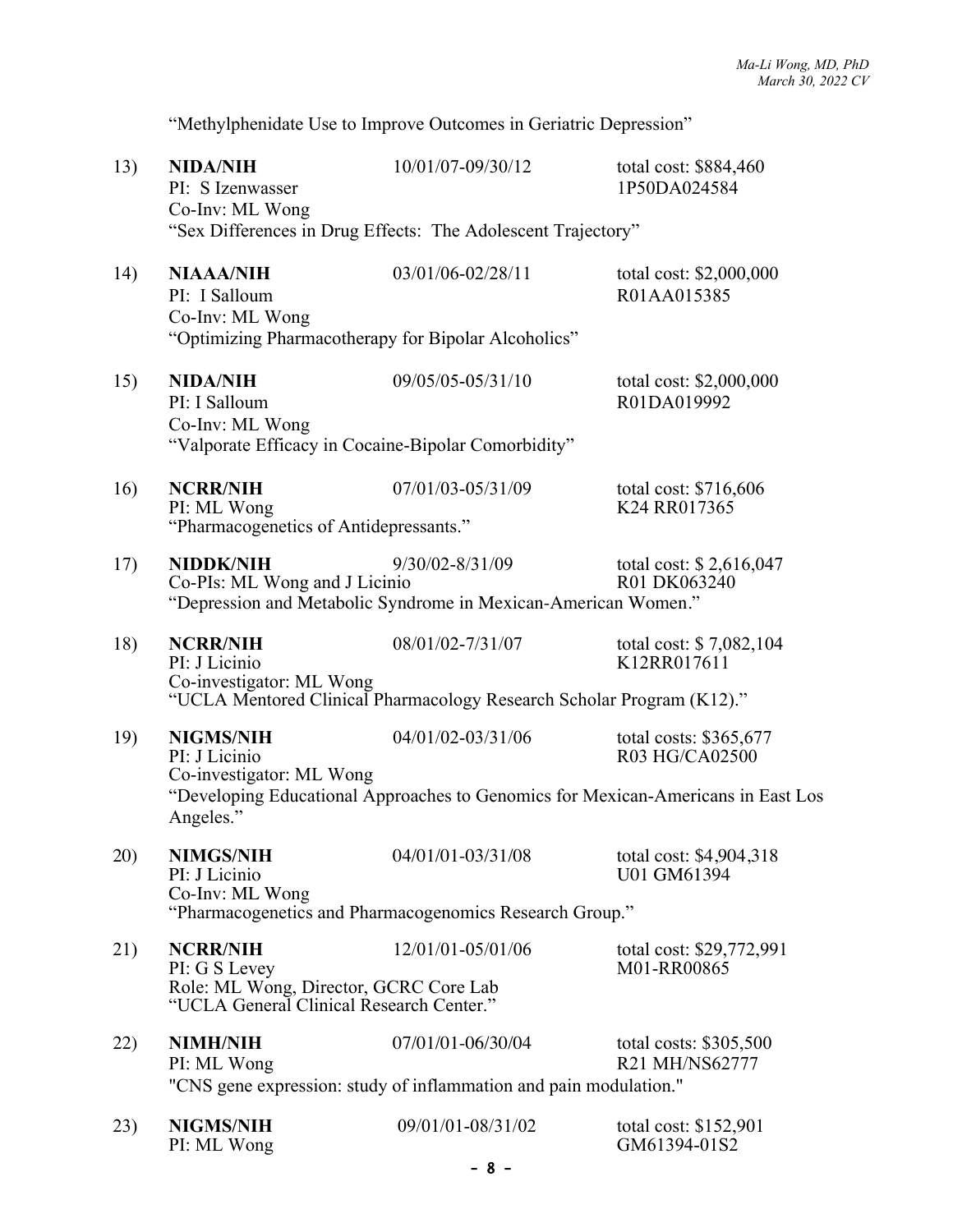"Methylphenidate Use to Improve Outcomes in Geriatric Depression"

13) **NIDA/NIH** 10/01/07-09/30/12 total cost: $884,460
PI: S Izenwasser 1P50DA024584
Co-Inv: ML Wong
"Sex Differences in Drug Effects: The Adolescent Trajectory"

14) **NIAAA/NIH** 03/01/06-02/28/11 total cost: $2,000,000
PI: I Salloum R01AA015385
Co-Inv: ML Wong
"Optimizing Pharmacotherapy for Bipolar Alcoholics"

15) **NIDA/NIH** 09/05/05-05/31/10 total cost: $2,000,000
PI: I Salloum R01DA019992
Co-Inv: ML Wong
"Valporate Efficacy in Cocaine-Bipolar Comorbidity"

16) **NCRR/NIH** 07/01/03-05/31/09 total cost: $716,606
PI: ML Wong K24 RR017365
"Pharmacogenetics of Antidepressants."

17) **NIDDK/NIH** 9/30/02-8/31/09 total cost: $ 2,616,047
Co-PIs: ML Wong and J Licinio R01 DK063240
"Depression and Metabolic Syndrome in Mexican-American Women."

18) **NCRR/NIH** 08/01/02-7/31/07 total cost: $ 7,082,104
PI: J Licinio K12RR017611
Co-investigator: ML Wong
"UCLA Mentored Clinical Pharmacology Research Scholar Program (K12)."

19) **NIGMS/NIH** 04/01/02-03/31/06 total costs: $365,677
PI: J Licinio R03 HG/CA02500
Co-investigator: ML Wong
"Developing Educational Approaches to Genomics for Mexican-Americans in East Los Angeles."

20) **NIMGS/NIH** 04/01/01-03/31/08 total cost: $4,904,318
PI: J Licinio U01 GM61394
Co-Inv: ML Wong
"Pharmacogenetics and Pharmacogenomics Research Group."

21) **NCRR/NIH** 12/01/01-05/01/06 total cost: $29,772,991
PI: G S Levey M01-RR00865
Role: ML Wong, Director, GCRC Core Lab
"UCLA General Clinical Research Center."

22) **NIMH/NIH** 07/01/01-06/30/04 total costs: $305,500
PI: ML Wong R21 MH/NS62777
"CNS gene expression: study of inflammation and pain modulation."

23) **NIGMS/NIH** 09/01/01-08/31/02 total cost: $152,901
PI: ML Wong GM61394-01S2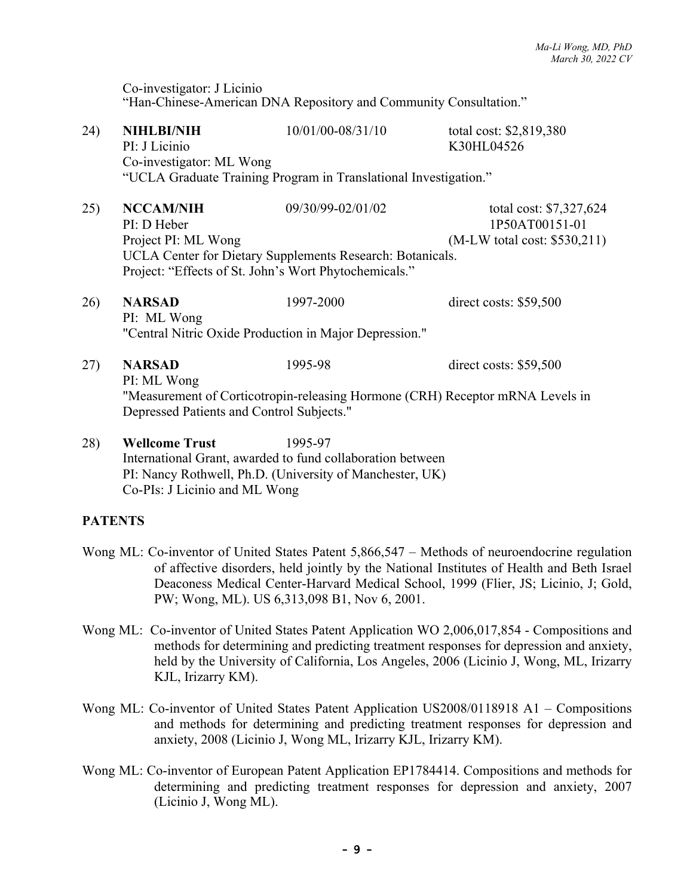Co-investigator: J Licinio
"Han-Chinese-American DNA Repository and Community Consultation."

24) **NIHLBI/NIH** 10/01/00-08/31/10 total cost: $2,819,380
PI: J Licinio K30HL04526
Co-investigator: ML Wong
"UCLA Graduate Training Program in Translational Investigation."

25) **NCCAM/NIH** 09/30/99-02/01/02 total cost: $7,327,624
PI: D Heber 1P50AT00151-01
Project PI: ML Wong (M-LW total cost: $530,211)
UCLA Center for Dietary Supplements Research: Botanicals.
Project: "Effects of St. John's Wort Phytochemicals."

26) **NARSAD** 1997-2000 direct costs: $59,500
PI: ML Wong
"Central Nitric Oxide Production in Major Depression."

27) **NARSAD** 1995-98 direct costs: $59,500
PI: ML Wong
"Measurement of Corticotropin-releasing Hormone (CRH) Receptor mRNA Levels in Depressed Patients and Control Subjects."

28) **Wellcome Trust** 1995-97
International Grant, awarded to fund collaboration between
PI: Nancy Rothwell, Ph.D. (University of Manchester, UK)
Co-PIs: J Licinio and ML Wong

## PATENTS

Wong ML: Co-inventor of United States Patent 5,866,547 – Methods of neuroendocrine regulation of affective disorders, held jointly by the National Institutes of Health and Beth Israel Deaconess Medical Center-Harvard Medical School, 1999 (Flier, JS; Licinio, J; Gold, PW; Wong, ML). US 6,313,098 B1, Nov 6, 2001.

Wong ML: Co-inventor of United States Patent Application WO 2,006,017,854 - Compositions and methods for determining and predicting treatment responses for depression and anxiety, held by the University of California, Los Angeles, 2006 (Licinio J, Wong, ML, Irizarry KJL, Irizarry KM).

Wong ML: Co-inventor of United States Patent Application US2008/0118918 A1 – Compositions and methods for determining and predicting treatment responses for depression and anxiety, 2008 (Licinio J, Wong ML, Irizarry KJL, Irizarry KM).

Wong ML: Co-inventor of European Patent Application EP1784414. Compositions and methods for determining and predicting treatment responses for depression and anxiety, 2007 (Licinio J, Wong ML).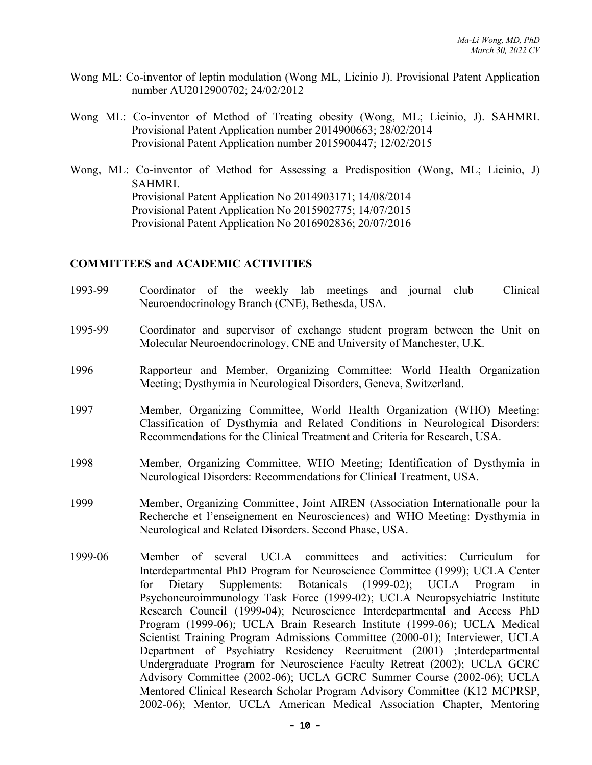Wong ML: Co-inventor of leptin modulation (Wong ML, Licinio J). Provisional Patent Application number AU2012900702; 24/02/2012

Wong ML: Co-inventor of Method of Treating obesity (Wong, ML; Licinio, J). SAHMRI.
Provisional Patent Application number 2014900663; 28/02/2014
Provisional Patent Application number 2015900447; 12/02/2015

Wong, ML: Co-inventor of Method for Assessing a Predisposition (Wong, ML; Licinio, J) SAHMRI.
Provisional Patent Application No 2014903171; 14/08/2014
Provisional Patent Application No 2015902775; 14/07/2015
Provisional Patent Application No 2016902836; 20/07/2016

## COMMITTEES and ACADEMIC ACTIVITIES

1993-99 Coordinator of the weekly lab meetings and journal club – Clinical Neuroendocrinology Branch (CNE), Bethesda, USA.

1995-99 Coordinator and supervisor of exchange student program between the Unit on Molecular Neuroendocrinology, CNE and University of Manchester, U.K.

1996 Rapporteur and Member, Organizing Committee: World Health Organization Meeting; Dysthymia in Neurological Disorders, Geneva, Switzerland.

1997 Member, Organizing Committee, World Health Organization (WHO) Meeting: Classification of Dysthymia and Related Conditions in Neurological Disorders: Recommendations for the Clinical Treatment and Criteria for Research, USA.

1998 Member, Organizing Committee, WHO Meeting; Identification of Dysthymia in Neurological Disorders: Recommendations for Clinical Treatment, USA.

1999 Member, Organizing Committee, Joint AIREN (Association Internationalle pour la Recherche et l'enseignement en Neurosciences) and WHO Meeting: Dysthymia in Neurological and Related Disorders. Second Phase, USA.

1999-06 Member of several UCLA committees and activities: Curriculum for Interdepartmental PhD Program for Neuroscience Committee (1999); UCLA Center for Dietary Supplements: Botanicals (1999-02); UCLA Program in Psychoneuroimmunology Task Force (1999-02); UCLA Neuropsychiatric Institute Research Council (1999-04); Neuroscience Interdepartmental and Access PhD Program (1999-06); UCLA Brain Research Institute (1999-06); UCLA Medical Scientist Training Program Admissions Committee (2000-01); Interviewer, UCLA Department of Psychiatry Residency Recruitment (2001) ;Interdepartmental Undergraduate Program for Neuroscience Faculty Retreat (2002); UCLA GCRC Advisory Committee (2002-06); UCLA GCRC Summer Course (2002-06); UCLA Mentored Clinical Research Scholar Program Advisory Committee (K12 MCPRSP, 2002-06); Mentor, UCLA American Medical Association Chapter, Mentoring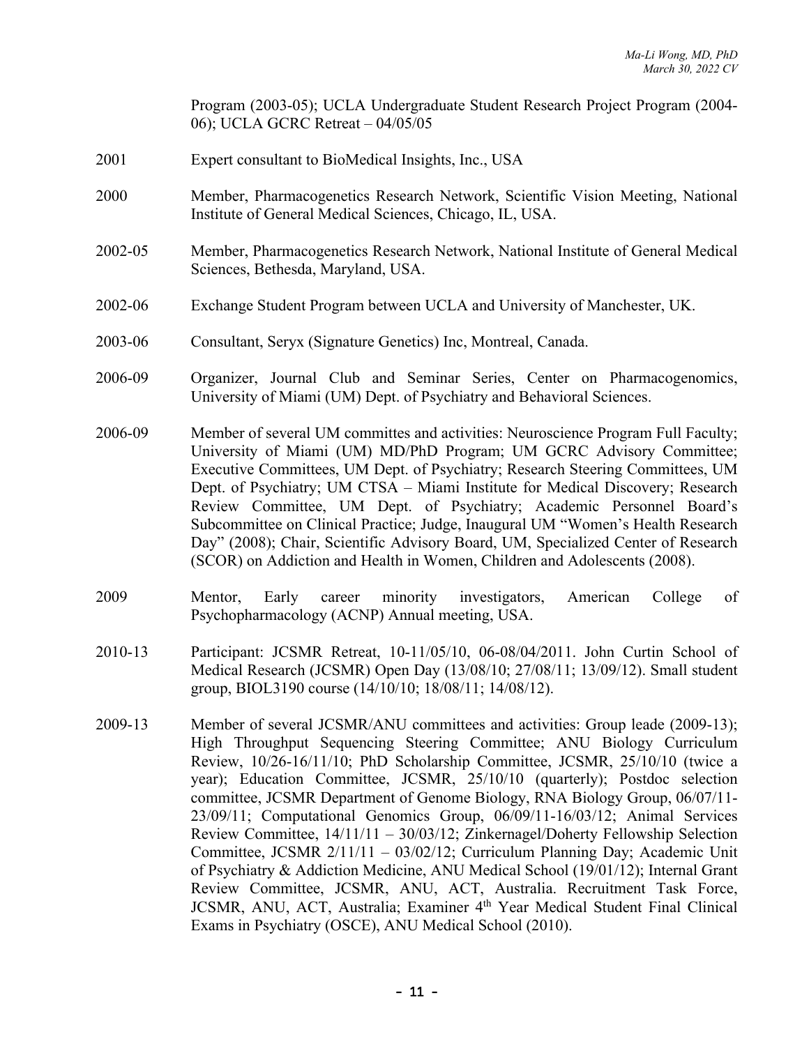Program (2003-05); UCLA Undergraduate Student Research Project Program (2004-06); UCLA GCRC Retreat – 04/05/05

2001 Expert consultant to BioMedical Insights, Inc., USA

2000 Member, Pharmacogenetics Research Network, Scientific Vision Meeting, National Institute of General Medical Sciences, Chicago, IL, USA.

2002-05 Member, Pharmacogenetics Research Network, National Institute of General Medical Sciences, Bethesda, Maryland, USA.

2002-06 Exchange Student Program between UCLA and University of Manchester, UK.

2003-06 Consultant, Seryx (Signature Genetics) Inc, Montreal, Canada.

2006-09 Organizer, Journal Club and Seminar Series, Center on Pharmacogenomics, University of Miami (UM) Dept. of Psychiatry and Behavioral Sciences.

2006-09 Member of several UM committes and activities: Neuroscience Program Full Faculty; University of Miami (UM) MD/PhD Program; UM GCRC Advisory Committee; Executive Committees, UM Dept. of Psychiatry; Research Steering Committees, UM Dept. of Psychiatry; UM CTSA – Miami Institute for Medical Discovery; Research Review Committee, UM Dept. of Psychiatry; Academic Personnel Board's Subcommittee on Clinical Practice; Judge, Inaugural UM "Women's Health Research Day" (2008); Chair, Scientific Advisory Board, UM, Specialized Center of Research (SCOR) on Addiction and Health in Women, Children and Adolescents (2008).

2009 Mentor, Early career minority investigators, American College of Psychopharmacology (ACNP) Annual meeting, USA.

2010-13 Participant: JCSMR Retreat, 10-11/05/10, 06-08/04/2011. John Curtin School of Medical Research (JCSMR) Open Day (13/08/10; 27/08/11; 13/09/12). Small student group, BIOL3190 course (14/10/10; 18/08/11; 14/08/12).

2009-13 Member of several JCSMR/ANU committees and activities: Group leade (2009-13); High Throughput Sequencing Steering Committee; ANU Biology Curriculum Review, 10/26-16/11/10; PhD Scholarship Committee, JCSMR, 25/10/10 (twice a year); Education Committee, JCSMR, 25/10/10 (quarterly); Postdoc selection committee, JCSMR Department of Genome Biology, RNA Biology Group, 06/07/11-23/09/11; Computational Genomics Group, 06/09/11-16/03/12; Animal Services Review Committee, 14/11/11 – 30/03/12; Zinkernagel/Doherty Fellowship Selection Committee, JCSMR 2/11/11 – 03/02/12; Curriculum Planning Day; Academic Unit of Psychiatry & Addiction Medicine, ANU Medical School (19/01/12); Internal Grant Review Committee, JCSMR, ANU, ACT, Australia. Recruitment Task Force, JCSMR, ANU, ACT, Australia; Examiner 4th Year Medical Student Final Clinical Exams in Psychiatry (OSCE), ANU Medical School (2010).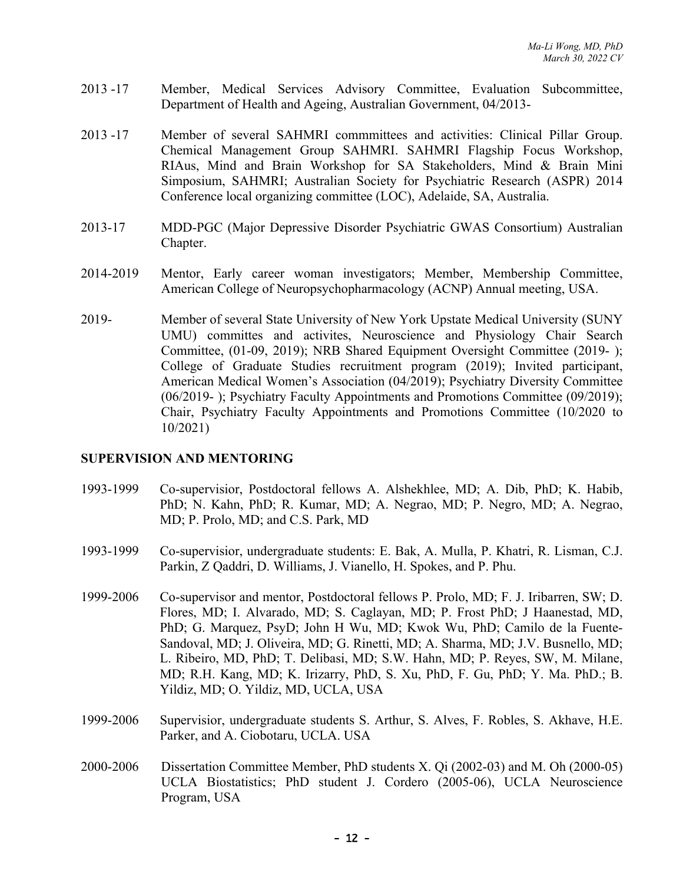2013 -17 Member, Medical Services Advisory Committee, Evaluation Subcommittee, Department of Health and Ageing, Australian Government, 04/2013-

2013 -17 Member of several SAHMRI commmittees and activities: Clinical Pillar Group. Chemical Management Group SAHMRI. SAHMRI Flagship Focus Workshop, RIAus, Mind and Brain Workshop for SA Stakeholders, Mind & Brain Mini Simposium, SAHMRI; Australian Society for Psychiatric Research (ASPR) 2014 Conference local organizing committee (LOC), Adelaide, SA, Australia.

2013-17 MDD-PGC (Major Depressive Disorder Psychiatric GWAS Consortium) Australian Chapter.

2014-2019 Mentor, Early career woman investigators; Member, Membership Committee, American College of Neuropsychopharmacology (ACNP) Annual meeting, USA.

2019- Member of several State University of New York Upstate Medical University (SUNY UMU) committes and activites, Neuroscience and Physiology Chair Search Committee, (01-09, 2019); NRB Shared Equipment Oversight Committee (2019- ); College of Graduate Studies recruitment program (2019); Invited participant, American Medical Women's Association (04/2019); Psychiatry Diversity Committee (06/2019- ); Psychiatry Faculty Appointments and Promotions Committee (09/2019); Chair, Psychiatry Faculty Appointments and Promotions Committee (10/2020 to 10/2021)

## SUPERVISION AND MENTORING

1993-1999 Co-supervisior, Postdoctoral fellows A. Alshekhlee, MD; A. Dib, PhD; K. Habib, PhD; N. Kahn, PhD; R. Kumar, MD; A. Negrao, MD; P. Negro, MD; A. Negrao, MD; P. Prolo, MD; and C.S. Park, MD

1993-1999 Co-supervisior, undergraduate students: E. Bak, A. Mulla, P. Khatri, R. Lisman, C.J. Parkin, Z Qaddri, D. Williams, J. Vianello, H. Spokes, and P. Phu.

1999-2006 Co-supervisor and mentor, Postdoctoral fellows P. Prolo, MD; F. J. Iribarren, SW; D. Flores, MD; I. Alvarado, MD; S. Caglayan, MD; P. Frost PhD; J Haanestad, MD, PhD; G. Marquez, PsyD; John H Wu, MD; Kwok Wu, PhD; Camilo de la Fuente-Sandoval, MD; J. Oliveira, MD; G. Rinetti, MD; A. Sharma, MD; J.V. Busnello, MD; L. Ribeiro, MD, PhD; T. Delibasi, MD; S.W. Hahn, MD; P. Reyes, SW, M. Milane, MD; R.H. Kang, MD; K. Irizarry, PhD, S. Xu, PhD, F. Gu, PhD; Y. Ma. PhD.; B. Yildiz, MD; O. Yildiz, MD, UCLA, USA

1999-2006 Supervisior, undergraduate students S. Arthur, S. Alves, F. Robles, S. Akhave, H.E. Parker, and A. Ciobotaru, UCLA. USA

2000-2006 Dissertation Committee Member, PhD students X. Qi (2002-03) and M. Oh (2000-05) UCLA Biostatistics; PhD student J. Cordero (2005-06), UCLA Neuroscience Program, USA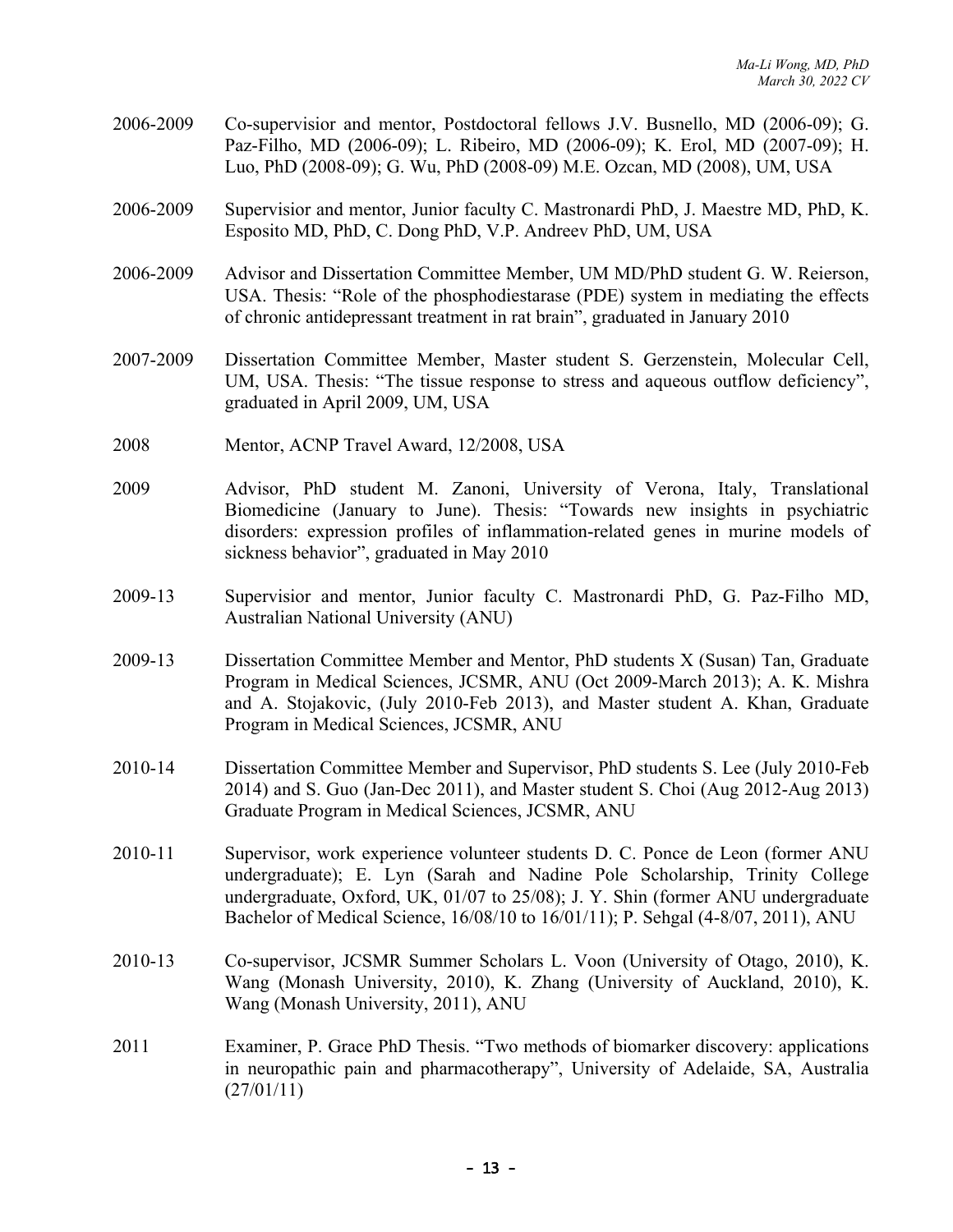2006-2009 Co-supervisior and mentor, Postdoctoral fellows J.V. Busnello, MD (2006-09); G. Paz-Filho, MD (2006-09); L. Ribeiro, MD (2006-09); K. Erol, MD (2007-09); H. Luo, PhD (2008-09); G. Wu, PhD (2008-09) M.E. Ozcan, MD (2008), UM, USA

2006-2009 Supervisior and mentor, Junior faculty C. Mastronardi PhD, J. Maestre MD, PhD, K. Esposito MD, PhD, C. Dong PhD, V.P. Andreev PhD, UM, USA

2006-2009 Advisor and Dissertation Committee Member, UM MD/PhD student G. W. Reierson, USA. Thesis: "Role of the phosphodiestarase (PDE) system in mediating the effects of chronic antidepressant treatment in rat brain", graduated in January 2010

2007-2009 Dissertation Committee Member, Master student S. Gerzenstein, Molecular Cell, UM, USA. Thesis: "The tissue response to stress and aqueous outflow deficiency", graduated in April 2009, UM, USA

2008 Mentor, ACNP Travel Award, 12/2008, USA

2009 Advisor, PhD student M. Zanoni, University of Verona, Italy, Translational Biomedicine (January to June). Thesis: "Towards new insights in psychiatric disorders: expression profiles of inflammation-related genes in murine models of sickness behavior", graduated in May 2010

2009-13 Supervisior and mentor, Junior faculty C. Mastronardi PhD, G. Paz-Filho MD, Australian National University (ANU)

2009-13 Dissertation Committee Member and Mentor, PhD students X (Susan) Tan, Graduate Program in Medical Sciences, JCSMR, ANU (Oct 2009-March 2013); A. K. Mishra and A. Stojakovic, (July 2010-Feb 2013), and Master student A. Khan, Graduate Program in Medical Sciences, JCSMR, ANU

2010-14 Dissertation Committee Member and Supervisor, PhD students S. Lee (July 2010-Feb 2014) and S. Guo (Jan-Dec 2011), and Master student S. Choi (Aug 2012-Aug 2013) Graduate Program in Medical Sciences, JCSMR, ANU

2010-11 Supervisor, work experience volunteer students D. C. Ponce de Leon (former ANU undergraduate); E. Lyn (Sarah and Nadine Pole Scholarship, Trinity College undergraduate, Oxford, UK, 01/07 to 25/08); J. Y. Shin (former ANU undergraduate Bachelor of Medical Science, 16/08/10 to 16/01/11); P. Sehgal (4-8/07, 2011), ANU

2010-13 Co-supervisor, JCSMR Summer Scholars L. Voon (University of Otago, 2010), K. Wang (Monash University, 2010), K. Zhang (University of Auckland, 2010), K. Wang (Monash University, 2011), ANU

2011 Examiner, P. Grace PhD Thesis. "Two methods of biomarker discovery: applications in neuropathic pain and pharmacotherapy", University of Adelaide, SA, Australia (27/01/11)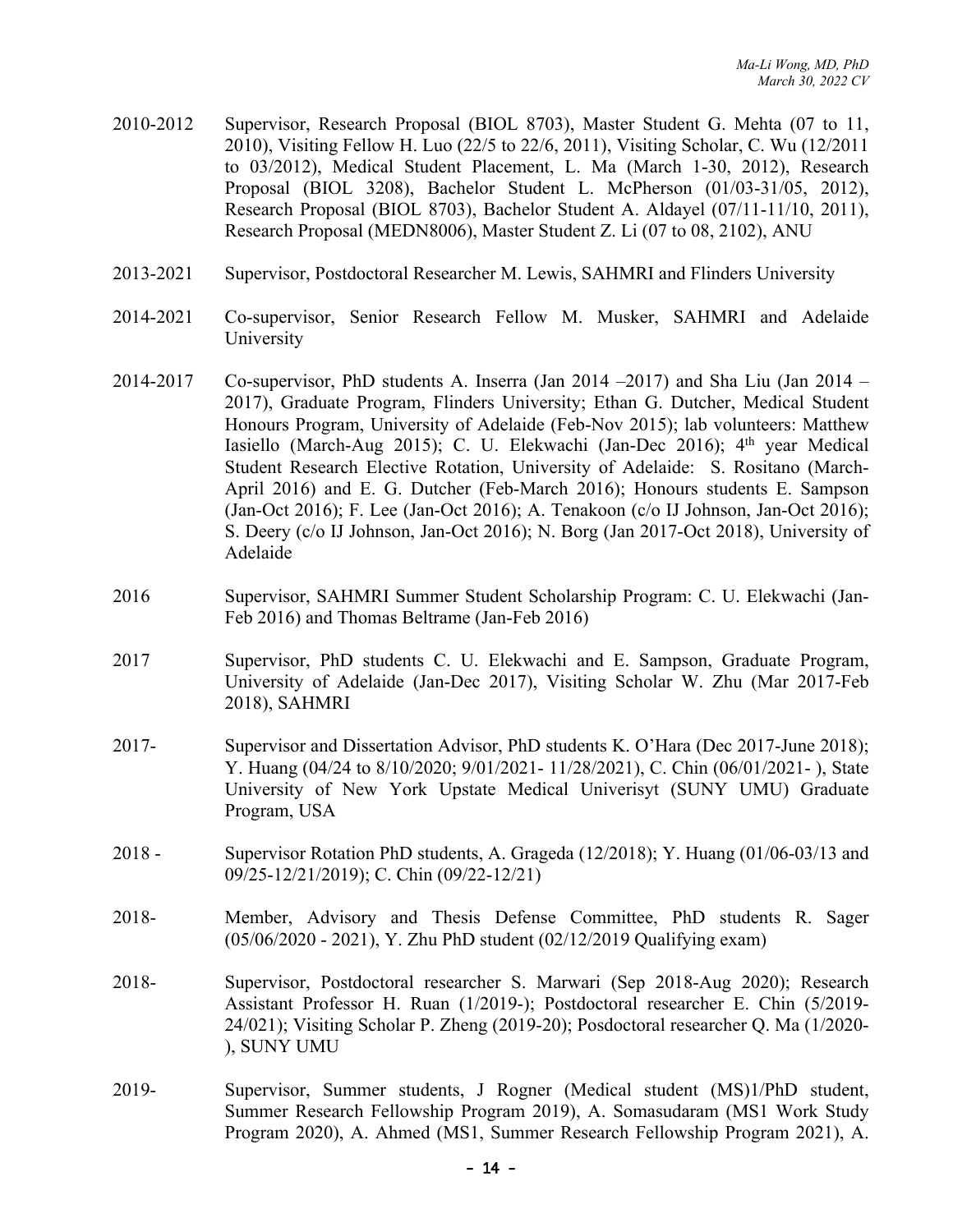2010-2012 Supervisor, Research Proposal (BIOL 8703), Master Student G. Mehta (07 to 11, 2010), Visiting Fellow H. Luo (22/5 to 22/6, 2011), Visiting Scholar, C. Wu (12/2011 to 03/2012), Medical Student Placement, L. Ma (March 1-30, 2012), Research Proposal (BIOL 3208), Bachelor Student L. McPherson (01/03-31/05, 2012), Research Proposal (BIOL 8703), Bachelor Student A. Aldayel (07/11-11/10, 2011), Research Proposal (MEDN8006), Master Student Z. Li (07 to 08, 2102), ANU

2013-2021 Supervisor, Postdoctoral Researcher M. Lewis, SAHMRI and Flinders University

2014-2021 Co-supervisor, Senior Research Fellow M. Musker, SAHMRI and Adelaide University

2014-2017 Co-supervisor, PhD students A. Inserra (Jan 2014 –2017) and Sha Liu (Jan 2014 – 2017), Graduate Program, Flinders University; Ethan G. Dutcher, Medical Student Honours Program, University of Adelaide (Feb-Nov 2015); lab volunteers: Matthew Iasiello (March-Aug 2015); C. U. Elekwachi (Jan-Dec 2016); 4th year Medical Student Research Elective Rotation, University of Adelaide: S. Rositano (March-April 2016) and E. G. Dutcher (Feb-March 2016); Honours students E. Sampson (Jan-Oct 2016); F. Lee (Jan-Oct 2016); A. Tenakoon (c/o IJ Johnson, Jan-Oct 2016); S. Deery (c/o IJ Johnson, Jan-Oct 2016); N. Borg (Jan 2017-Oct 2018), University of Adelaide

2016 Supervisor, SAHMRI Summer Student Scholarship Program: C. U. Elekwachi (Jan-Feb 2016) and Thomas Beltrame (Jan-Feb 2016)

2017 Supervisor, PhD students C. U. Elekwachi and E. Sampson, Graduate Program, University of Adelaide (Jan-Dec 2017), Visiting Scholar W. Zhu (Mar 2017-Feb 2018), SAHMRI

2017- Supervisor and Dissertation Advisor, PhD students K. O'Hara (Dec 2017-June 2018); Y. Huang (04/24 to 8/10/2020; 9/01/2021- 11/28/2021), C. Chin (06/01/2021- ), State University of New York Upstate Medical Univerisyt (SUNY UMU) Graduate Program, USA

2018 - Supervisor Rotation PhD students, A. Grageda (12/2018); Y. Huang (01/06-03/13 and 09/25-12/21/2019); C. Chin (09/22-12/21)

2018- Member, Advisory and Thesis Defense Committee, PhD students R. Sager (05/06/2020 - 2021), Y. Zhu PhD student (02/12/2019 Qualifying exam)

2018- Supervisor, Postdoctoral researcher S. Marwari (Sep 2018-Aug 2020); Research Assistant Professor H. Ruan (1/2019-); Postdoctoral researcher E. Chin (5/2019-24/021); Visiting Scholar P. Zheng (2019-20); Posdoctoral researcher Q. Ma (1/2020- ), SUNY UMU

2019- Supervisor, Summer students, J Rogner (Medical student (MS)1/PhD student, Summer Research Fellowship Program 2019), A. Somasudaram (MS1 Work Study Program 2020), A. Ahmed (MS1, Summer Research Fellowship Program 2021), A.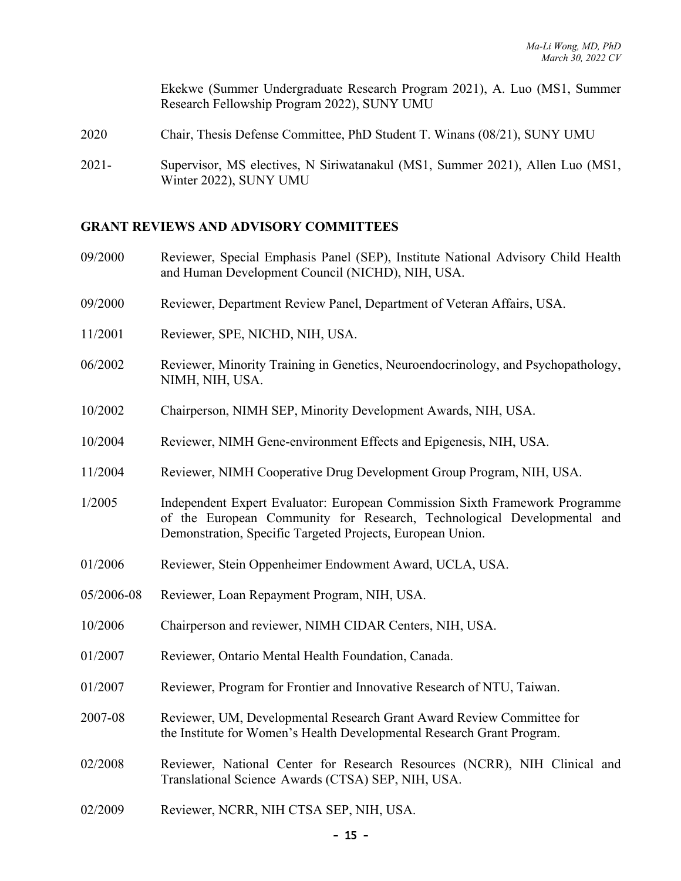Ekekwe (Summer Undergraduate Research Program 2021), A. Luo (MS1, Summer Research Fellowship Program 2022), SUNY UMU

2020 Chair, Thesis Defense Committee, PhD Student T. Winans (08/21), SUNY UMU

2021- Supervisor, MS electives, N Siriwatanakul (MS1, Summer 2021), Allen Luo (MS1, Winter 2022), SUNY UMU

## GRANT REVIEWS AND ADVISORY COMMITTEES

09/2000 Reviewer, Special Emphasis Panel (SEP), Institute National Advisory Child Health and Human Development Council (NICHD), NIH, USA.

09/2000 Reviewer, Department Review Panel, Department of Veteran Affairs, USA.

11/2001 Reviewer, SPE, NICHD, NIH, USA.

06/2002 Reviewer, Minority Training in Genetics, Neuroendocrinology, and Psychopathology, NIMH, NIH, USA.

10/2002 Chairperson, NIMH SEP, Minority Development Awards, NIH, USA.

10/2004 Reviewer, NIMH Gene-environment Effects and Epigenesis, NIH, USA.

11/2004 Reviewer, NIMH Cooperative Drug Development Group Program, NIH, USA.

1/2005 Independent Expert Evaluator: European Commission Sixth Framework Programme of the European Community for Research, Technological Developmental and Demonstration, Specific Targeted Projects, European Union.

01/2006 Reviewer, Stein Oppenheimer Endowment Award, UCLA, USA.

05/2006-08 Reviewer, Loan Repayment Program, NIH, USA.

10/2006 Chairperson and reviewer, NIMH CIDAR Centers, NIH, USA.

01/2007 Reviewer, Ontario Mental Health Foundation, Canada.

01/2007 Reviewer, Program for Frontier and Innovative Research of NTU, Taiwan.

2007-08 Reviewer, UM, Developmental Research Grant Award Review Committee for the Institute for Women's Health Developmental Research Grant Program.

02/2008 Reviewer, National Center for Research Resources (NCRR), NIH Clinical and Translational Science Awards (CTSA) SEP, NIH, USA.

02/2009 Reviewer, NCRR, NIH CTSA SEP, NIH, USA.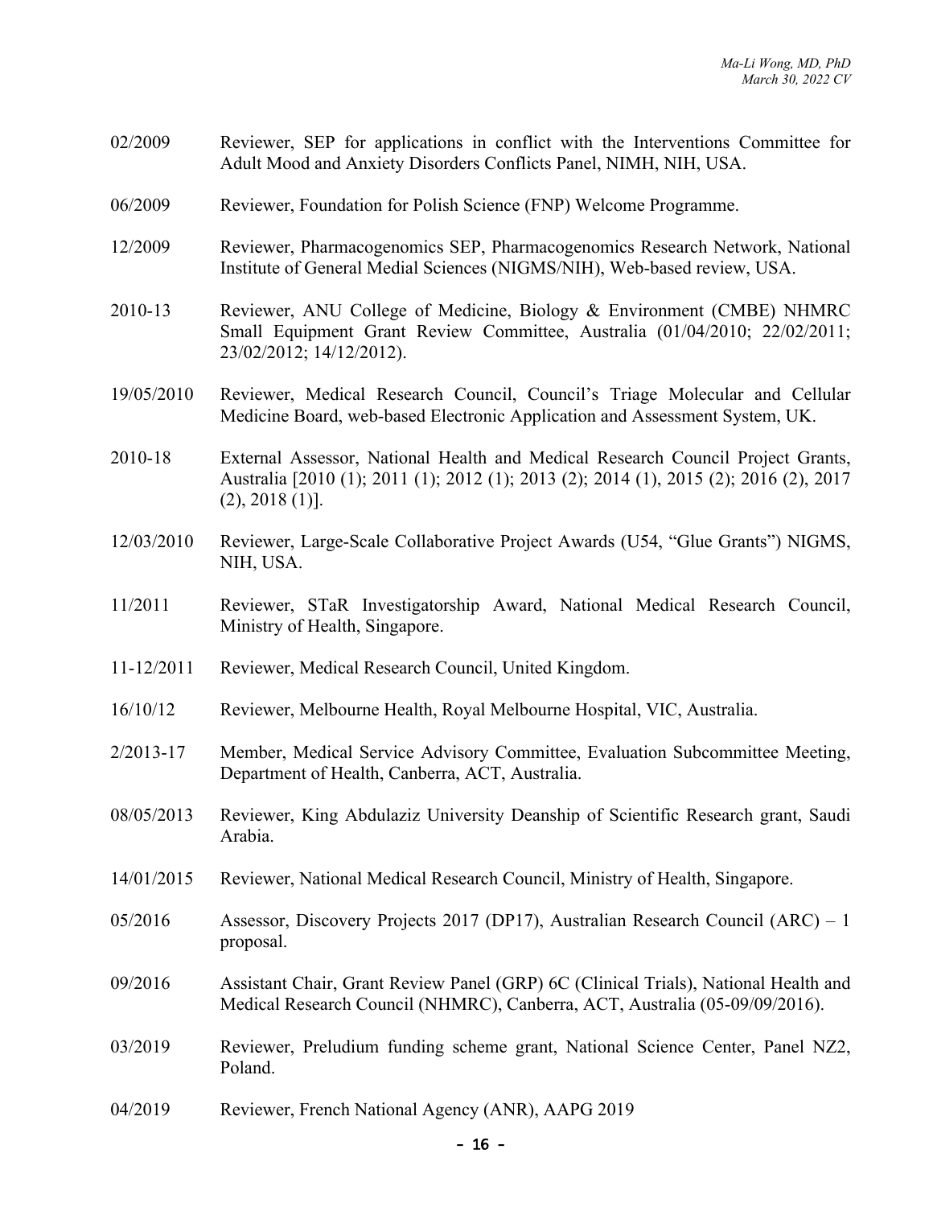02/2009 Reviewer, SEP for applications in conflict with the Interventions Committee for Adult Mood and Anxiety Disorders Conflicts Panel, NIMH, NIH, USA.

06/2009 Reviewer, Foundation for Polish Science (FNP) Welcome Programme.

12/2009 Reviewer, Pharmacogenomics SEP, Pharmacogenomics Research Network, National Institute of General Medial Sciences (NIGMS/NIH), Web-based review, USA.

2010-13 Reviewer, ANU College of Medicine, Biology & Environment (CMBE) NHMRC Small Equipment Grant Review Committee, Australia (01/04/2010; 22/02/2011; 23/02/2012; 14/12/2012).

19/05/2010 Reviewer, Medical Research Council, Council's Triage Molecular and Cellular Medicine Board, web-based Electronic Application and Assessment System, UK.

2010-18 External Assessor, National Health and Medical Research Council Project Grants, Australia [2010 (1); 2011 (1); 2012 (1); 2013 (2); 2014 (1), 2015 (2); 2016 (2), 2017 (2), 2018 (1)].

12/03/2010 Reviewer, Large-Scale Collaborative Project Awards (U54, "Glue Grants") NIGMS, NIH, USA.

11/2011 Reviewer, STaR Investigatorship Award, National Medical Research Council, Ministry of Health, Singapore.

11-12/2011 Reviewer, Medical Research Council, United Kingdom.

16/10/12 Reviewer, Melbourne Health, Royal Melbourne Hospital, VIC, Australia.

2/2013-17 Member, Medical Service Advisory Committee, Evaluation Subcommittee Meeting, Department of Health, Canberra, ACT, Australia.

08/05/2013 Reviewer, King Abdulaziz University Deanship of Scientific Research grant, Saudi Arabia.

14/01/2015 Reviewer, National Medical Research Council, Ministry of Health, Singapore.

05/2016 Assessor, Discovery Projects 2017 (DP17), Australian Research Council (ARC) – 1 proposal.

09/2016 Assistant Chair, Grant Review Panel (GRP) 6C (Clinical Trials), National Health and Medical Research Council (NHMRC), Canberra, ACT, Australia (05-09/09/2016).

03/2019 Reviewer, Preludium funding scheme grant, National Science Center, Panel NZ2, Poland.

04/2019 Reviewer, French National Agency (ANR), AAPG 2019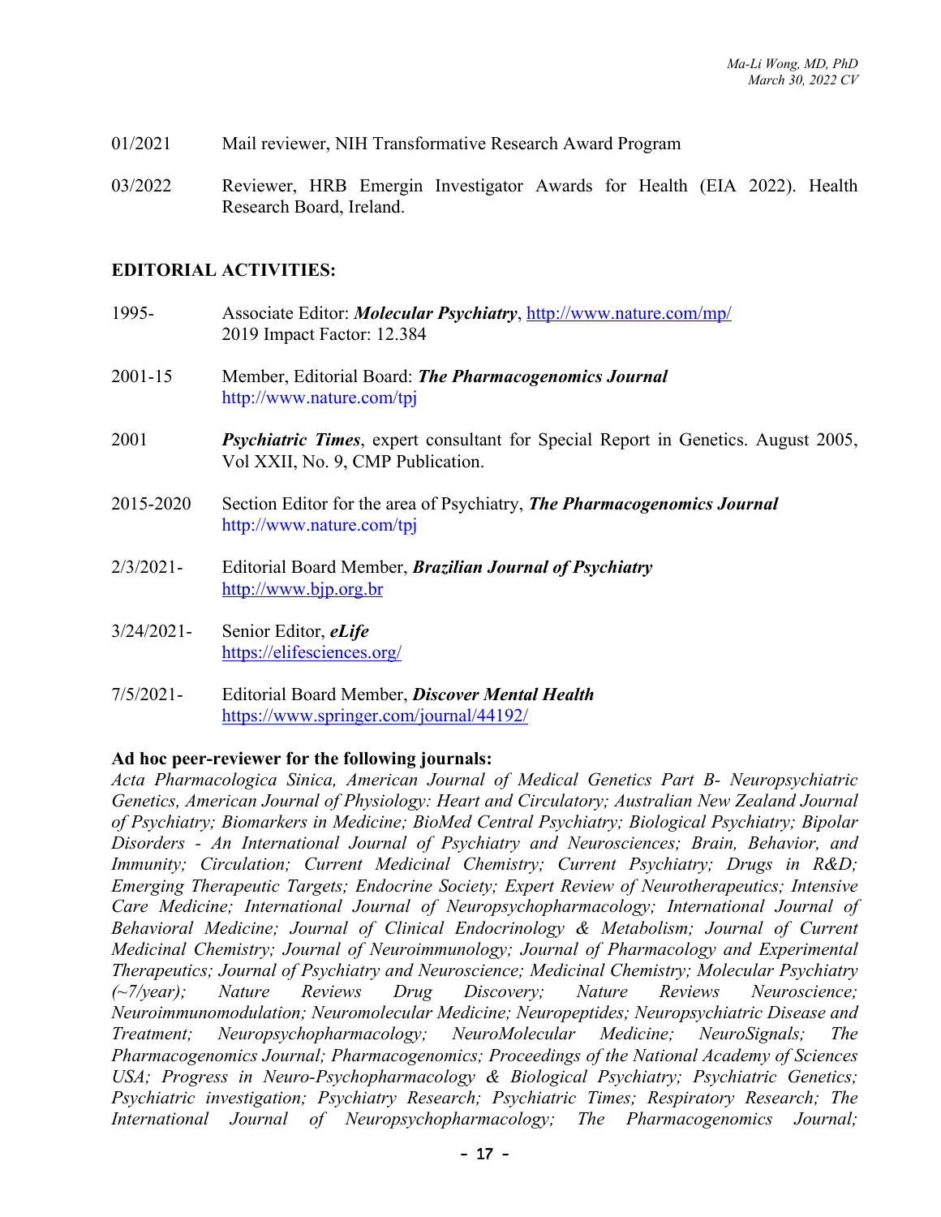01/2021 Mail reviewer, NIH Transformative Research Award Program

03/2022 Reviewer, HRB Emergin Investigator Awards for Health (EIA 2022). Health Research Board, Ireland.

**EDITORIAL ACTIVITIES:**

1995- Associate Editor: ***Molecular Psychiatry***, http://www.nature.com/mp/
2019 Impact Factor: 12.384

2001-15 Member, Editorial Board: ***The Pharmacogenomics Journal***
http://www.nature.com/tpj

2001 ***Psychiatric Times***, expert consultant for Special Report in Genetics. August 2005, Vol XXII, No. 9, CMP Publication.

2015-2020 Section Editor for the area of Psychiatry, ***The Pharmacogenomics Journal***
http://www.nature.com/tpj

2/3/2021- Editorial Board Member, ***Brazilian Journal of Psychiatry***
http://www.bjp.org.br

3/24/2021- Senior Editor, ***eLife***
https://elifesciences.org/

7/5/2021- Editorial Board Member, ***Discover Mental Health***
https://www.springer.com/journal/44192/

**Ad hoc peer-reviewer for the following journals:**
*Acta Pharmacologica Sinica, American Journal of Medical Genetics Part B- Neuropsychiatric Genetics, American Journal of Physiology: Heart and Circulatory; Australian New Zealand Journal of Psychiatry; Biomarkers in Medicine; BioMed Central Psychiatry; Biological Psychiatry; Bipolar Disorders - An International Journal of Psychiatry and Neurosciences; Brain, Behavior, and Immunity; Circulation; Current Medicinal Chemistry; Current Psychiatry; Drugs in R&D; Emerging Therapeutic Targets; Endocrine Society; Expert Review of Neurotherapeutics; Intensive Care Medicine; International Journal of Neuropsychopharmacology; International Journal of Behavioral Medicine; Journal of Clinical Endocrinology & Metabolism; Journal of Current Medicinal Chemistry; Journal of Neuroimmunology; Journal of Pharmacology and Experimental Therapeutics; Journal of Psychiatry and Neuroscience; Medicinal Chemistry; Molecular Psychiatry (~7/year); Nature Reviews Drug Discovery; Nature Reviews Neuroscience; Neuroimmunomodulation; Neuromolecular Medicine; Neuropeptides; Neuropsychiatric Disease and Treatment; Neuropsychopharmacology; NeuroMolecular Medicine; NeuroSignals; The Pharmacogenomics Journal; Pharmacogenomics; Proceedings of the National Academy of Sciences USA; Progress in Neuro-Psychopharmacology & Biological Psychiatry; Psychiatric Genetics; Psychiatric investigation; Psychiatry Research; Psychiatric Times; Respiratory Research; The International Journal of Neuropsychopharmacology; The Pharmacogenomics Journal;*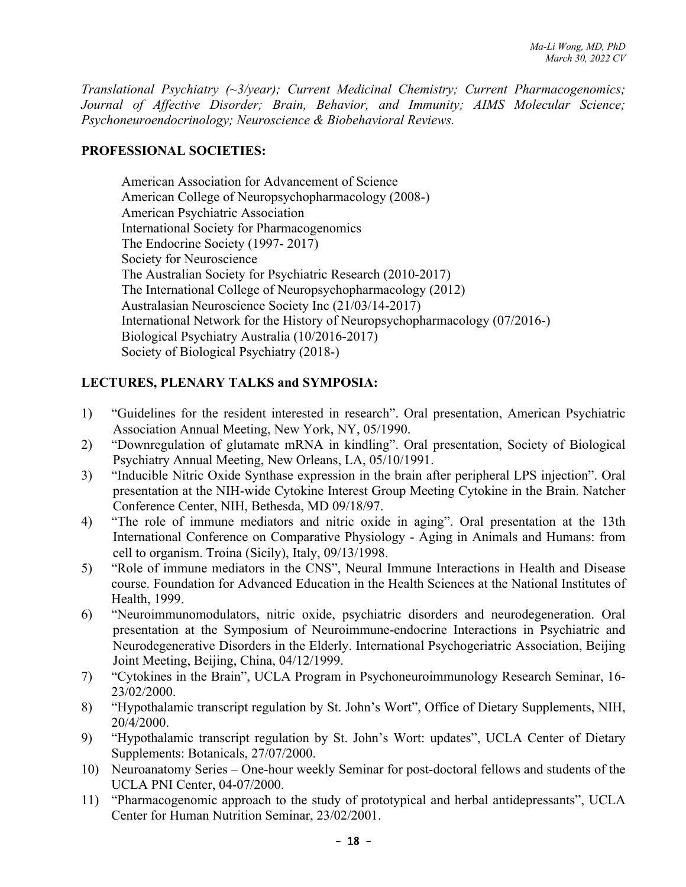*Translational Psychiatry (~3/year); Current Medicinal Chemistry; Current Pharmacogenomics; Journal of Affective Disorder; Brain, Behavior, and Immunity; AIMS Molecular Science; Psychoneuroendocrinology; Neuroscience & Biobehavioral Reviews.*

## PROFESSIONAL SOCIETIES:

American Association for Advancement of Science
American College of Neuropsychopharmacology (2008-)
American Psychiatric Association
International Society for Pharmacogenomics
The Endocrine Society (1997- 2017)
Society for Neuroscience
The Australian Society for Psychiatric Research (2010-2017)
The International College of Neuropsychopharmacology (2012)
Australasian Neuroscience Society Inc (21/03/14-2017)
International Network for the History of Neuropsychopharmacology (07/2016-)
Biological Psychiatry Australia (10/2016-2017)
Society of Biological Psychiatry (2018-)

## LECTURES, PLENARY TALKS and SYMPOSIA:

1) "Guidelines for the resident interested in research". Oral presentation, American Psychiatric Association Annual Meeting, New York, NY, 05/1990.
2) "Downregulation of glutamate mRNA in kindling". Oral presentation, Society of Biological Psychiatry Annual Meeting, New Orleans, LA, 05/10/1991.
3) "Inducible Nitric Oxide Synthase expression in the brain after peripheral LPS injection". Oral presentation at the NIH-wide Cytokine Interest Group Meeting Cytokine in the Brain. Natcher Conference Center, NIH, Bethesda, MD 09/18/97.
4) "The role of immune mediators and nitric oxide in aging". Oral presentation at the 13th International Conference on Comparative Physiology - Aging in Animals and Humans: from cell to organism. Troina (Sicily), Italy, 09/13/1998.
5) "Role of immune mediators in the CNS", Neural Immune Interactions in Health and Disease course. Foundation for Advanced Education in the Health Sciences at the National Institutes of Health, 1999.
6) "Neuroimmunomodulators, nitric oxide, psychiatric disorders and neurodegeneration. Oral presentation at the Symposium of Neuroimmune-endocrine Interactions in Psychiatric and Neurodegenerative Disorders in the Elderly. International Psychogeriatric Association, Beijing Joint Meeting, Beijing, China, 04/12/1999.
7) "Cytokines in the Brain", UCLA Program in Psychoneuroimmunology Research Seminar, 16-23/02/2000.
8) "Hypothalamic transcript regulation by St. John's Wort", Office of Dietary Supplements, NIH, 20/4/2000.
9) "Hypothalamic transcript regulation by St. John's Wort: updates", UCLA Center of Dietary Supplements: Botanicals, 27/07/2000.
10) Neuroanatomy Series – One-hour weekly Seminar for post-doctoral fellows and students of the UCLA PNI Center, 04-07/2000.
11) "Pharmacogenomic approach to the study of prototypical and herbal antidepressants", UCLA Center for Human Nutrition Seminar, 23/02/2001.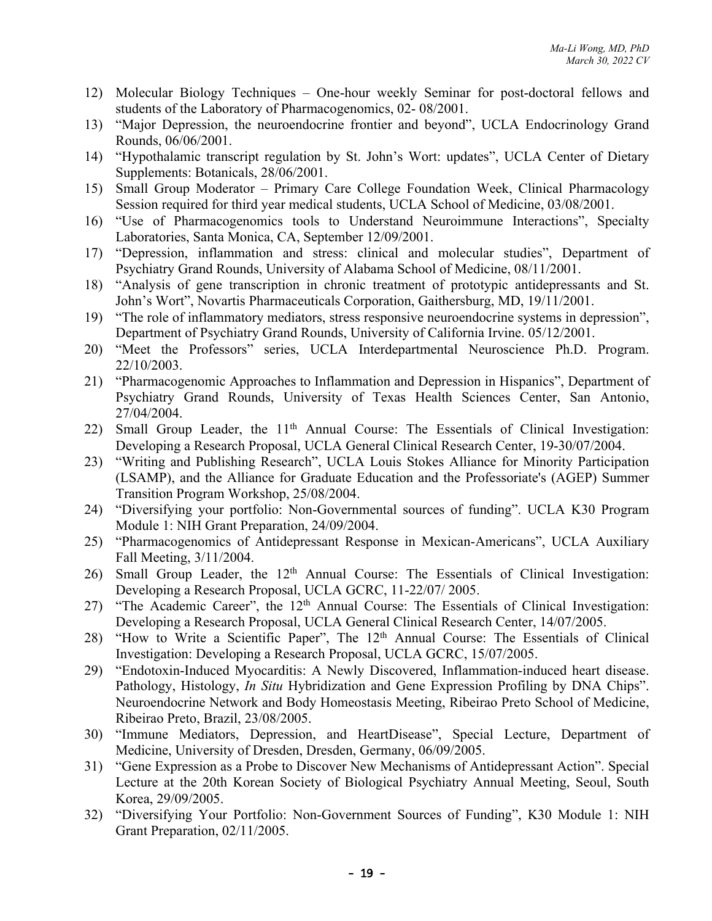12) Molecular Biology Techniques – One-hour weekly Seminar for post-doctoral fellows and students of the Laboratory of Pharmacogenomics, 02- 08/2001.
13) "Major Depression, the neuroendocrine frontier and beyond", UCLA Endocrinology Grand Rounds, 06/06/2001.
14) "Hypothalamic transcript regulation by St. John's Wort: updates", UCLA Center of Dietary Supplements: Botanicals, 28/06/2001.
15) Small Group Moderator – Primary Care College Foundation Week, Clinical Pharmacology Session required for third year medical students, UCLA School of Medicine, 03/08/2001.
16) "Use of Pharmacogenomics tools to Understand Neuroimmune Interactions", Specialty Laboratories, Santa Monica, CA, September 12/09/2001.
17) "Depression, inflammation and stress: clinical and molecular studies", Department of Psychiatry Grand Rounds, University of Alabama School of Medicine, 08/11/2001.
18) "Analysis of gene transcription in chronic treatment of prototypic antidepressants and St. John's Wort", Novartis Pharmaceuticals Corporation, Gaithersburg, MD, 19/11/2001.
19) "The role of inflammatory mediators, stress responsive neuroendocrine systems in depression", Department of Psychiatry Grand Rounds, University of California Irvine. 05/12/2001.
20) "Meet the Professors" series, UCLA Interdepartmental Neuroscience Ph.D. Program. 22/10/2003.
21) "Pharmacogenomic Approaches to Inflammation and Depression in Hispanics", Department of Psychiatry Grand Rounds, University of Texas Health Sciences Center, San Antonio, 27/04/2004.
22) Small Group Leader, the 11th Annual Course: The Essentials of Clinical Investigation: Developing a Research Proposal, UCLA General Clinical Research Center, 19-30/07/2004.
23) "Writing and Publishing Research", UCLA Louis Stokes Alliance for Minority Participation (LSAMP), and the Alliance for Graduate Education and the Professoriate's (AGEP) Summer Transition Program Workshop, 25/08/2004.
24) "Diversifying your portfolio: Non-Governmental sources of funding". UCLA K30 Program Module 1: NIH Grant Preparation, 24/09/2004.
25) "Pharmacogenomics of Antidepressant Response in Mexican-Americans", UCLA Auxiliary Fall Meeting, 3/11/2004.
26) Small Group Leader, the 12th Annual Course: The Essentials of Clinical Investigation: Developing a Research Proposal, UCLA GCRC, 11-22/07/ 2005.
27) "The Academic Career", the 12th Annual Course: The Essentials of Clinical Investigation: Developing a Research Proposal, UCLA General Clinical Research Center, 14/07/2005.
28) "How to Write a Scientific Paper", The 12th Annual Course: The Essentials of Clinical Investigation: Developing a Research Proposal, UCLA GCRC, 15/07/2005.
29) "Endotoxin-Induced Myocarditis: A Newly Discovered, Inflammation-induced heart disease. Pathology, Histology, *In Situ* Hybridization and Gene Expression Profiling by DNA Chips". Neuroendocrine Network and Body Homeostasis Meeting, Ribeirao Preto School of Medicine, Ribeirao Preto, Brazil, 23/08/2005.
30) "Immune Mediators, Depression, and HeartDisease", Special Lecture, Department of Medicine, University of Dresden, Dresden, Germany, 06/09/2005.
31) "Gene Expression as a Probe to Discover New Mechanisms of Antidepressant Action". Special Lecture at the 20th Korean Society of Biological Psychiatry Annual Meeting, Seoul, South Korea, 29/09/2005.
32) "Diversifying Your Portfolio: Non-Government Sources of Funding", K30 Module 1: NIH Grant Preparation, 02/11/2005.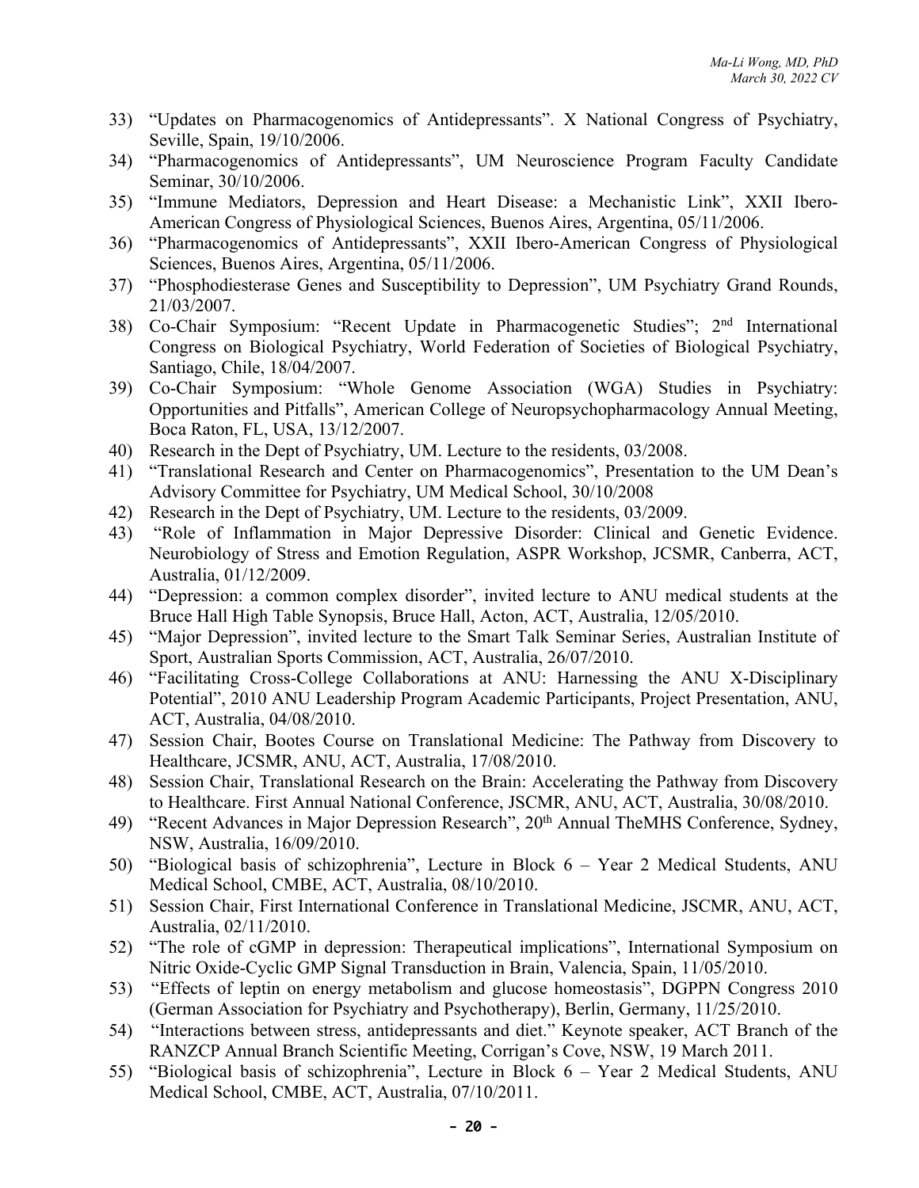33) "Updates on Pharmacogenomics of Antidepressants". X National Congress of Psychiatry, Seville, Spain, 19/10/2006.
34) "Pharmacogenomics of Antidepressants", UM Neuroscience Program Faculty Candidate Seminar, 30/10/2006.
35) "Immune Mediators, Depression and Heart Disease: a Mechanistic Link", XXII Ibero-American Congress of Physiological Sciences, Buenos Aires, Argentina, 05/11/2006.
36) "Pharmacogenomics of Antidepressants", XXII Ibero-American Congress of Physiological Sciences, Buenos Aires, Argentina, 05/11/2006.
37) "Phosphodiesterase Genes and Susceptibility to Depression", UM Psychiatry Grand Rounds, 21/03/2007.
38) Co-Chair Symposium: "Recent Update in Pharmacogenetic Studies"; 2nd International Congress on Biological Psychiatry, World Federation of Societies of Biological Psychiatry, Santiago, Chile, 18/04/2007.
39) Co-Chair Symposium: "Whole Genome Association (WGA) Studies in Psychiatry: Opportunities and Pitfalls", American College of Neuropsychopharmacology Annual Meeting, Boca Raton, FL, USA, 13/12/2007.
40) Research in the Dept of Psychiatry, UM. Lecture to the residents, 03/2008.
41) "Translational Research and Center on Pharmacogenomics", Presentation to the UM Dean's Advisory Committee for Psychiatry, UM Medical School, 30/10/2008
42) Research in the Dept of Psychiatry, UM. Lecture to the residents, 03/2009.
43) "Role of Inflammation in Major Depressive Disorder: Clinical and Genetic Evidence. Neurobiology of Stress and Emotion Regulation, ASPR Workshop, JCSMR, Canberra, ACT, Australia, 01/12/2009.
44) "Depression: a common complex disorder", invited lecture to ANU medical students at the Bruce Hall High Table Synopsis, Bruce Hall, Acton, ACT, Australia, 12/05/2010.
45) "Major Depression", invited lecture to the Smart Talk Seminar Series, Australian Institute of Sport, Australian Sports Commission, ACT, Australia, 26/07/2010.
46) "Facilitating Cross-College Collaborations at ANU: Harnessing the ANU X-Disciplinary Potential", 2010 ANU Leadership Program Academic Participants, Project Presentation, ANU, ACT, Australia, 04/08/2010.
47) Session Chair, Bootes Course on Translational Medicine: The Pathway from Discovery to Healthcare, JCSMR, ANU, ACT, Australia, 17/08/2010.
48) Session Chair, Translational Research on the Brain: Accelerating the Pathway from Discovery to Healthcare. First Annual National Conference, JSCMR, ANU, ACT, Australia, 30/08/2010.
49) "Recent Advances in Major Depression Research", 20th Annual TheMHS Conference, Sydney, NSW, Australia, 16/09/2010.
50) "Biological basis of schizophrenia", Lecture in Block 6 – Year 2 Medical Students, ANU Medical School, CMBE, ACT, Australia, 08/10/2010.
51) Session Chair, First International Conference in Translational Medicine, JSCMR, ANU, ACT, Australia, 02/11/2010.
52) "The role of cGMP in depression: Therapeutical implications", International Symposium on Nitric Oxide-Cyclic GMP Signal Transduction in Brain, Valencia, Spain, 11/05/2010.
53) "Effects of leptin on energy metabolism and glucose homeostasis", DGPPN Congress 2010 (German Association for Psychiatry and Psychotherapy), Berlin, Germany, 11/25/2010.
54) "Interactions between stress, antidepressants and diet." Keynote speaker, ACT Branch of the RANZCP Annual Branch Scientific Meeting, Corrigan's Cove, NSW, 19 March 2011.
55) "Biological basis of schizophrenia", Lecture in Block 6 – Year 2 Medical Students, ANU Medical School, CMBE, ACT, Australia, 07/10/2011.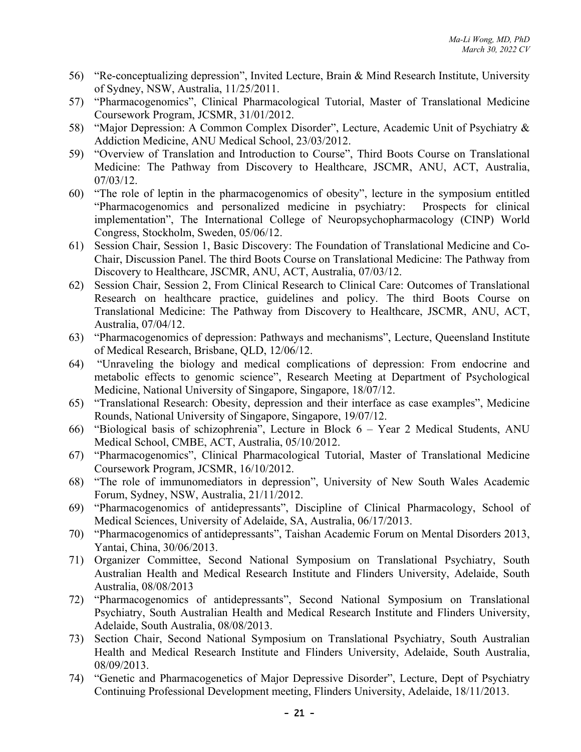56) "Re-conceptualizing depression", Invited Lecture, Brain & Mind Research Institute, University of Sydney, NSW, Australia, 11/25/2011.
57) "Pharmacogenomics", Clinical Pharmacological Tutorial, Master of Translational Medicine Coursework Program, JCSMR, 31/01/2012.
58) "Major Depression: A Common Complex Disorder", Lecture, Academic Unit of Psychiatry & Addiction Medicine, ANU Medical School, 23/03/2012.
59) "Overview of Translation and Introduction to Course", Third Boots Course on Translational Medicine: The Pathway from Discovery to Healthcare, JSCMR, ANU, ACT, Australia, 07/03/12.
60) "The role of leptin in the pharmacogenomics of obesity", lecture in the symposium entitled "Pharmacogenomics and personalized medicine in psychiatry: Prospects for clinical implementation", The International College of Neuropsychopharmacology (CINP) World Congress, Stockholm, Sweden, 05/06/12.
61) Session Chair, Session 1, Basic Discovery: The Foundation of Translational Medicine and Co-Chair, Discussion Panel. The third Boots Course on Translational Medicine: The Pathway from Discovery to Healthcare, JSCMR, ANU, ACT, Australia, 07/03/12.
62) Session Chair, Session 2, From Clinical Research to Clinical Care: Outcomes of Translational Research on healthcare practice, guidelines and policy. The third Boots Course on Translational Medicine: The Pathway from Discovery to Healthcare, JSCMR, ANU, ACT, Australia, 07/04/12.
63) "Pharmacogenomics of depression: Pathways and mechanisms", Lecture, Queensland Institute of Medical Research, Brisbane, QLD, 12/06/12.
64) "Unraveling the biology and medical complications of depression: From endocrine and metabolic effects to genomic science", Research Meeting at Department of Psychological Medicine, National University of Singapore, Singapore, 18/07/12.
65) "Translational Research: Obesity, depression and their interface as case examples", Medicine Rounds, National University of Singapore, Singapore, 19/07/12.
66) "Biological basis of schizophrenia", Lecture in Block 6 – Year 2 Medical Students, ANU Medical School, CMBE, ACT, Australia, 05/10/2012.
67) "Pharmacogenomics", Clinical Pharmacological Tutorial, Master of Translational Medicine Coursework Program, JCSMR, 16/10/2012.
68) "The role of immunomediators in depression", University of New South Wales Academic Forum, Sydney, NSW, Australia, 21/11/2012.
69) "Pharmacogenomics of antidepressants", Discipline of Clinical Pharmacology, School of Medical Sciences, University of Adelaide, SA, Australia, 06/17/2013.
70) "Pharmacogenomics of antidepressants", Taishan Academic Forum on Mental Disorders 2013, Yantai, China, 30/06/2013.
71) Organizer Committee, Second National Symposium on Translational Psychiatry, South Australian Health and Medical Research Institute and Flinders University, Adelaide, South Australia, 08/08/2013
72) "Pharmacogenomics of antidepressants", Second National Symposium on Translational Psychiatry, South Australian Health and Medical Research Institute and Flinders University, Adelaide, South Australia, 08/08/2013.
73) Section Chair, Second National Symposium on Translational Psychiatry, South Australian Health and Medical Research Institute and Flinders University, Adelaide, South Australia, 08/09/2013.
74) "Genetic and Pharmacogenetics of Major Depressive Disorder", Lecture, Dept of Psychiatry Continuing Professional Development meeting, Flinders University, Adelaide, 18/11/2013.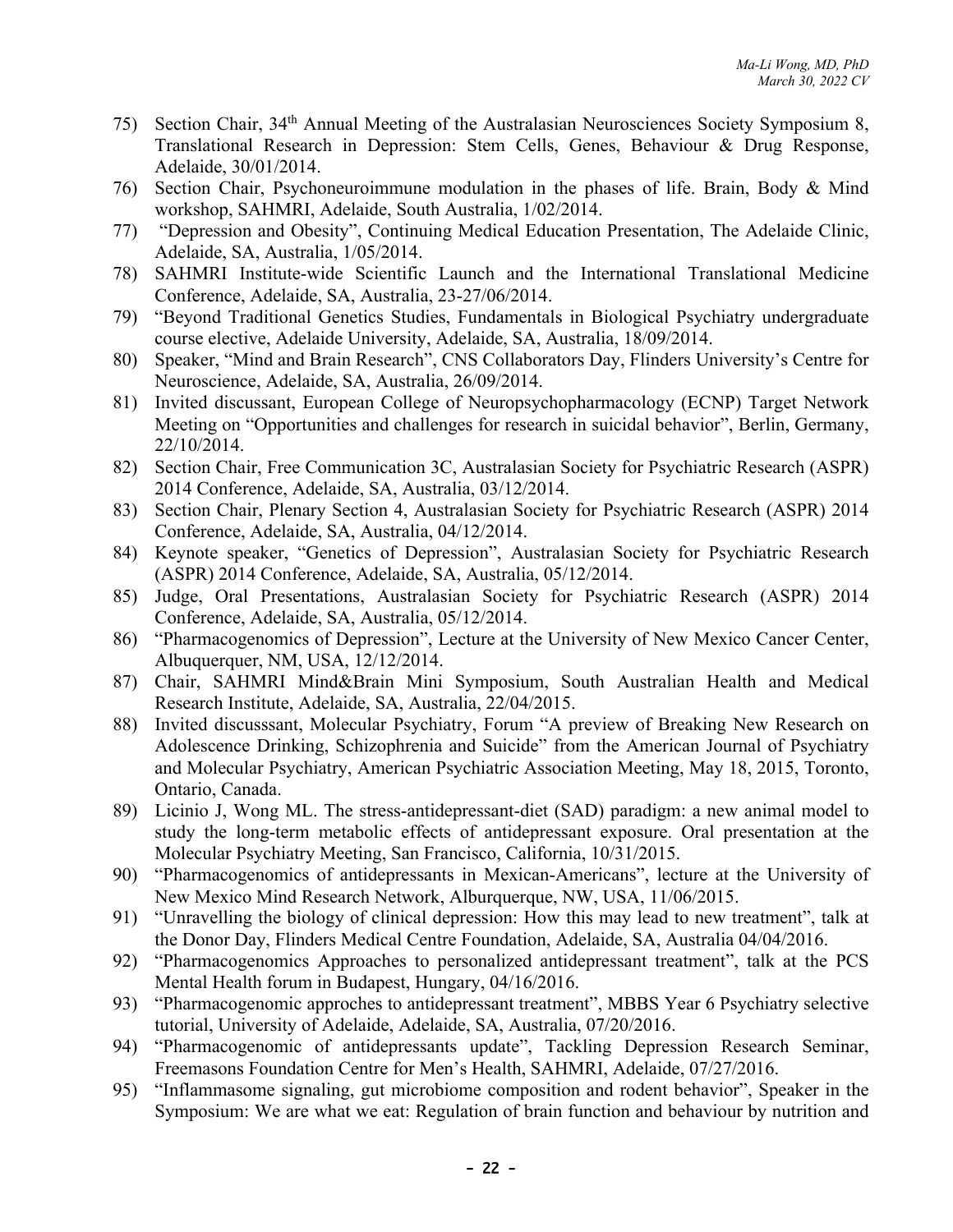75) Section Chair, 34th Annual Meeting of the Australasian Neurosciences Society Symposium 8, Translational Research in Depression: Stem Cells, Genes, Behaviour & Drug Response, Adelaide, 30/01/2014.
76) Section Chair, Psychoneuroimmune modulation in the phases of life. Brain, Body & Mind workshop, SAHMRI, Adelaide, South Australia, 1/02/2014.
77) "Depression and Obesity", Continuing Medical Education Presentation, The Adelaide Clinic, Adelaide, SA, Australia, 1/05/2014.
78) SAHMRI Institute-wide Scientific Launch and the International Translational Medicine Conference, Adelaide, SA, Australia, 23-27/06/2014.
79) "Beyond Traditional Genetics Studies, Fundamentals in Biological Psychiatry undergraduate course elective, Adelaide University, Adelaide, SA, Australia, 18/09/2014.
80) Speaker, "Mind and Brain Research", CNS Collaborators Day, Flinders University's Centre for Neuroscience, Adelaide, SA, Australia, 26/09/2014.
81) Invited discussant, European College of Neuropsychopharmacology (ECNP) Target Network Meeting on "Opportunities and challenges for research in suicidal behavior", Berlin, Germany, 22/10/2014.
82) Section Chair, Free Communication 3C, Australasian Society for Psychiatric Research (ASPR) 2014 Conference, Adelaide, SA, Australia, 03/12/2014.
83) Section Chair, Plenary Section 4, Australasian Society for Psychiatric Research (ASPR) 2014 Conference, Adelaide, SA, Australia, 04/12/2014.
84) Keynote speaker, "Genetics of Depression", Australasian Society for Psychiatric Research (ASPR) 2014 Conference, Adelaide, SA, Australia, 05/12/2014.
85) Judge, Oral Presentations, Australasian Society for Psychiatric Research (ASPR) 2014 Conference, Adelaide, SA, Australia, 05/12/2014.
86) "Pharmacogenomics of Depression", Lecture at the University of New Mexico Cancer Center, Albuquerquer, NM, USA, 12/12/2014.
87) Chair, SAHMRI Mind&Brain Mini Symposium, South Australian Health and Medical Research Institute, Adelaide, SA, Australia, 22/04/2015.
88) Invited discusssant, Molecular Psychiatry, Forum "A preview of Breaking New Research on Adolescence Drinking, Schizophrenia and Suicide" from the American Journal of Psychiatry and Molecular Psychiatry, American Psychiatric Association Meeting, May 18, 2015, Toronto, Ontario, Canada.
89) Licinio J, Wong ML. The stress-antidepressant-diet (SAD) paradigm: a new animal model to study the long-term metabolic effects of antidepressant exposure. Oral presentation at the Molecular Psychiatry Meeting, San Francisco, California, 10/31/2015.
90) "Pharmacogenomics of antidepressants in Mexican-Americans", lecture at the University of New Mexico Mind Research Network, Alburquerque, NW, USA, 11/06/2015.
91) "Unravelling the biology of clinical depression: How this may lead to new treatment", talk at the Donor Day, Flinders Medical Centre Foundation, Adelaide, SA, Australia 04/04/2016.
92) "Pharmacogenomics Approaches to personalized antidepressant treatment", talk at the PCS Mental Health forum in Budapest, Hungary, 04/16/2016.
93) "Pharmacogenomic approches to antidepressant treatment", MBBS Year 6 Psychiatry selective tutorial, University of Adelaide, Adelaide, SA, Australia, 07/20/2016.
94) "Pharmacogenomic of antidepressants update", Tackling Depression Research Seminar, Freemasons Foundation Centre for Men's Health, SAHMRI, Adelaide, 07/27/2016.
95) "Inflammasome signaling, gut microbiome composition and rodent behavior", Speaker in the Symposium: We are what we eat: Regulation of brain function and behaviour by nutrition and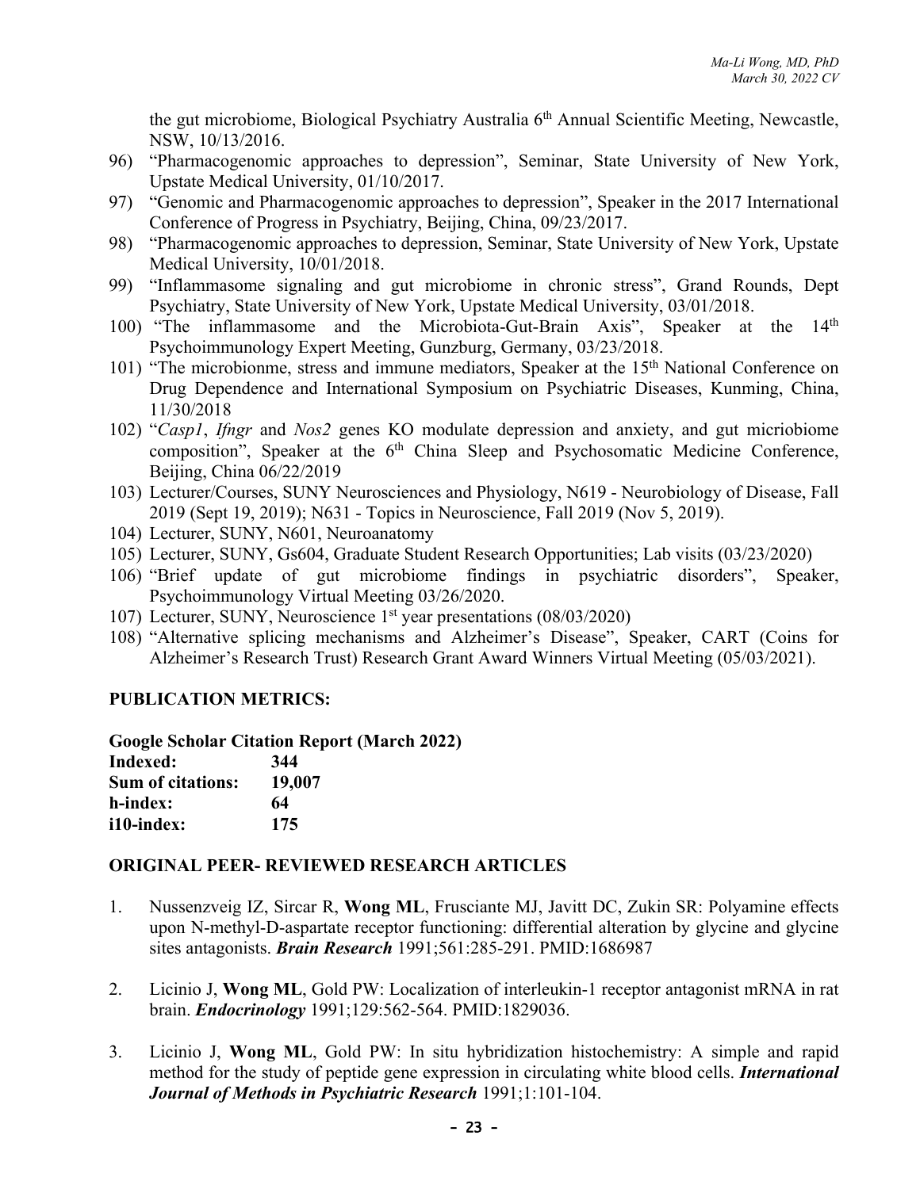the gut microbiome, Biological Psychiatry Australia 6th Annual Scientific Meeting, Newcastle, NSW, 10/13/2016.

96) "Pharmacogenomic approaches to depression", Seminar, State University of New York, Upstate Medical University, 01/10/2017.
97) "Genomic and Pharmacogenomic approaches to depression", Speaker in the 2017 International Conference of Progress in Psychiatry, Beijing, China, 09/23/2017.
98) "Pharmacogenomic approaches to depression, Seminar, State University of New York, Upstate Medical University, 10/01/2018.
99) "Inflammasome signaling and gut microbiome in chronic stress", Grand Rounds, Dept Psychiatry, State University of New York, Upstate Medical University, 03/01/2018.
100) "The inflammasome and the Microbiota-Gut-Brain Axis", Speaker at the 14th Psychoimmunology Expert Meeting, Gunzburg, Germany, 03/23/2018.
101) "The microbionme, stress and immune mediators, Speaker at the 15th National Conference on Drug Dependence and International Symposium on Psychiatric Diseases, Kunming, China, 11/30/2018
102) "*Casp1*, *Ifngr* and *Nos2* genes KO modulate depression and anxiety, and gut micriobiome composition", Speaker at the 6th China Sleep and Psychosomatic Medicine Conference, Beijing, China 06/22/2019
103) Lecturer/Courses, SUNY Neurosciences and Physiology, N619 - Neurobiology of Disease, Fall 2019 (Sept 19, 2019); N631 - Topics in Neuroscience, Fall 2019 (Nov 5, 2019).
104) Lecturer, SUNY, N601, Neuroanatomy
105) Lecturer, SUNY, Gs604, Graduate Student Research Opportunities; Lab visits (03/23/2020)
106) "Brief update of gut microbiome findings in psychiatric disorders", Speaker, Psychoimmunology Virtual Meeting 03/26/2020.
107) Lecturer, SUNY, Neuroscience 1st year presentations (08/03/2020)
108) "Alternative splicing mechanisms and Alzheimer's Disease", Speaker, CART (Coins for Alzheimer's Research Trust) Research Grant Award Winners Virtual Meeting (05/03/2021).

## PUBLICATION METRICS:

**Google Scholar Citation Report (March 2022)**

| | |
|---|---|
| **Indexed:** | **344** |
| **Sum of citations:** | **19,007** |
| **h-index:** | **64** |
| **i10-index:** | **175** |

## ORIGINAL PEER- REVIEWED RESEARCH ARTICLES

1. Nussenzveig IZ, Sircar R, **Wong ML**, Frusciante MJ, Javitt DC, Zukin SR: Polyamine effects upon N-methyl-D-aspartate receptor functioning: differential alteration by glycine and glycine sites antagonists. ***Brain Research*** 1991;561:285-291. PMID:1686987

2. Licinio J, **Wong ML**, Gold PW: Localization of interleukin-1 receptor antagonist mRNA in rat brain. ***Endocrinology*** 1991;129:562-564. PMID:1829036.

3. Licinio J, **Wong ML**, Gold PW: In situ hybridization histochemistry: A simple and rapid method for the study of peptide gene expression in circulating white blood cells. ***International Journal of Methods in Psychiatric Research*** 1991;1:101-104.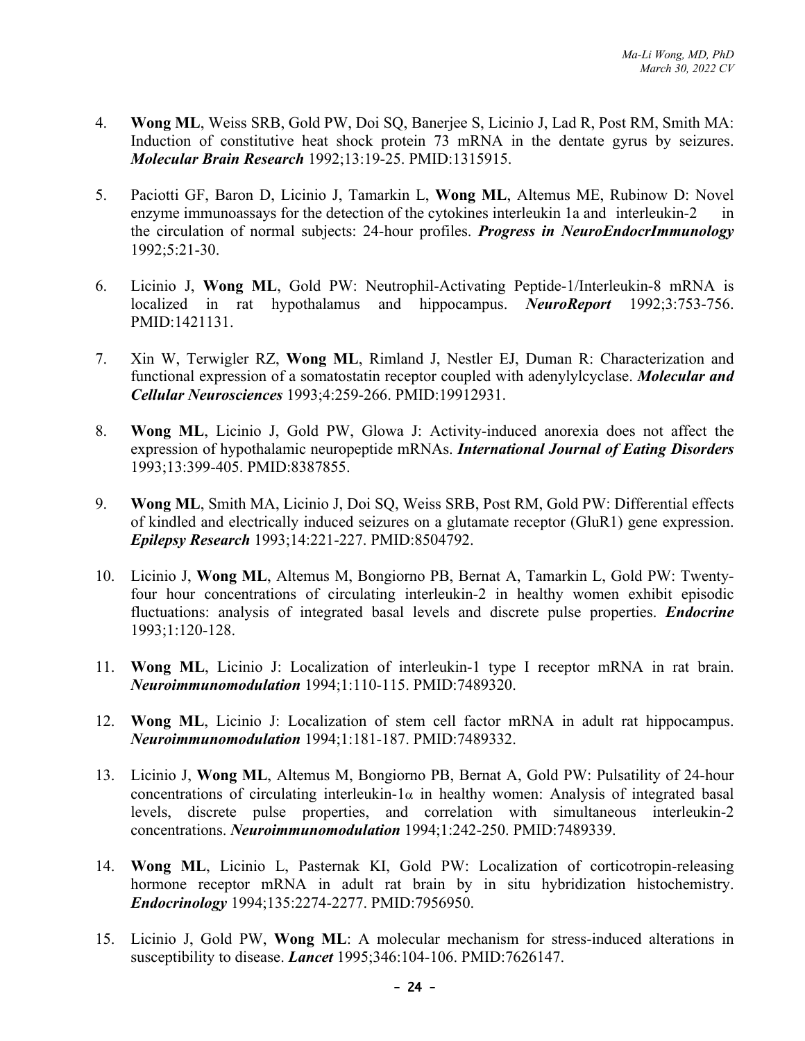4. **Wong ML**, Weiss SRB, Gold PW, Doi SQ, Banerjee S, Licinio J, Lad R, Post RM, Smith MA: Induction of constitutive heat shock protein 73 mRNA in the dentate gyrus by seizures. ***Molecular Brain Research*** 1992;13:19-25. PMID:1315915.

5. Paciotti GF, Baron D, Licinio J, Tamarkin L, **Wong ML**, Altemus ME, Rubinow D: Novel enzyme immunoassays for the detection of the cytokines interleukin 1a and interleukin-2 in the circulation of normal subjects: 24-hour profiles. ***Progress in NeuroEndocrImmunology*** 1992;5:21-30.

6. Licinio J, **Wong ML**, Gold PW: Neutrophil-Activating Peptide-1/Interleukin-8 mRNA is localized in rat hypothalamus and hippocampus. ***NeuroReport*** 1992;3:753-756. PMID:1421131.

7. Xin W, Terwigler RZ, **Wong ML**, Rimland J, Nestler EJ, Duman R: Characterization and functional expression of a somatostatin receptor coupled with adenylylcyclase. ***Molecular and Cellular Neurosciences*** 1993;4:259-266. PMID:19912931.

8. **Wong ML**, Licinio J, Gold PW, Glowa J: Activity-induced anorexia does not affect the expression of hypothalamic neuropeptide mRNAs. ***International Journal of Eating Disorders*** 1993;13:399-405. PMID:8387855.

9. **Wong ML**, Smith MA, Licinio J, Doi SQ, Weiss SRB, Post RM, Gold PW: Differential effects of kindled and electrically induced seizures on a glutamate receptor (GluR1) gene expression. ***Epilepsy Research*** 1993;14:221-227. PMID:8504792.

10. Licinio J, **Wong ML**, Altemus M, Bongiorno PB, Bernat A, Tamarkin L, Gold PW: Twenty-four hour concentrations of circulating interleukin-2 in healthy women exhibit episodic fluctuations: analysis of integrated basal levels and discrete pulse properties. ***Endocrine*** 1993;1:120-128.

11. **Wong ML**, Licinio J: Localization of interleukin-1 type I receptor mRNA in rat brain. ***Neuroimmunomodulation*** 1994;1:110-115. PMID:7489320.

12. **Wong ML**, Licinio J: Localization of stem cell factor mRNA in adult rat hippocampus. ***Neuroimmunomodulation*** 1994;1:181-187. PMID:7489332.

13. Licinio J, **Wong ML**, Altemus M, Bongiorno PB, Bernat A, Gold PW: Pulsatility of 24-hour concentrations of circulating interleukin-1$\alpha$ in healthy women: Analysis of integrated basal levels, discrete pulse properties, and correlation with simultaneous interleukin-2 concentrations. ***Neuroimmunomodulation*** 1994;1:242-250. PMID:7489339.

14. **Wong ML**, Licinio L, Pasternak KI, Gold PW: Localization of corticotropin-releasing hormone receptor mRNA in adult rat brain by in situ hybridization histochemistry. ***Endocrinology*** 1994;135:2274-2277. PMID:7956950.

15. Licinio J, Gold PW, **Wong ML**: A molecular mechanism for stress-induced alterations in susceptibility to disease. ***Lancet*** 1995;346:104-106. PMID:7626147.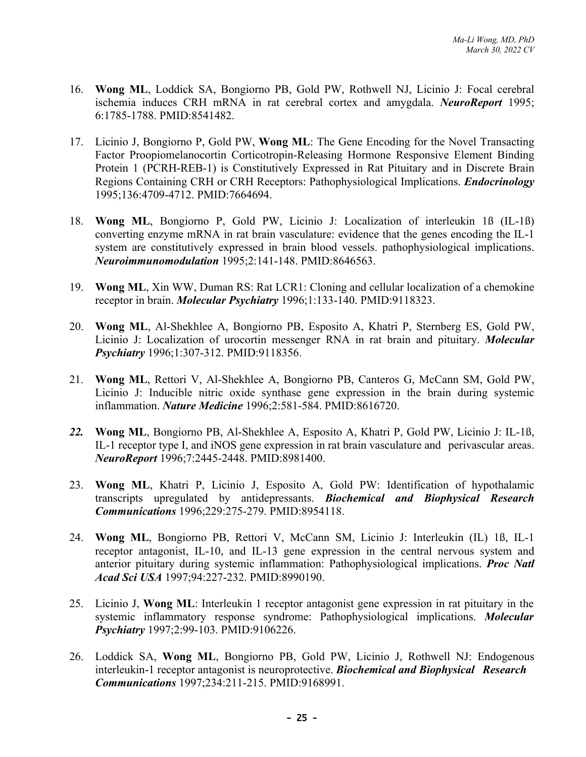16. **Wong ML**, Loddick SA, Bongiorno PB, Gold PW, Rothwell NJ, Licinio J: Focal cerebral ischemia induces CRH mRNA in rat cerebral cortex and amygdala. ***NeuroReport*** 1995; 6:1785-1788. PMID:8541482.

17. Licinio J, Bongiorno P, Gold PW, **Wong ML**: The Gene Encoding for the Novel Transacting Factor Proopiomelanocortin Corticotropin-Releasing Hormone Responsive Element Binding Protein 1 (PCRH-REB-1) is Constitutively Expressed in Rat Pituitary and in Discrete Brain Regions Containing CRH or CRH Receptors: Pathophysiological Implications. ***Endocrinology*** 1995;136:4709-4712. PMID:7664694.

18. **Wong ML**, Bongiorno P, Gold PW, Licinio J: Localization of interleukin 1ß (IL-1ß) converting enzyme mRNA in rat brain vasculature: evidence that the genes encoding the IL-1 system are constitutively expressed in brain blood vessels. pathophysiological implications. ***Neuroimmunomodulation*** 1995;2:141-148. PMID:8646563.

19. **Wong ML**, Xin WW, Duman RS: Rat LCR1: Cloning and cellular localization of a chemokine receptor in brain. ***Molecular Psychiatry*** 1996;1:133-140. PMID:9118323.

20. **Wong ML**, Al-Shekhlee A, Bongiorno PB, Esposito A, Khatri P, Sternberg ES, Gold PW, Licinio J: Localization of urocortin messenger RNA in rat brain and pituitary. ***Molecular Psychiatry*** 1996;1:307-312. PMID:9118356.

21. **Wong ML**, Rettori V, Al-Shekhlee A, Bongiorno PB, Canteros G, McCann SM, Gold PW, Licinio J: Inducible nitric oxide synthase gene expression in the brain during systemic inflammation. ***Nature Medicine*** 1996;2:581-584. PMID:8616720.

22. **Wong ML**, Bongiorno PB, Al-Shekhlee A, Esposito A, Khatri P, Gold PW, Licinio J: IL-1ß, IL-1 receptor type I, and iNOS gene expression in rat brain vasculature and perivascular areas. ***NeuroReport*** 1996;7:2445-2448. PMID:8981400.

23. **Wong ML**, Khatri P, Licinio J, Esposito A, Gold PW: Identification of hypothalamic transcripts upregulated by antidepressants. ***Biochemical and Biophysical Research Communications*** 1996;229:275-279. PMID:8954118.

24. **Wong ML**, Bongiorno PB, Rettori V, McCann SM, Licinio J: Interleukin (IL) 1ß, IL-1 receptor antagonist, IL-10, and IL-13 gene expression in the central nervous system and anterior pituitary during systemic inflammation: Pathophysiological implications. ***Proc Natl Acad Sci USA*** 1997;94:227-232. PMID:8990190.

25. Licinio J, **Wong ML**: Interleukin 1 receptor antagonist gene expression in rat pituitary in the systemic inflammatory response syndrome: Pathophysiological implications. ***Molecular Psychiatry*** 1997;2:99-103. PMID:9106226.

26. Loddick SA, **Wong ML**, Bongiorno PB, Gold PW, Licinio J, Rothwell NJ: Endogenous interleukin-1 receptor antagonist is neuroprotective. ***Biochemical and Biophysical Research Communications*** 1997;234:211-215. PMID:9168991.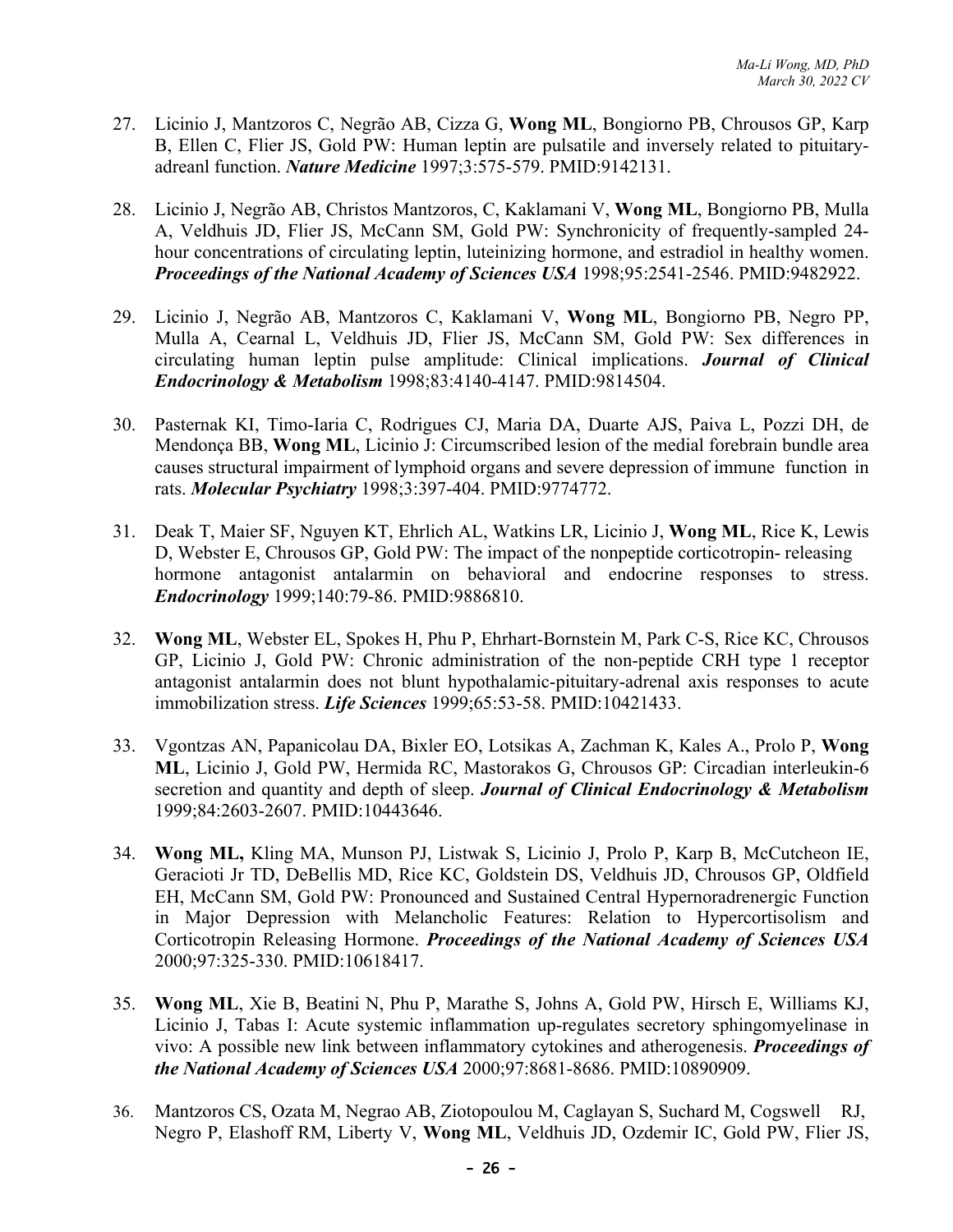27. Licinio J, Mantzoros C, Negrão AB, Cizza G, **Wong ML**, Bongiorno PB, Chrousos GP, Karp B, Ellen C, Flier JS, Gold PW: Human leptin are pulsatile and inversely related to pituitary-adreanl function. ***Nature Medicine*** 1997;3:575-579. PMID:9142131.

28. Licinio J, Negrão AB, Christos Mantzoros, C, Kaklamani V, **Wong ML**, Bongiorno PB, Mulla A, Veldhuis JD, Flier JS, McCann SM, Gold PW: Synchronicity of frequently-sampled 24-hour concentrations of circulating leptin, luteinizing hormone, and estradiol in healthy women. ***Proceedings of the National Academy of Sciences USA*** 1998;95:2541-2546. PMID:9482922.

29. Licinio J, Negrão AB, Mantzoros C, Kaklamani V, **Wong ML**, Bongiorno PB, Negro PP, Mulla A, Cearnal L, Veldhuis JD, Flier JS, McCann SM, Gold PW: Sex differences in circulating human leptin pulse amplitude: Clinical implications. ***Journal of Clinical Endocrinology & Metabolism*** 1998;83:4140-4147. PMID:9814504.

30. Pasternak KI, Timo-Iaria C, Rodrigues CJ, Maria DA, Duarte AJS, Paiva L, Pozzi DH, de Mendonça BB, **Wong ML**, Licinio J: Circumscribed lesion of the medial forebrain bundle area causes structural impairment of lymphoid organs and severe depression of immune function in rats. ***Molecular Psychiatry*** 1998;3:397-404. PMID:9774772.

31. Deak T, Maier SF, Nguyen KT, Ehrlich AL, Watkins LR, Licinio J, **Wong ML**, Rice K, Lewis D, Webster E, Chrousos GP, Gold PW: The impact of the nonpeptide corticotropin- releasing hormone antagonist antalarmin on behavioral and endocrine responses to stress. ***Endocrinology*** 1999;140:79-86. PMID:9886810.

32. **Wong ML**, Webster EL, Spokes H, Phu P, Ehrhart-Bornstein M, Park C-S, Rice KC, Chrousos GP, Licinio J, Gold PW: Chronic administration of the non-peptide CRH type 1 receptor antagonist antalarmin does not blunt hypothalamic-pituitary-adrenal axis responses to acute immobilization stress. ***Life Sciences*** 1999;65:53-58. PMID:10421433.

33. Vgontzas AN, Papanicolau DA, Bixler EO, Lotsikas A, Zachman K, Kales A., Prolo P, **Wong ML**, Licinio J, Gold PW, Hermida RC, Mastorakos G, Chrousos GP: Circadian interleukin-6 secretion and quantity and depth of sleep. ***Journal of Clinical Endocrinology & Metabolism*** 1999;84:2603-2607. PMID:10443646.

34. **Wong ML,** Kling MA, Munson PJ, Listwak S, Licinio J, Prolo P, Karp B, McCutcheon IE, Geracioti Jr TD, DeBellis MD, Rice KC, Goldstein DS, Veldhuis JD, Chrousos GP, Oldfield EH, McCann SM, Gold PW: Pronounced and Sustained Central Hypernoradrenergic Function in Major Depression with Melancholic Features: Relation to Hypercortisolism and Corticotropin Releasing Hormone. ***Proceedings of the National Academy of Sciences USA*** 2000;97:325-330. PMID:10618417.

35. **Wong ML**, Xie B, Beatini N, Phu P, Marathe S, Johns A, Gold PW, Hirsch E, Williams KJ, Licinio J, Tabas I: Acute systemic inflammation up-regulates secretory sphingomyelinase in vivo: A possible new link between inflammatory cytokines and atherogenesis. ***Proceedings of the National Academy of Sciences USA*** 2000;97:8681-8686. PMID:10890909.

36. Mantzoros CS, Ozata M, Negrao AB, Ziotopoulou M, Caglayan S, Suchard M, Cogswell RJ, Negro P, Elashoff RM, Liberty V, **Wong ML**, Veldhuis JD, Ozdemir IC, Gold PW, Flier JS,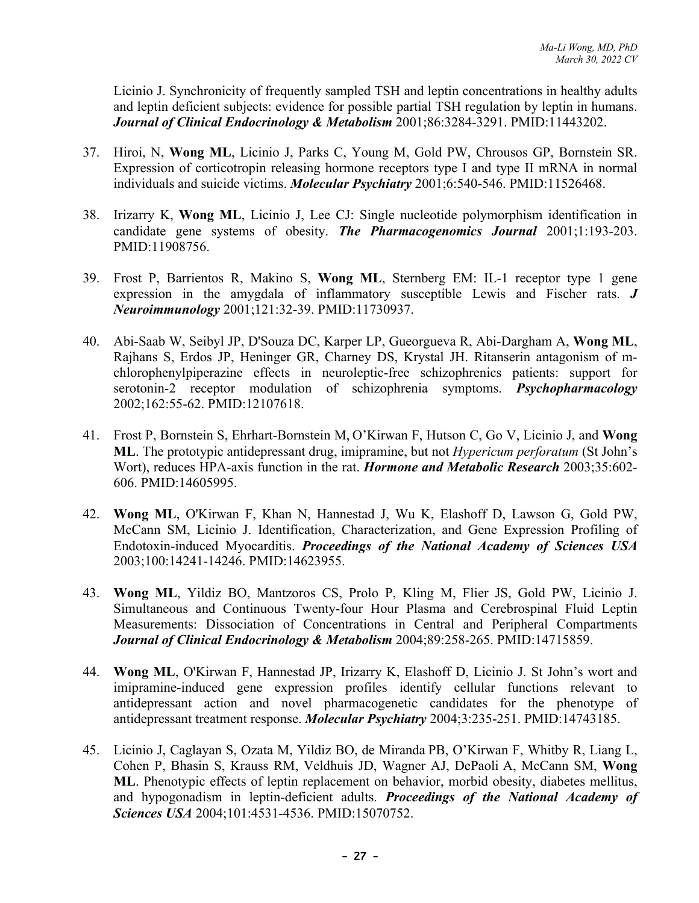Licinio J. Synchronicity of frequently sampled TSH and leptin concentrations in healthy adults and leptin deficient subjects: evidence for possible partial TSH regulation by leptin in humans. ***Journal of Clinical Endocrinology & Metabolism*** 2001;86:3284-3291. PMID:11443202.

37. Hiroi, N, **Wong ML**, Licinio J, Parks C, Young M, Gold PW, Chrousos GP, Bornstein SR. Expression of corticotropin releasing hormone receptors type I and type II mRNA in normal individuals and suicide victims. ***Molecular Psychiatry*** 2001;6:540-546. PMID:11526468.

38. Irizarry K, **Wong ML**, Licinio J, Lee CJ: Single nucleotide polymorphism identification in candidate gene systems of obesity. ***The Pharmacogenomics Journal*** 2001;1:193-203. PMID:11908756.

39. Frost P, Barrientos R, Makino S, **Wong ML**, Sternberg EM: IL-1 receptor type 1 gene expression in the amygdala of inflammatory susceptible Lewis and Fischer rats. ***J Neuroimmunology*** 2001;121:32-39. PMID:11730937.

40. Abi-Saab W, Seibyl JP, D'Souza DC, Karper LP, Gueorgueva R, Abi-Dargham A, **Wong ML**, Rajhans S, Erdos JP, Heninger GR, Charney DS, Krystal JH. Ritanserin antagonism of m-chlorophenylpiperazine effects in neuroleptic-free schizophrenics patients: support for serotonin-2 receptor modulation of schizophrenia symptoms. ***Psychopharmacology*** 2002;162:55-62. PMID:12107618.

41. Frost P, Bornstein S, Ehrhart-Bornstein M, O'Kirwan F, Hutson C, Go V, Licinio J, and **Wong ML**. The prototypic antidepressant drug, imipramine, but not *Hypericum perforatum* (St John's Wort), reduces HPA-axis function in the rat. ***Hormone and Metabolic Research*** 2003;35:602-606. PMID:14605995.

42. **Wong ML**, O'Kirwan F, Khan N, Hannestad J, Wu K, Elashoff D, Lawson G, Gold PW, McCann SM, Licinio J. Identification, Characterization, and Gene Expression Profiling of Endotoxin-induced Myocarditis. ***Proceedings of the National Academy of Sciences USA*** 2003;100:14241-14246. PMID:14623955.

43. **Wong ML**, Yildiz BO, Mantzoros CS, Prolo P, Kling M, Flier JS, Gold PW, Licinio J. Simultaneous and Continuous Twenty-four Hour Plasma and Cerebrospinal Fluid Leptin Measurements: Dissociation of Concentrations in Central and Peripheral Compartments ***Journal of Clinical Endocrinology & Metabolism*** 2004;89:258-265. PMID:14715859.

44. **Wong ML**, O'Kirwan F, Hannestad JP, Irizarry K, Elashoff D, Licinio J. St John's wort and imipramine-induced gene expression profiles identify cellular functions relevant to antidepressant action and novel pharmacogenetic candidates for the phenotype of antidepressant treatment response. ***Molecular Psychiatry*** 2004;3:235-251. PMID:14743185.

45. Licinio J, Caglayan S, Ozata M, Yildiz BO, de Miranda PB, O'Kirwan F, Whitby R, Liang L, Cohen P, Bhasin S, Krauss RM, Veldhuis JD, Wagner AJ, DePaoli A, McCann SM, **Wong ML**. Phenotypic effects of leptin replacement on behavior, morbid obesity, diabetes mellitus, and hypogonadism in leptin-deficient adults. ***Proceedings of the National Academy of Sciences USA*** 2004;101:4531-4536. PMID:15070752.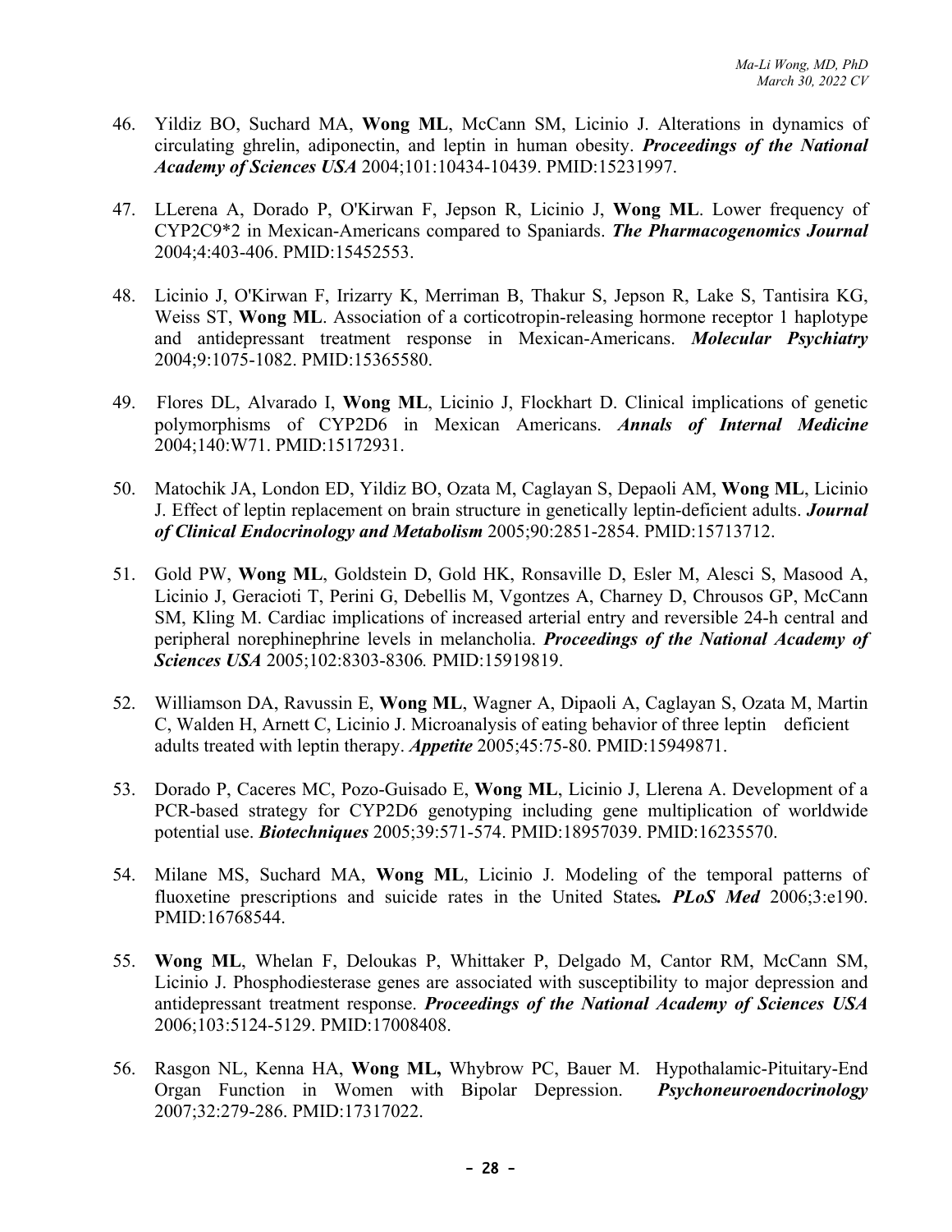46. Yildiz BO, Suchard MA, **Wong ML**, McCann SM, Licinio J. Alterations in dynamics of circulating ghrelin, adiponectin, and leptin in human obesity. ***Proceedings of the National Academy of Sciences USA*** 2004;101:10434-10439. PMID:15231997.

47. LLerena A, Dorado P, O'Kirwan F, Jepson R, Licinio J, **Wong ML**. Lower frequency of CYP2C9*2 in Mexican-Americans compared to Spaniards. ***The Pharmacogenomics Journal*** 2004;4:403-406. PMID:15452553.

48. Licinio J, O'Kirwan F, Irizarry K, Merriman B, Thakur S, Jepson R, Lake S, Tantisira KG, Weiss ST, **Wong ML**. Association of a corticotropin-releasing hormone receptor 1 haplotype and antidepressant treatment response in Mexican-Americans. ***Molecular Psychiatry*** 2004;9:1075-1082. PMID:15365580.

49. Flores DL, Alvarado I, **Wong ML**, Licinio J, Flockhart D. Clinical implications of genetic polymorphisms of CYP2D6 in Mexican Americans. ***Annals of Internal Medicine*** 2004;140:W71. PMID:15172931.

50. Matochik JA, London ED, Yildiz BO, Ozata M, Caglayan S, Depaoli AM, **Wong ML**, Licinio J. Effect of leptin replacement on brain structure in genetically leptin-deficient adults. ***Journal of Clinical Endocrinology and Metabolism*** 2005;90:2851-2854. PMID:15713712.

51. Gold PW, **Wong ML**, Goldstein D, Gold HK, Ronsaville D, Esler M, Alesci S, Masood A, Licinio J, Geracioti T, Perini G, Debellis M, Vgontzes A, Charney D, Chrousos GP, McCann SM, Kling M. Cardiac implications of increased arterial entry and reversible 24-h central and peripheral norephinephrine levels in melancholia. ***Proceedings of the National Academy of Sciences USA*** 2005;102:8303-8306*.* PMID:15919819.

52. Williamson DA, Ravussin E, **Wong ML**, Wagner A, Dipaoli A, Caglayan S, Ozata M, Martin C, Walden H, Arnett C, Licinio J. Microanalysis of eating behavior of three leptin deficient adults treated with leptin therapy. ***Appetite*** 2005;45:75-80. PMID:15949871.

53. Dorado P, Caceres MC, Pozo-Guisado E, **Wong ML**, Licinio J, Llerena A. Development of a PCR-based strategy for CYP2D6 genotyping including gene multiplication of worldwide potential use. ***Biotechniques*** 2005;39:571-574. PMID:18957039. PMID:16235570.

54. Milane MS, Suchard MA, **Wong ML**, Licinio J. Modeling of the temporal patterns of fluoxetine prescriptions and suicide rates in the United States***.*** ***PLoS Med*** 2006;3:e190. PMID:16768544.

55. **Wong ML**, Whelan F, Deloukas P, Whittaker P, Delgado M, Cantor RM, McCann SM, Licinio J. Phosphodiesterase genes are associated with susceptibility to major depression and antidepressant treatment response. ***Proceedings of the National Academy of Sciences USA*** 2006;103:5124-5129. PMID:17008408.

56. Rasgon NL, Kenna HA, **Wong ML,** Whybrow PC, Bauer M. Hypothalamic-Pituitary-End Organ Function in Women with Bipolar Depression. ***Psychoneuroendocrinology*** 2007;32:279-286. PMID:17317022.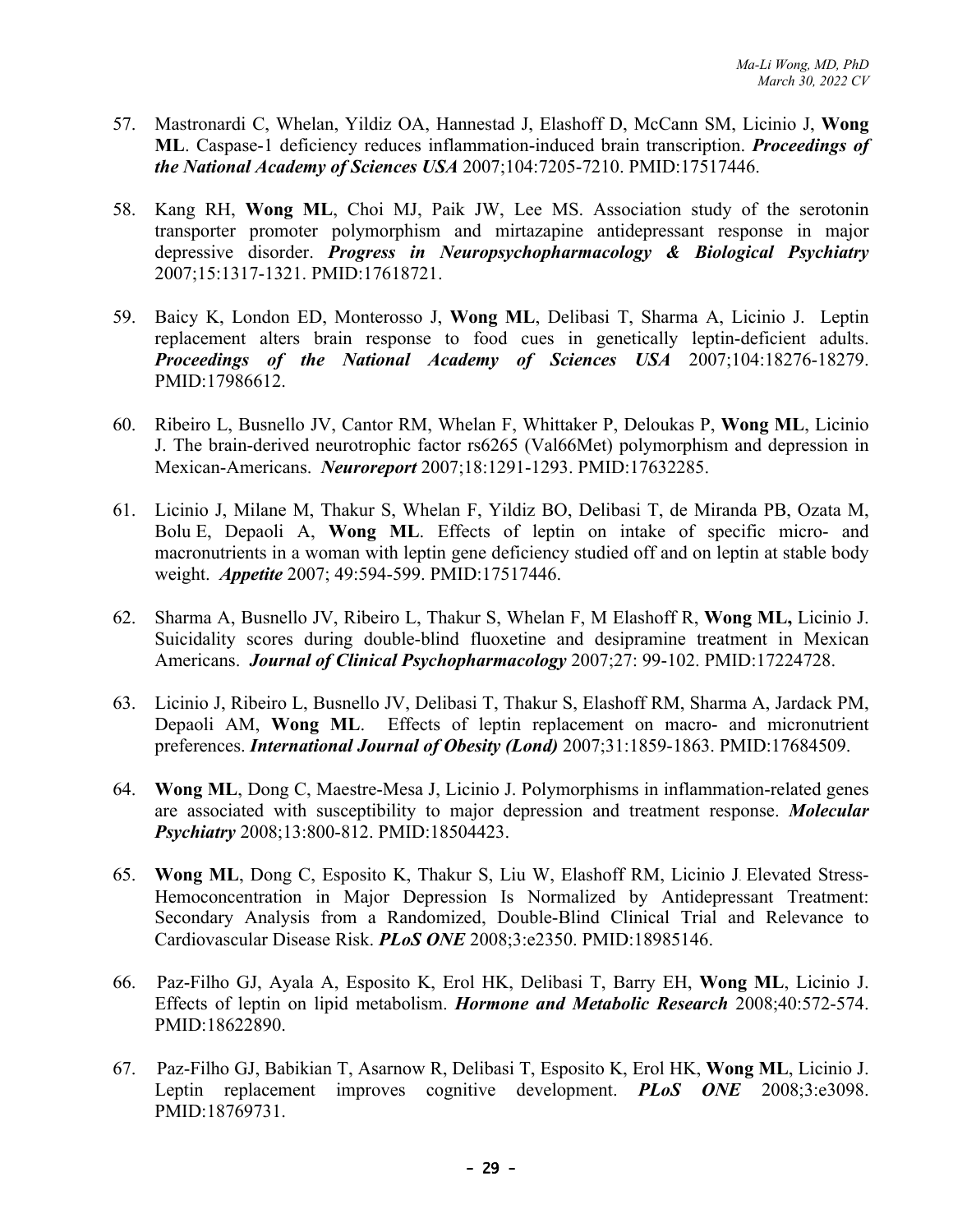57. Mastronardi C, Whelan, Yildiz OA, Hannestad J, Elashoff D, McCann SM, Licinio J, **Wong ML**. Caspase-1 deficiency reduces inflammation-induced brain transcription. ***Proceedings of the National Academy of Sciences USA*** 2007;104:7205-7210. PMID:17517446.

58. Kang RH, **Wong ML**, Choi MJ, Paik JW, Lee MS. Association study of the serotonin transporter promoter polymorphism and mirtazapine antidepressant response in major depressive disorder. ***Progress in Neuropsychopharmacology & Biological Psychiatry*** 2007;15:1317-1321. PMID:17618721.

59. Baicy K, London ED, Monterosso J, **Wong ML**, Delibasi T, Sharma A, Licinio J. Leptin replacement alters brain response to food cues in genetically leptin-deficient adults. ***Proceedings of the National Academy of Sciences USA*** 2007;104:18276-18279. PMID:17986612.

60. Ribeiro L, Busnello JV, Cantor RM, Whelan F, Whittaker P, Deloukas P, **Wong ML**, Licinio J. The brain-derived neurotrophic factor rs6265 (Val66Met) polymorphism and depression in Mexican-Americans. ***Neuroreport*** 2007;18:1291-1293. PMID:17632285.

61. Licinio J, Milane M, Thakur S, Whelan F, Yildiz BO, Delibasi T, de Miranda PB, Ozata M, Bolu E, Depaoli A, **Wong ML**. Effects of leptin on intake of specific micro- and macronutrients in a woman with leptin gene deficiency studied off and on leptin at stable body weight. ***Appetite*** 2007; 49:594-599. PMID:17517446.

62. Sharma A, Busnello JV, Ribeiro L, Thakur S, Whelan F, M Elashoff R, **Wong ML,** Licinio J. Suicidality scores during double-blind fluoxetine and desipramine treatment in Mexican Americans. ***Journal of Clinical Psychopharmacology*** 2007;27: 99-102. PMID:17224728.

63. Licinio J, Ribeiro L, Busnello JV, Delibasi T, Thakur S, Elashoff RM, Sharma A, Jardack PM, Depaoli AM, **Wong ML**. Effects of leptin replacement on macro- and micronutrient preferences. ***International Journal of Obesity (Lond)*** 2007;31:1859-1863. PMID:17684509.

64. **Wong ML**, Dong C, Maestre-Mesa J, Licinio J. Polymorphisms in inflammation-related genes are associated with susceptibility to major depression and treatment response. ***Molecular Psychiatry*** 2008;13:800-812. PMID:18504423.

65. **Wong ML**, Dong C, Esposito K, Thakur S, Liu W, Elashoff RM, Licinio J. Elevated Stress-Hemoconcentration in Major Depression Is Normalized by Antidepressant Treatment: Secondary Analysis from a Randomized, Double-Blind Clinical Trial and Relevance to Cardiovascular Disease Risk. ***PLoS ONE*** 2008;3:e2350. PMID:18985146.

66. Paz-Filho GJ, Ayala A, Esposito K, Erol HK, Delibasi T, Barry EH, **Wong ML**, Licinio J. Effects of leptin on lipid metabolism. ***Hormone and Metabolic Research*** 2008;40:572-574. PMID:18622890.

67. Paz-Filho GJ, Babikian T, Asarnow R, Delibasi T, Esposito K, Erol HK, **Wong ML**, Licinio J. Leptin replacement improves cognitive development. ***PLoS ONE*** 2008;3:e3098. PMID:18769731.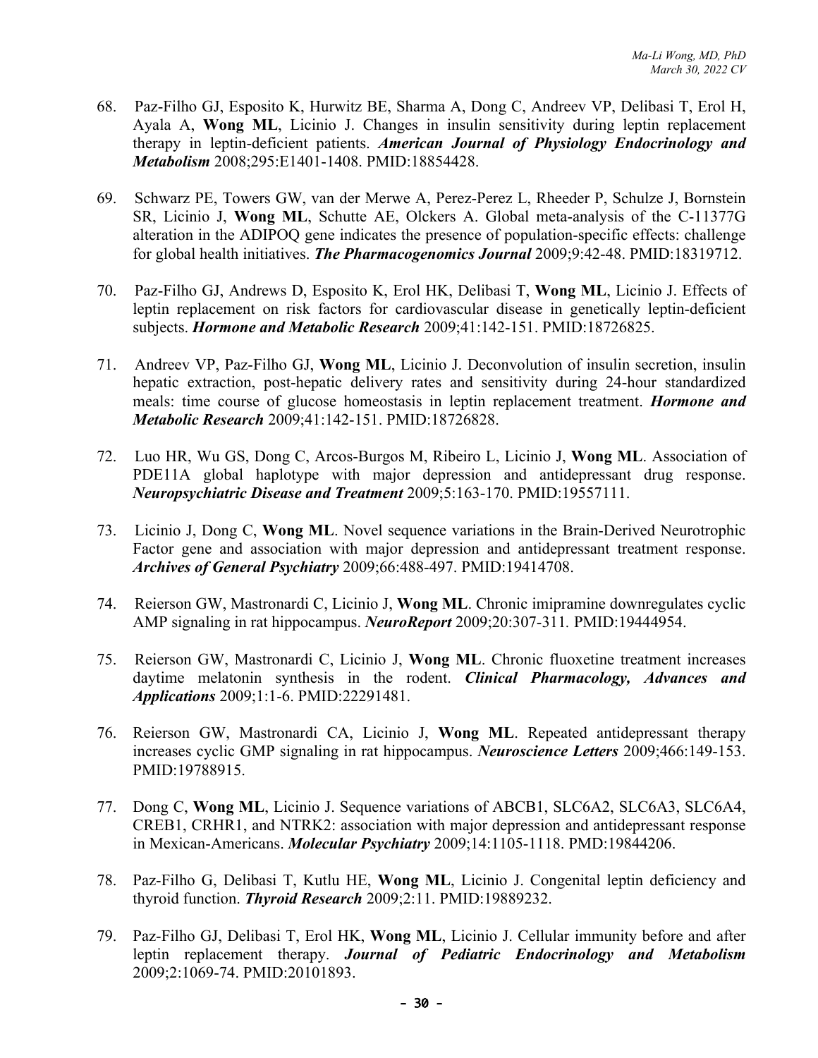68. Paz-Filho GJ, Esposito K, Hurwitz BE, Sharma A, Dong C, Andreev VP, Delibasi T, Erol H, Ayala A, **Wong ML**, Licinio J. Changes in insulin sensitivity during leptin replacement therapy in leptin-deficient patients. ***American Journal of Physiology Endocrinology and Metabolism*** 2008;295:E1401-1408. PMID:18854428.

69. Schwarz PE, Towers GW, van der Merwe A, Perez-Perez L, Rheeder P, Schulze J, Bornstein SR, Licinio J, **Wong ML**, Schutte AE, Olckers A. Global meta-analysis of the C-11377G alteration in the ADIPOQ gene indicates the presence of population-specific effects: challenge for global health initiatives. ***The Pharmacogenomics Journal*** 2009;9:42-48. PMID:18319712.

70. Paz-Filho GJ, Andrews D, Esposito K, Erol HK, Delibasi T, **Wong ML**, Licinio J. Effects of leptin replacement on risk factors for cardiovascular disease in genetically leptin-deficient subjects. ***Hormone and Metabolic Research*** 2009;41:142-151. PMID:18726825.

71. Andreev VP, Paz-Filho GJ, **Wong ML**, Licinio J. Deconvolution of insulin secretion, insulin hepatic extraction, post-hepatic delivery rates and sensitivity during 24-hour standardized meals: time course of glucose homeostasis in leptin replacement treatment. ***Hormone and Metabolic Research*** 2009;41:142-151. PMID:18726828.

72. Luo HR, Wu GS, Dong C, Arcos-Burgos M, Ribeiro L, Licinio J, **Wong ML**. Association of PDE11A global haplotype with major depression and antidepressant drug response. ***Neuropsychiatric Disease and Treatment*** 2009;5:163-170. PMID:19557111.

73. Licinio J, Dong C, **Wong ML**. Novel sequence variations in the Brain-Derived Neurotrophic Factor gene and association with major depression and antidepressant treatment response. ***Archives of General Psychiatry*** 2009;66:488-497. PMID:19414708.

74. Reierson GW, Mastronardi C, Licinio J, **Wong ML**. Chronic imipramine downregulates cyclic AMP signaling in rat hippocampus. ***NeuroReport*** 2009;20:307-311. PMID:19444954.

75. Reierson GW, Mastronardi C, Licinio J, **Wong ML**. Chronic fluoxetine treatment increases daytime melatonin synthesis in the rodent. ***Clinical Pharmacology, Advances and Applications*** 2009;1:1-6. PMID:22291481.

76. Reierson GW, Mastronardi CA, Licinio J, **Wong ML**. Repeated antidepressant therapy increases cyclic GMP signaling in rat hippocampus. ***Neuroscience Letters*** 2009;466:149-153. PMID:19788915.

77. Dong C, **Wong ML**, Licinio J. Sequence variations of ABCB1, SLC6A2, SLC6A3, SLC6A4, CREB1, CRHR1, and NTRK2: association with major depression and antidepressant response in Mexican-Americans. ***Molecular Psychiatry*** 2009;14:1105-1118. PMD:19844206.

78. Paz-Filho G, Delibasi T, Kutlu HE, **Wong ML**, Licinio J. Congenital leptin deficiency and thyroid function. ***Thyroid Research*** 2009;2:11. PMID:19889232.

79. Paz-Filho GJ, Delibasi T, Erol HK, **Wong ML**, Licinio J. Cellular immunity before and after leptin replacement therapy. ***Journal of Pediatric Endocrinology and Metabolism*** 2009;2:1069-74. PMID:20101893.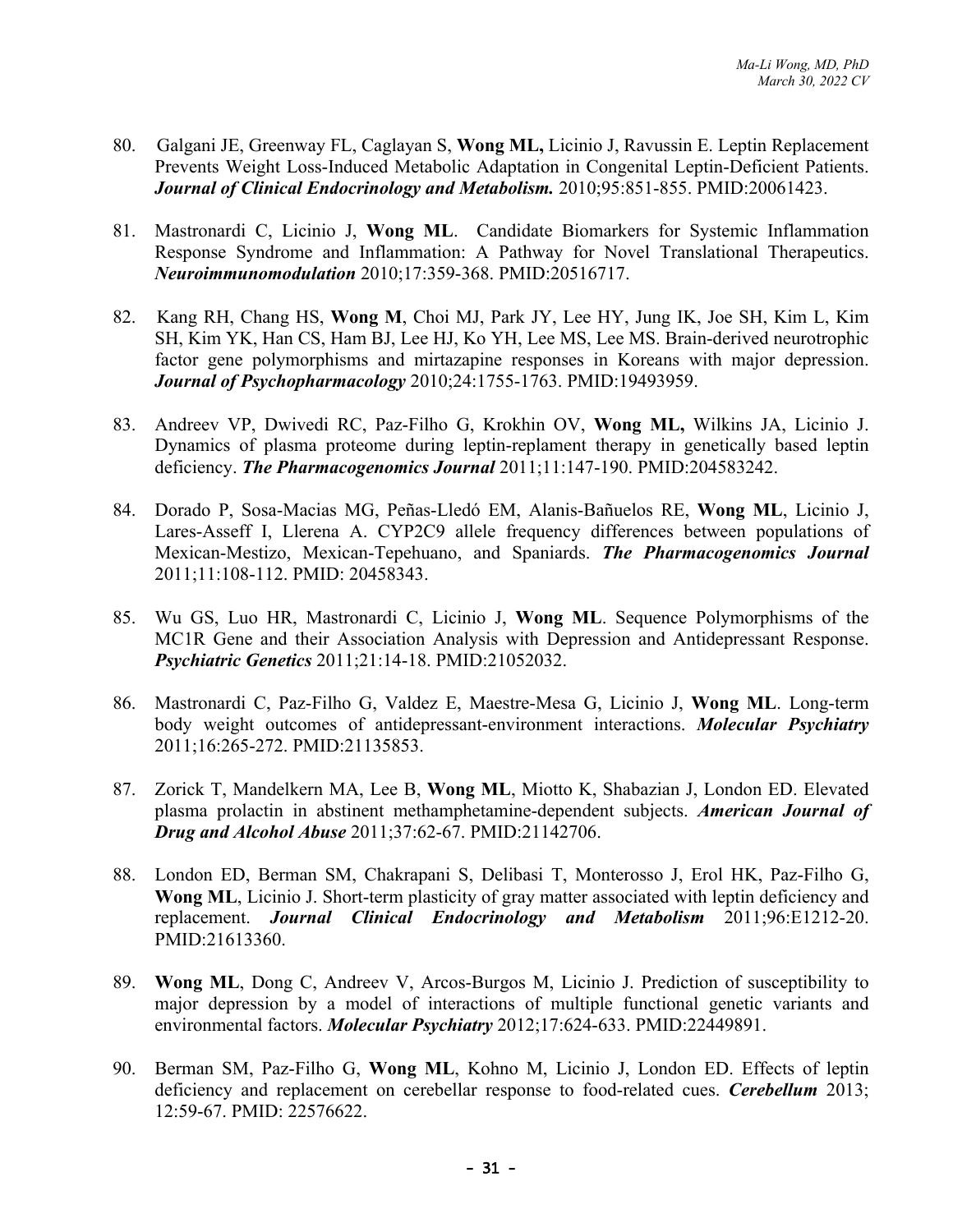80. Galgani JE, Greenway FL, Caglayan S, **Wong ML,** Licinio J, Ravussin E. Leptin Replacement Prevents Weight Loss-Induced Metabolic Adaptation in Congenital Leptin-Deficient Patients. ***Journal of Clinical Endocrinology and Metabolism.*** 2010;95:851-855. PMID:20061423.

81. Mastronardi C, Licinio J, **Wong ML**. Candidate Biomarkers for Systemic Inflammation Response Syndrome and Inflammation: A Pathway for Novel Translational Therapeutics. ***Neuroimmunomodulation*** 2010;17:359-368. PMID:20516717.

82. Kang RH, Chang HS, **Wong M**, Choi MJ, Park JY, Lee HY, Jung IK, Joe SH, Kim L, Kim SH, Kim YK, Han CS, Ham BJ, Lee HJ, Ko YH, Lee MS, Lee MS. Brain-derived neurotrophic factor gene polymorphisms and mirtazapine responses in Koreans with major depression. ***Journal of Psychopharmacology*** 2010;24:1755-1763. PMID:19493959.

83. Andreev VP, Dwivedi RC, Paz-Filho G, Krokhin OV, **Wong ML,** Wilkins JA, Licinio J. Dynamics of plasma proteome during leptin-replament therapy in genetically based leptin deficiency. ***The Pharmacogenomics Journal*** 2011;11:147-190. PMID:204583242.

84. Dorado P, Sosa-Macias MG, Peñas-Lledó EM, Alanis-Bañuelos RE, **Wong ML**, Licinio J, Lares-Asseff I, Llerena A. CYP2C9 allele frequency differences between populations of Mexican-Mestizo, Mexican-Tepehuano, and Spaniards. ***The Pharmacogenomics Journal*** 2011;11:108-112. PMID: 20458343.

85. Wu GS, Luo HR, Mastronardi C, Licinio J, **Wong ML**. Sequence Polymorphisms of the MC1R Gene and their Association Analysis with Depression and Antidepressant Response. ***Psychiatric Genetics*** 2011;21:14-18. PMID:21052032.

86. Mastronardi C, Paz-Filho G, Valdez E, Maestre-Mesa G, Licinio J, **Wong ML**. Long-term body weight outcomes of antidepressant-environment interactions. ***Molecular Psychiatry*** 2011;16:265-272. PMID:21135853.

87. Zorick T, Mandelkern MA, Lee B, **Wong ML**, Miotto K, Shabazian J, London ED. Elevated plasma prolactin in abstinent methamphetamine-dependent subjects. ***American Journal of Drug and Alcohol Abuse*** 2011;37:62-67. PMID:21142706.

88. London ED, Berman SM, Chakrapani S, Delibasi T, Monterosso J, Erol HK, Paz-Filho G, **Wong ML**, Licinio J. Short-term plasticity of gray matter associated with leptin deficiency and replacement. ***Journal Clinical Endocrinology and Metabolism*** 2011;96:E1212-20. PMID:21613360.

89. **Wong ML**, Dong C, Andreev V, Arcos-Burgos M, Licinio J. Prediction of susceptibility to major depression by a model of interactions of multiple functional genetic variants and environmental factors. ***Molecular Psychiatry*** 2012;17:624-633. PMID:22449891.

90. Berman SM, Paz-Filho G, **Wong ML**, Kohno M, Licinio J, London ED. Effects of leptin deficiency and replacement on cerebellar response to food-related cues. ***Cerebellum*** 2013; 12:59-67. PMID: 22576622.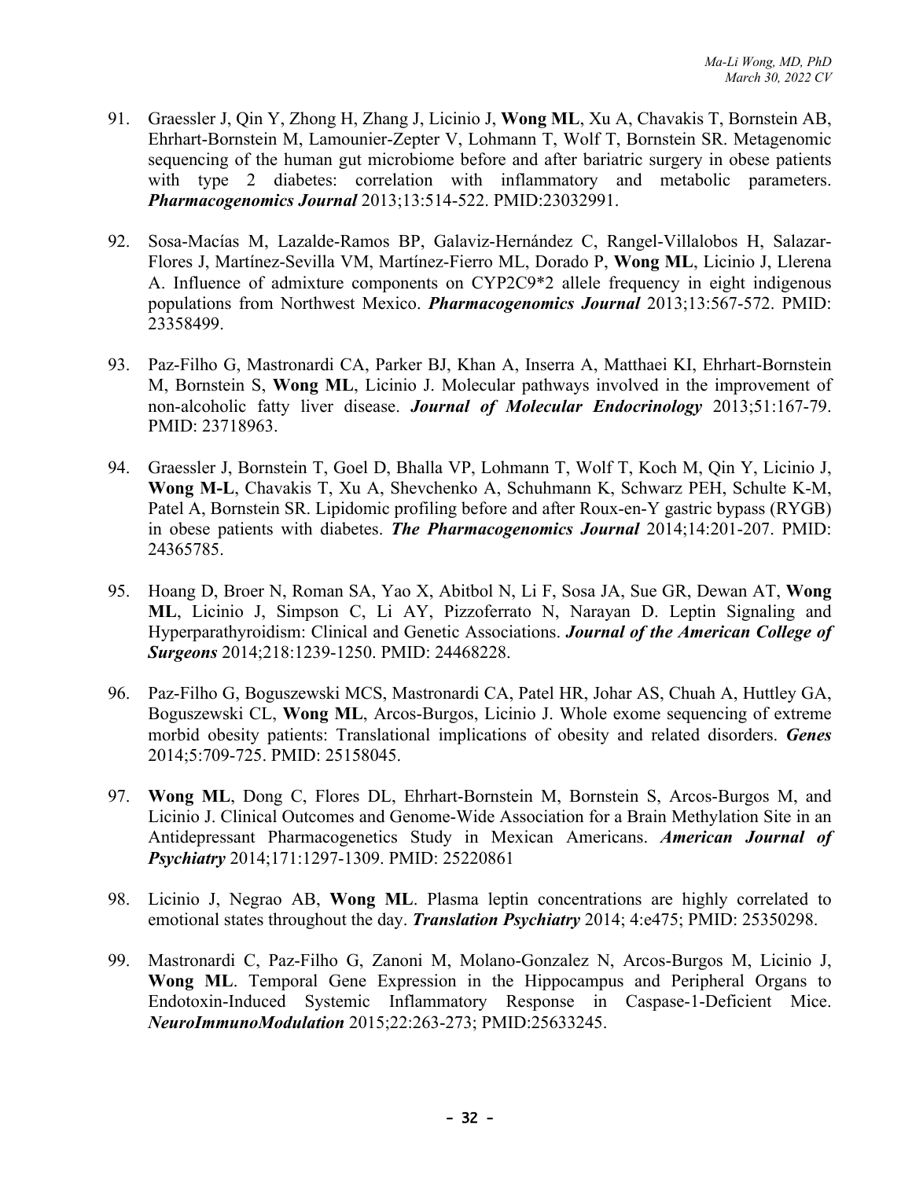91. Graessler J, Qin Y, Zhong H, Zhang J, Licinio J, **Wong ML**, Xu A, Chavakis T, Bornstein AB, Ehrhart-Bornstein M, Lamounier-Zepter V, Lohmann T, Wolf T, Bornstein SR. Metagenomic sequencing of the human gut microbiome before and after bariatric surgery in obese patients with type 2 diabetes: correlation with inflammatory and metabolic parameters. ***Pharmacogenomics Journal*** 2013;13:514-522. PMID:23032991.

92. Sosa-Macías M, Lazalde-Ramos BP, Galaviz-Hernández C, Rangel-Villalobos H, Salazar-Flores J, Martínez-Sevilla VM, Martínez-Fierro ML, Dorado P, **Wong ML**, Licinio J, Llerena A. Influence of admixture components on CYP2C9*2 allele frequency in eight indigenous populations from Northwest Mexico. ***Pharmacogenomics Journal*** 2013;13:567-572. PMID: 23358499.

93. Paz-Filho G, Mastronardi CA, Parker BJ, Khan A, Inserra A, Matthaei KI, Ehrhart-Bornstein M, Bornstein S, **Wong ML**, Licinio J. Molecular pathways involved in the improvement of non-alcoholic fatty liver disease. ***Journal of Molecular Endocrinology*** 2013;51:167-79. PMID: 23718963.

94. Graessler J, Bornstein T, Goel D, Bhalla VP, Lohmann T, Wolf T, Koch M, Qin Y, Licinio J, **Wong M-L**, Chavakis T, Xu A, Shevchenko A, Schuhmann K, Schwarz PEH, Schulte K-M, Patel A, Bornstein SR. Lipidomic profiling before and after Roux-en-Y gastric bypass (RYGB) in obese patients with diabetes. ***The Pharmacogenomics Journal*** 2014;14:201-207. PMID: 24365785.

95. Hoang D, Broer N, Roman SA, Yao X, Abitbol N, Li F, Sosa JA, Sue GR, Dewan AT, **Wong ML**, Licinio J, Simpson C, Li AY, Pizzoferrato N, Narayan D. Leptin Signaling and Hyperparathyroidism: Clinical and Genetic Associations. ***Journal of the American College of Surgeons*** 2014;218:1239-1250. PMID: 24468228.

96. Paz-Filho G, Boguszewski MCS, Mastronardi CA, Patel HR, Johar AS, Chuah A, Huttley GA, Boguszewski CL, **Wong ML**, Arcos-Burgos, Licinio J. Whole exome sequencing of extreme morbid obesity patients: Translational implications of obesity and related disorders. ***Genes*** 2014;5:709-725. PMID: 25158045.

97. **Wong ML**, Dong C, Flores DL, Ehrhart-Bornstein M, Bornstein S, Arcos-Burgos M, and Licinio J. Clinical Outcomes and Genome-Wide Association for a Brain Methylation Site in an Antidepressant Pharmacogenetics Study in Mexican Americans. ***American Journal of Psychiatry*** 2014;171:1297-1309. PMID: 25220861

98. Licinio J, Negrao AB, **Wong ML**. Plasma leptin concentrations are highly correlated to emotional states throughout the day. ***Translation Psychiatry*** 2014; 4:e475; PMID: 25350298.

99. Mastronardi C, Paz-Filho G, Zanoni M, Molano-Gonzalez N, Arcos-Burgos M, Licinio J, **Wong ML**. Temporal Gene Expression in the Hippocampus and Peripheral Organs to Endotoxin-Induced Systemic Inflammatory Response in Caspase-1-Deficient Mice. ***NeuroImmunoModulation*** 2015;22:263-273; PMID:25633245.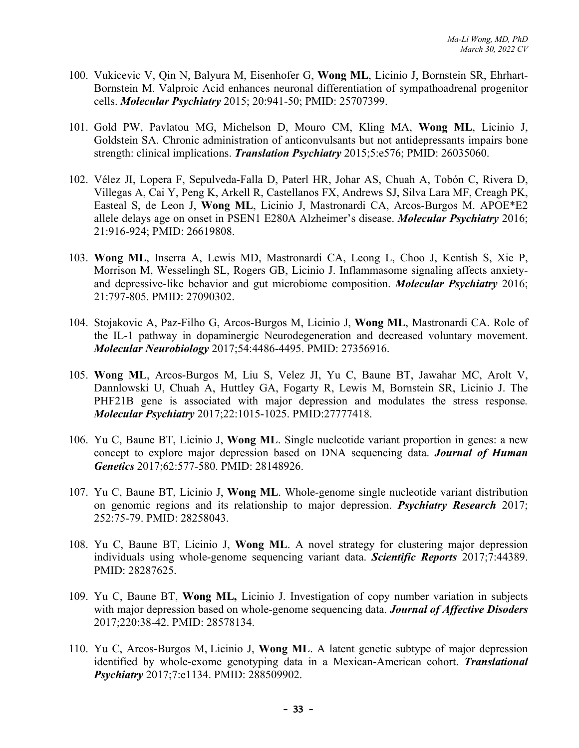100. Vukicevic V, Qin N, Balyura M, Eisenhofer G, **Wong ML**, Licinio J, Bornstein SR, Ehrhart-Bornstein M. Valproic Acid enhances neuronal differentiation of sympathoadrenal progenitor cells. ***Molecular Psychiatry*** 2015; 20:941-50; PMID: 25707399.

101. Gold PW, Pavlatou MG, Michelson D, Mouro CM, Kling MA, **Wong ML**, Licinio J, Goldstein SA. Chronic administration of anticonvulsants but not antidepressants impairs bone strength: clinical implications. ***Translation Psychiatry*** 2015;5:e576; PMID: 26035060.

102. Vélez JI, Lopera F, Sepulveda-Falla D, Paterl HR, Johar AS, Chuah A, Tobón C, Rivera D, Villegas A, Cai Y, Peng K, Arkell R, Castellanos FX, Andrews SJ, Silva Lara MF, Creagh PK, Easteal S, de Leon J, **Wong ML**, Licinio J, Mastronardi CA, Arcos-Burgos M. APOE*E2 allele delays age on onset in PSEN1 E280A Alzheimer's disease. ***Molecular Psychiatry*** 2016; 21:916-924; PMID: 26619808.

103. **Wong ML**, Inserra A, Lewis MD, Mastronardi CA, Leong L, Choo J, Kentish S, Xie P, Morrison M, Wesselingh SL, Rogers GB, Licinio J. Inflammasome signaling affects anxiety- and depressive-like behavior and gut microbiome composition. ***Molecular Psychiatry*** 2016; 21:797-805. PMID: 27090302.

104. Stojakovic A, Paz-Filho G, Arcos-Burgos M, Licinio J, **Wong ML**, Mastronardi CA. Role of the IL-1 pathway in dopaminergic Neurodegeneration and decreased voluntary movement. ***Molecular Neurobiology*** 2017;54:4486-4495. PMID: 27356916.

105. **Wong ML**, Arcos-Burgos M, Liu S, Velez JI, Yu C, Baune BT, Jawahar MC, Arolt V, Dannlowski U, Chuah A, Huttley GA, Fogarty R, Lewis M, Bornstein SR, Licinio J. The PHF21B gene is associated with major depression and modulates the stress response. ***Molecular Psychiatry*** 2017;22:1015-1025. PMID:27777418.

106. Yu C, Baune BT, Licinio J, **Wong ML**. Single nucleotide variant proportion in genes: a new concept to explore major depression based on DNA sequencing data. ***Journal of Human Genetics*** 2017;62:577-580. PMID: 28148926.

107. Yu C, Baune BT, Licinio J, **Wong ML**. Whole-genome single nucleotide variant distribution on genomic regions and its relationship to major depression. ***Psychiatry Research*** 2017; 252:75-79. PMID: 28258043.

108. Yu C, Baune BT, Licinio J, **Wong ML**. A novel strategy for clustering major depression individuals using whole-genome sequencing variant data. ***Scientific Reports*** 2017;7:44389. PMID: 28287625.

109. Yu C, Baune BT, **Wong ML,** Licinio J. Investigation of copy number variation in subjects with major depression based on whole-genome sequencing data. ***Journal of Affective Disoders*** 2017;220:38-42. PMID: 28578134.

110. Yu C, Arcos-Burgos M, Licinio J, **Wong ML**. A latent genetic subtype of major depression identified by whole-exome genotyping data in a Mexican-American cohort. ***Translational Psychiatry*** 2017;7:e1134. PMID: 288509902.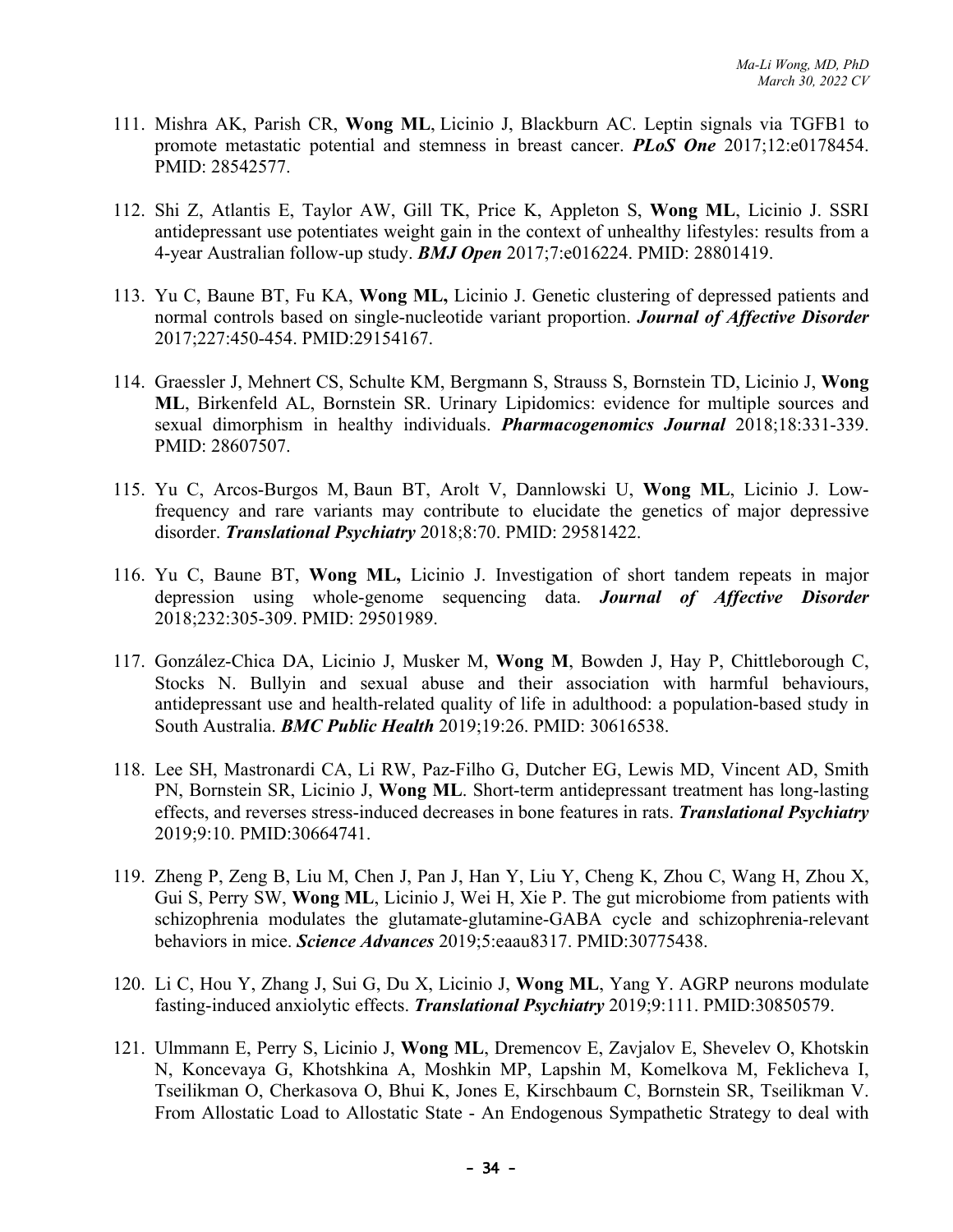111. Mishra AK, Parish CR, **Wong ML**, Licinio J, Blackburn AC. Leptin signals via TGFB1 to promote metastatic potential and stemness in breast cancer. ***PLoS One*** 2017;12:e0178454. PMID: 28542577.

112. Shi Z, Atlantis E, Taylor AW, Gill TK, Price K, Appleton S, **Wong ML**, Licinio J. SSRI antidepressant use potentiates weight gain in the context of unhealthy lifestyles: results from a 4-year Australian follow-up study. ***BMJ Open*** 2017;7:e016224. PMID: 28801419.

113. Yu C, Baune BT, Fu KA, **Wong ML,** Licinio J. Genetic clustering of depressed patients and normal controls based on single-nucleotide variant proportion. ***Journal of Affective Disorder*** 2017;227:450-454. PMID:29154167.

114. Graessler J, Mehnert CS, Schulte KM, Bergmann S, Strauss S, Bornstein TD, Licinio J, **Wong ML**, Birkenfeld AL, Bornstein SR. Urinary Lipidomics: evidence for multiple sources and sexual dimorphism in healthy individuals. ***Pharmacogenomics Journal*** 2018;18:331-339. PMID: 28607507.

115. Yu C, Arcos-Burgos M, Baun BT, Arolt V, Dannlowski U, **Wong ML**, Licinio J. Low-frequency and rare variants may contribute to elucidate the genetics of major depressive disorder. ***Translational Psychiatry*** 2018;8:70. PMID: 29581422.

116. Yu C, Baune BT, **Wong ML,** Licinio J. Investigation of short tandem repeats in major depression using whole-genome sequencing data. ***Journal of Affective Disorder*** 2018;232:305-309. PMID: 29501989.

117. González-Chica DA, Licinio J, Musker M, **Wong M**, Bowden J, Hay P, Chittleborough C, Stocks N. Bullyin and sexual abuse and their association with harmful behaviours, antidepressant use and health-related quality of life in adulthood: a population-based study in South Australia. ***BMC Public Health*** 2019;19:26. PMID: 30616538.

118. Lee SH, Mastronardi CA, Li RW, Paz-Filho G, Dutcher EG, Lewis MD, Vincent AD, Smith PN, Bornstein SR, Licinio J, **Wong ML**. Short-term antidepressant treatment has long-lasting effects, and reverses stress-induced decreases in bone features in rats. ***Translational Psychiatry*** 2019;9:10. PMID:30664741.

119. Zheng P, Zeng B, Liu M, Chen J, Pan J, Han Y, Liu Y, Cheng K, Zhou C, Wang H, Zhou X, Gui S, Perry SW, **Wong ML**, Licinio J, Wei H, Xie P. The gut microbiome from patients with schizophrenia modulates the glutamate-glutamine-GABA cycle and schizophrenia-relevant behaviors in mice. ***Science Advances*** 2019;5:eaau8317. PMID:30775438.

120. Li C, Hou Y, Zhang J, Sui G, Du X, Licinio J, **Wong ML**, Yang Y. AGRP neurons modulate fasting-induced anxiolytic effects. ***Translational Psychiatry*** 2019;9:111. PMID:30850579.

121. Ulmmann E, Perry S, Licinio J, **Wong ML**, Dremencov E, Zavjalov E, Shevelev O, Khotskin N, Koncevaya G, Khotshkina A, Moshkin MP, Lapshin M, Komelkova M, Feklicheva I, Tseilikman O, Cherkasova O, Bhui K, Jones E, Kirschbaum C, Bornstein SR, Tseilikman V. From Allostatic Load to Allostatic State - An Endogenous Sympathetic Strategy to deal with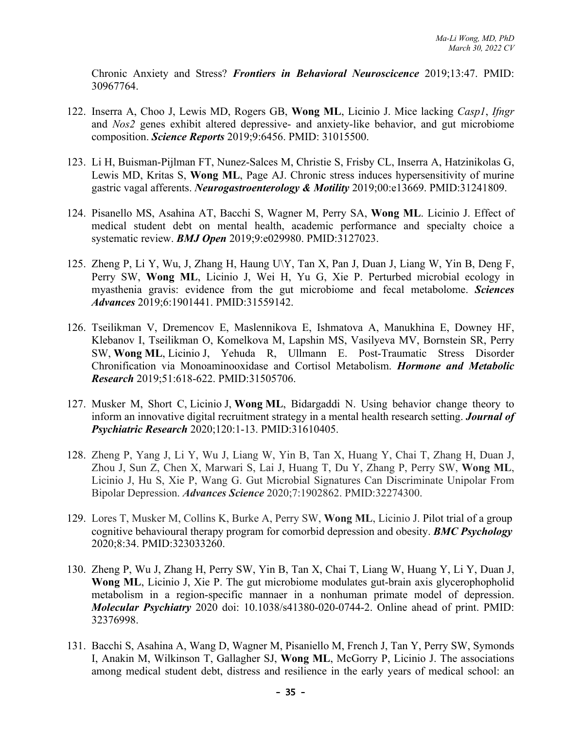Chronic Anxiety and Stress? ***Frontiers in Behavioral Neuroscicence*** 2019;13:47. PMID: 30967764.

122. Inserra A, Choo J, Lewis MD, Rogers GB, **Wong ML**, Licinio J. Mice lacking *Casp1*, *Ifngr* and *Nos2* genes exhibit altered depressive- and anxiety-like behavior, and gut microbiome composition. ***Science Reports*** 2019;9:6456. PMID: 31015500.

123. Li H, Buisman-Pijlman FT, Nunez-Salces M, Christie S, Frisby CL, Inserra A, Hatzinikolas G, Lewis MD, Kritas S, **Wong ML**, Page AJ. Chronic stress induces hypersensitivity of murine gastric vagal afferents. ***Neurogastroenterology & Motility*** 2019;00:e13669. PMID:31241809.

124. Pisanello MS, Asahina AT, Bacchi S, Wagner M, Perry SA, **Wong ML**. Licinio J. Effect of medical student debt on mental health, academic performance and specialty choice a systematic review. ***BMJ Open*** 2019;9:e029980. PMID:3127023.

125. Zheng P, Li Y, Wu, J, Zhang H, Haung U\Y, Tan X, Pan J, Duan J, Liang W, Yin B, Deng F, Perry SW, **Wong ML**, Licinio J, Wei H, Yu G, Xie P. Perturbed microbial ecology in myasthenia gravis: evidence from the gut microbiome and fecal metabolome. ***Sciences Advances*** 2019;6:1901441. PMID:31559142.

126. Tseilikman V, Dremencov E, Maslennikova E, Ishmatova A, Manukhina E, Downey HF, Klebanov I, Tseilikman O, Komelkova M, Lapshin MS, Vasilyeva MV, Bornstein SR, Perry SW, **Wong ML**, Licinio J, Yehuda R, Ullmann E. Post-Traumatic Stress Disorder Chronification via Monoaminooxidase and Cortisol Metabolism. ***Hormone and Metabolic Research*** 2019;51:618-622. PMID:31505706.

127. Musker M, Short C, Licinio J, **Wong ML**, Bidargaddi N. Using behavior change theory to inform an innovative digital recruitment strategy in a mental health research setting. ***Journal of Psychiatric Research*** 2020;120:1-13. PMID:31610405.

128. Zheng P, Yang J, Li Y, Wu J, Liang W, Yin B, Tan X, Huang Y, Chai T, Zhang H, Duan J, Zhou J, Sun Z, Chen X, Marwari S, Lai J, Huang T, Du Y, Zhang P, Perry SW, **Wong ML**, Licinio J, Hu S, Xie P, Wang G. Gut Microbial Signatures Can Discriminate Unipolar From Bipolar Depression. ***Advances Science*** 2020;7:1902862. PMID:32274300.

129. Lores T, Musker M, Collins K, Burke A, Perry SW, **Wong ML**, Licinio J. Pilot trial of a group cognitive behavioural therapy program for comorbid depression and obesity. ***BMC Psychology*** 2020;8:34. PMID:323033260.

130. Zheng P, Wu J, Zhang H, Perry SW, Yin B, Tan X, Chai T, Liang W, Huang Y, Li Y, Duan J, **Wong ML**, Licinio J, Xie P. The gut microbiome modulates gut-brain axis glycerophopholid metabolism in a region-specific mannaer in a nonhuman primate model of depression. ***Molecular Psychiatry*** 2020 doi: 10.1038/s41380-020-0744-2. Online ahead of print. PMID: 32376998.

131. Bacchi S, Asahina A, Wang D, Wagner M, Pisaniello M, French J, Tan Y, Perry SW, Symonds I, Anakin M, Wilkinson T, Gallagher SJ, **Wong ML**, McGorry P, Licinio J. The associations among medical student debt, distress and resilience in the early years of medical school: an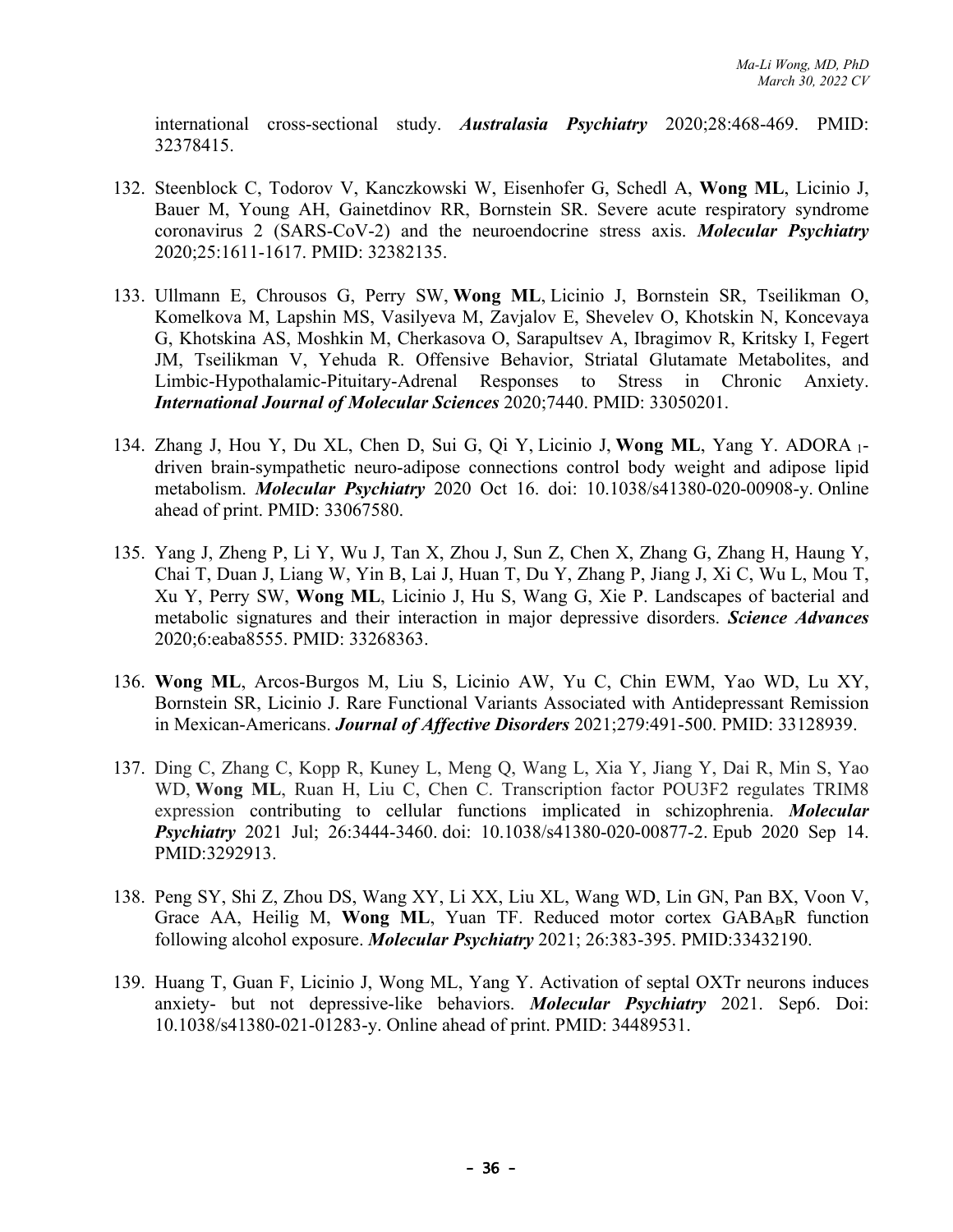international cross-sectional study. ***Australasia Psychiatry*** 2020;28:468-469. PMID: 32378415.

132. Steenblock C, Todorov V, Kanczkowski W, Eisenhofer G, Schedl A, **Wong ML**, Licinio J, Bauer M, Young AH, Gainetdinov RR, Bornstein SR. Severe acute respiratory syndrome coronavirus 2 (SARS-CoV-2) and the neuroendocrine stress axis. ***Molecular Psychiatry*** 2020;25:1611-1617. PMID: 32382135.

133. Ullmann E, Chrousos G, Perry SW, **Wong ML**, Licinio J, Bornstein SR, Tseilikman O, Komelkova M, Lapshin MS, Vasilyeva M, Zavjalov E, Shevelev O, Khotskin N, Koncevaya G, Khotskina AS, Moshkin M, Cherkasova O, Sarapultsev A, Ibragimov R, Kritsky I, Fegert JM, Tseilikman V, Yehuda R. Offensive Behavior, Striatal Glutamate Metabolites, and Limbic-Hypothalamic-Pituitary-Adrenal Responses to Stress in Chronic Anxiety. ***International Journal of Molecular Sciences*** 2020;7440. PMID: 33050201.

134. Zhang J, Hou Y, Du XL, Chen D, Sui G, Qi Y, Licinio J, **Wong ML**, Yang Y. ADORA $_1$-driven brain-sympathetic neuro-adipose connections control body weight and adipose lipid metabolism. ***Molecular Psychiatry*** 2020 Oct 16. doi: 10.1038/s41380-020-00908-y. Online ahead of print. PMID: 33067580.

135. Yang J, Zheng P, Li Y, Wu J, Tan X, Zhou J, Sun Z, Chen X, Zhang G, Zhang H, Haung Y, Chai T, Duan J, Liang W, Yin B, Lai J, Huan T, Du Y, Zhang P, Jiang J, Xi C, Wu L, Mou T, Xu Y, Perry SW, **Wong ML**, Licinio J, Hu S, Wang G, Xie P. Landscapes of bacterial and metabolic signatures and their interaction in major depressive disorders. ***Science Advances*** 2020;6:eaba8555. PMID: 33268363.

136. **Wong ML**, Arcos-Burgos M, Liu S, Licinio AW, Yu C, Chin EWM, Yao WD, Lu XY, Bornstein SR, Licinio J. Rare Functional Variants Associated with Antidepressant Remission in Mexican-Americans. ***Journal of Affective Disorders*** 2021;279:491-500. PMID: 33128939.

137. Ding C, Zhang C, Kopp R, Kuney L, Meng Q, Wang L, Xia Y, Jiang Y, Dai R, Min S, Yao WD, **Wong ML**, Ruan H, Liu C, Chen C. Transcription factor POU3F2 regulates TRIM8 expression contributing to cellular functions implicated in schizophrenia. ***Molecular Psychiatry*** 2021 Jul; 26:3444-3460. doi: 10.1038/s41380-020-00877-2. Epub 2020 Sep 14. PMID:3292913.

138. Peng SY, Shi Z, Zhou DS, Wang XY, Li XX, Liu XL, Wang WD, Lin GN, Pan BX, Voon V, Grace AA, Heilig M, **Wong ML**, Yuan TF. Reduced motor cortex $GABA_BR$ function following alcohol exposure. ***Molecular Psychiatry*** 2021; 26:383-395. PMID:33432190.

139. Huang T, Guan F, Licinio J, Wong ML, Yang Y. Activation of septal OXTr neurons induces anxiety- but not depressive-like behaviors. ***Molecular Psychiatry*** 2021. Sep6. Doi: 10.1038/s41380-021-01283-y. Online ahead of print. PMID: 34489531.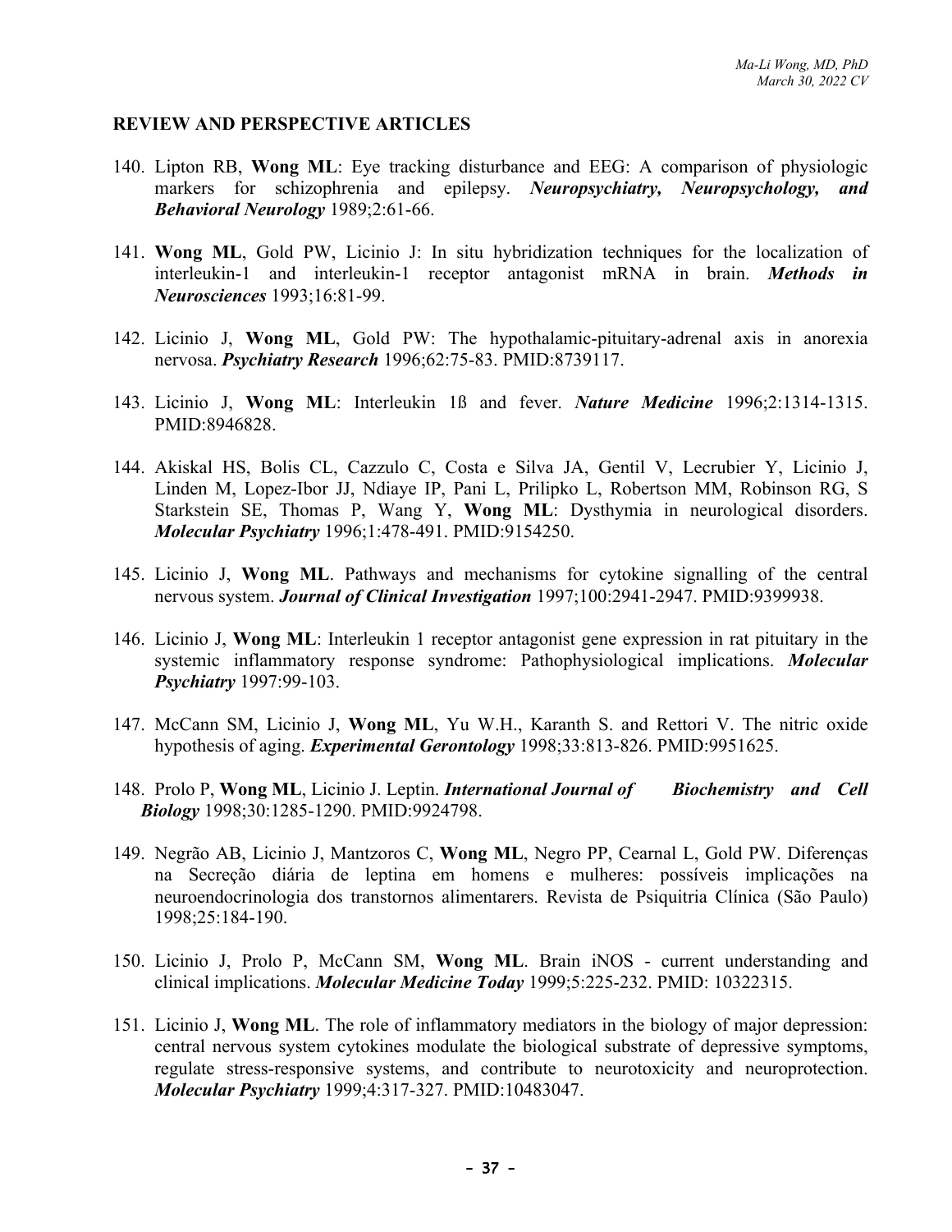## REVIEW AND PERSPECTIVE ARTICLES

140. Lipton RB, **Wong ML**: Eye tracking disturbance and EEG: A comparison of physiologic markers for schizophrenia and epilepsy. ***Neuropsychiatry, Neuropsychology, and Behavioral Neurology*** 1989;2:61-66.

141. **Wong ML**, Gold PW, Licinio J: In situ hybridization techniques for the localization of interleukin-1 and interleukin-1 receptor antagonist mRNA in brain. ***Methods in Neurosciences*** 1993;16:81-99.

142. Licinio J, **Wong ML**, Gold PW: The hypothalamic-pituitary-adrenal axis in anorexia nervosa. ***Psychiatry Research*** 1996;62:75-83. PMID:8739117.

143. Licinio J, **Wong ML**: Interleukin 1ß and fever. ***Nature Medicine*** 1996;2:1314-1315. PMID:8946828.

144. Akiskal HS, Bolis CL, Cazzulo C, Costa e Silva JA, Gentil V, Lecrubier Y, Licinio J, Linden M, Lopez-Ibor JJ, Ndiaye IP, Pani L, Prilipko L, Robertson MM, Robinson RG, S Starkstein SE, Thomas P, Wang Y, **Wong ML**: Dysthymia in neurological disorders. ***Molecular Psychiatry*** 1996;1:478-491. PMID:9154250.

145. Licinio J, **Wong ML**. Pathways and mechanisms for cytokine signalling of the central nervous system. ***Journal of Clinical Investigation*** 1997;100:2941-2947. PMID:9399938.

146. Licinio J, **Wong ML**: Interleukin 1 receptor antagonist gene expression in rat pituitary in the systemic inflammatory response syndrome: Pathophysiological implications. ***Molecular Psychiatry*** 1997:99-103.

147. McCann SM, Licinio J, **Wong ML**, Yu W.H., Karanth S. and Rettori V. The nitric oxide hypothesis of aging. ***Experimental Gerontology*** 1998;33:813-826. PMID:9951625.

148. Prolo P, **Wong ML**, Licinio J. Leptin. ***International Journal of Biochemistry and Cell Biology*** 1998;30:1285-1290. PMID:9924798.

149. Negrão AB, Licinio J, Mantzoros C, **Wong ML**, Negro PP, Cearnal L, Gold PW. Diferenças na Secreção diária de leptina em homens e mulheres: possíveis implicações na neuroendocrinologia dos transtornos alimentarers. Revista de Psiquitria Clínica (São Paulo) 1998;25:184-190.

150. Licinio J, Prolo P, McCann SM, **Wong ML**. Brain iNOS - current understanding and clinical implications. ***Molecular Medicine Today*** 1999;5:225-232. PMID: 10322315.

151. Licinio J, **Wong ML**. The role of inflammatory mediators in the biology of major depression: central nervous system cytokines modulate the biological substrate of depressive symptoms, regulate stress-responsive systems, and contribute to neurotoxicity and neuroprotection. ***Molecular Psychiatry*** 1999;4:317-327. PMID:10483047.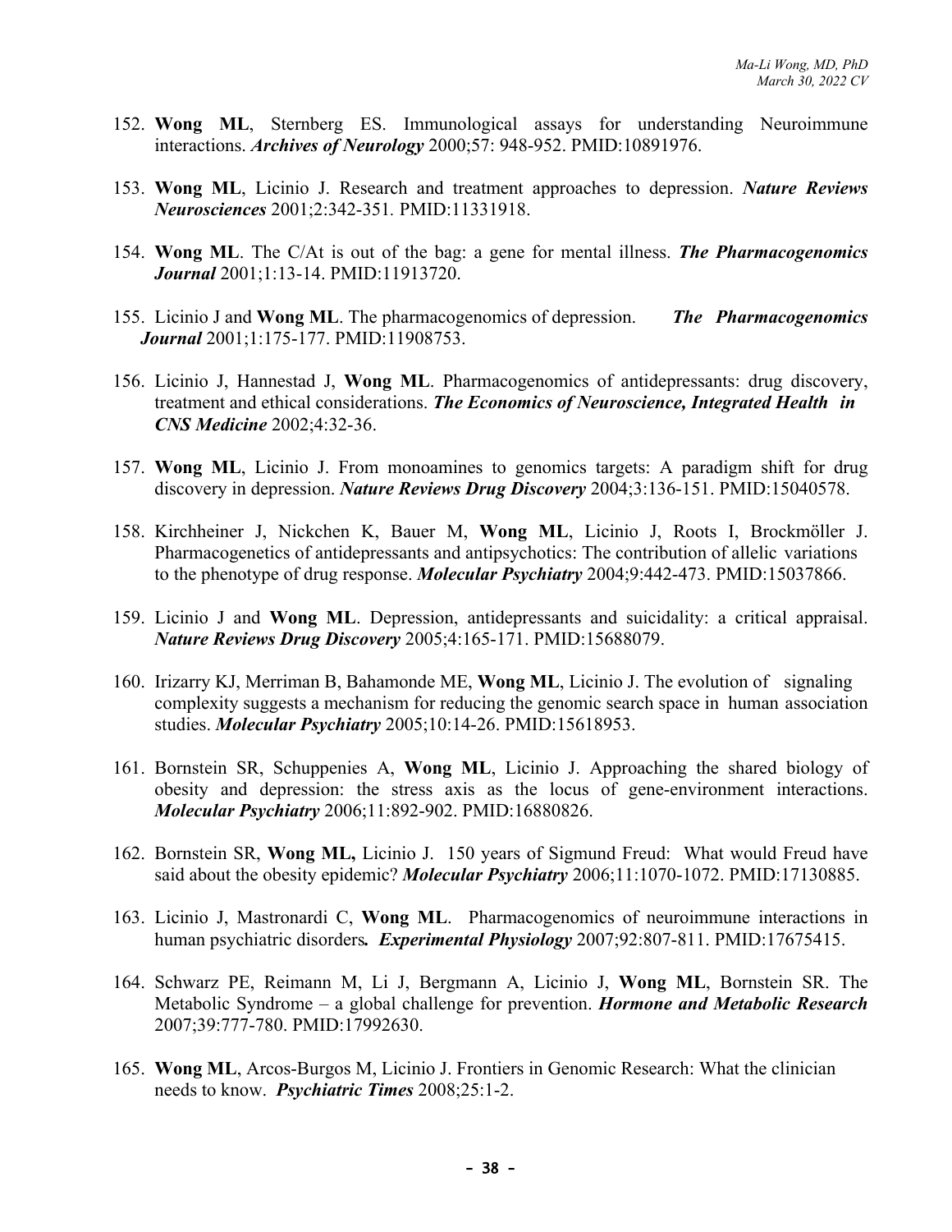152. **Wong ML**, Sternberg ES. Immunological assays for understanding Neuroimmune interactions. ***Archives of Neurology*** 2000;57: 948-952. PMID:10891976.

153. **Wong ML**, Licinio J. Research and treatment approaches to depression. ***Nature Reviews Neurosciences*** 2001;2:342-351. PMID:11331918.

154. **Wong ML**. The C/At is out of the bag: a gene for mental illness. ***The Pharmacogenomics Journal*** 2001;1:13-14. PMID:11913720.

155. Licinio J and **Wong ML**. The pharmacogenomics of depression. ***The Pharmacogenomics Journal*** 2001;1:175-177. PMID:11908753.

156. Licinio J, Hannestad J, **Wong ML**. Pharmacogenomics of antidepressants: drug discovery, treatment and ethical considerations. ***The Economics of Neuroscience, Integrated Health in CNS Medicine*** 2002;4:32-36.

157. **Wong ML**, Licinio J. From monoamines to genomics targets: A paradigm shift for drug discovery in depression. ***Nature Reviews Drug Discovery*** 2004;3:136-151. PMID:15040578.

158. Kirchheiner J, Nickchen K, Bauer M, **Wong ML**, Licinio J, Roots I, Brockmöller J. Pharmacogenetics of antidepressants and antipsychotics: The contribution of allelic variations to the phenotype of drug response. ***Molecular Psychiatry*** 2004;9:442-473. PMID:15037866.

159. Licinio J and **Wong ML**. Depression, antidepressants and suicidality: a critical appraisal. ***Nature Reviews Drug Discovery*** 2005;4:165-171. PMID:15688079.

160. Irizarry KJ, Merriman B, Bahamonde ME, **Wong ML**, Licinio J. The evolution of signaling complexity suggests a mechanism for reducing the genomic search space in human association studies. ***Molecular Psychiatry*** 2005;10:14-26. PMID:15618953.

161. Bornstein SR, Schuppenies A, **Wong ML**, Licinio J. Approaching the shared biology of obesity and depression: the stress axis as the locus of gene-environment interactions. ***Molecular Psychiatry*** 2006;11:892-902. PMID:16880826.

162. Bornstein SR, **Wong ML,** Licinio J. 150 years of Sigmund Freud: What would Freud have said about the obesity epidemic? ***Molecular Psychiatry*** 2006;11:1070-1072. PMID:17130885.

163. Licinio J, Mastronardi C, **Wong ML**. Pharmacogenomics of neuroimmune interactions in human psychiatric disorders***.*** ***Experimental Physiology*** 2007;92:807-811. PMID:17675415.

164. Schwarz PE, Reimann M, Li J, Bergmann A, Licinio J, **Wong ML**, Bornstein SR. The Metabolic Syndrome – a global challenge for prevention. ***Hormone and Metabolic Research*** 2007;39:777-780. PMID:17992630.

165. **Wong ML**, Arcos-Burgos M, Licinio J. Frontiers in Genomic Research: What the clinician needs to know. ***Psychiatric Times*** 2008;25:1-2.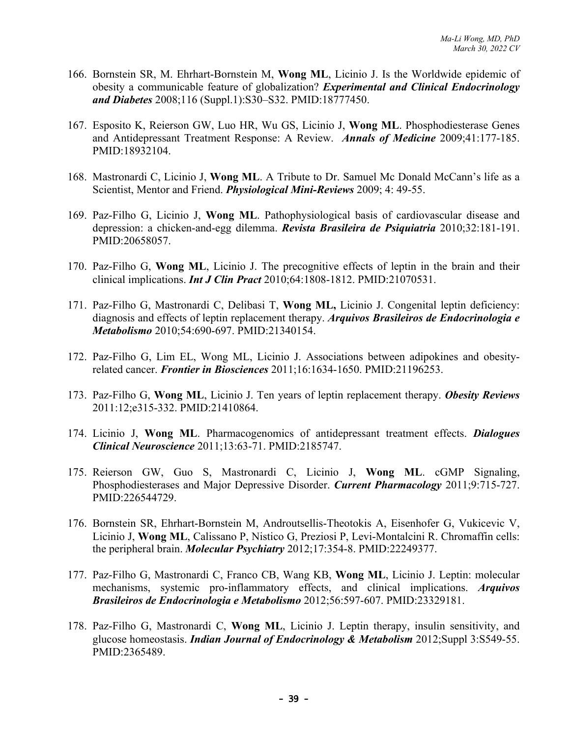166. Bornstein SR, M. Ehrhart-Bornstein M, **Wong ML**, Licinio J. Is the Worldwide epidemic of obesity a communicable feature of globalization? ***Experimental and Clinical Endocrinology and Diabetes*** 2008;116 (Suppl.1):S30–S32. PMID:18777450.

167. Esposito K, Reierson GW, Luo HR, Wu GS, Licinio J, **Wong ML**. Phosphodiesterase Genes and Antidepressant Treatment Response: A Review. ***Annals of Medicine*** 2009;41:177-185. PMID:18932104.

168. Mastronardi C, Licinio J, **Wong ML**. A Tribute to Dr. Samuel Mc Donald McCann's life as a Scientist, Mentor and Friend. ***Physiological Mini-Reviews*** 2009; 4: 49-55.

169. Paz-Filho G, Licinio J, **Wong ML**. Pathophysiological basis of cardiovascular disease and depression: a chicken-and-egg dilemma. ***Revista Brasileira de Psiquiatria*** 2010;32:181-191. PMID:20658057.

170. Paz-Filho G, **Wong ML**, Licinio J. The precognitive effects of leptin in the brain and their clinical implications. ***Int J Clin Pract*** 2010;64:1808-1812. PMID:21070531.

171. Paz-Filho G, Mastronardi C, Delibasi T, **Wong ML,** Licinio J. Congenital leptin deficiency: diagnosis and effects of leptin replacement therapy. ***Arquivos Brasileiros de Endocrinologia e Metabolismo*** 2010;54:690-697. PMID:21340154.

172. Paz-Filho G, Lim EL, Wong ML, Licinio J. Associations between adipokines and obesity-related cancer. ***Frontier in Biosciences*** 2011;16:1634-1650. PMID:21196253.

173. Paz-Filho G, **Wong ML**, Licinio J. Ten years of leptin replacement therapy. ***Obesity Reviews*** 2011:12;e315-332. PMID:21410864.

174. Licinio J, **Wong ML**. Pharmacogenomics of antidepressant treatment effects. ***Dialogues Clinical Neuroscience*** 2011;13:63-71. PMID:2185747.

175. Reierson GW, Guo S, Mastronardi C, Licinio J, **Wong ML**. cGMP Signaling, Phosphodiesterases and Major Depressive Disorder. ***Current Pharmacology*** 2011;9:715-727. PMID:226544729.

176. Bornstein SR, Ehrhart-Bornstein M, Androutsellis-Theotokis A, Eisenhofer G, Vukicevic V, Licinio J, **Wong ML**, Calissano P, Nistico G, Preziosi P, Levi-Montalcini R. Chromaffin cells: the peripheral brain. ***Molecular Psychiatry*** 2012;17:354-8. PMID:22249377.

177. Paz-Filho G, Mastronardi C, Franco CB, Wang KB, **Wong ML**, Licinio J. Leptin: molecular mechanisms, systemic pro-inflammatory effects, and clinical implications. ***Arquivos Brasileiros de Endocrinologia e Metabolismo*** 2012;56:597-607. PMID:23329181.

178. Paz-Filho G, Mastronardi C, **Wong ML**, Licinio J. Leptin therapy, insulin sensitivity, and glucose homeostasis. ***Indian Journal of Endocrinology & Metabolism*** 2012;Suppl 3:S549-55. PMID:2365489.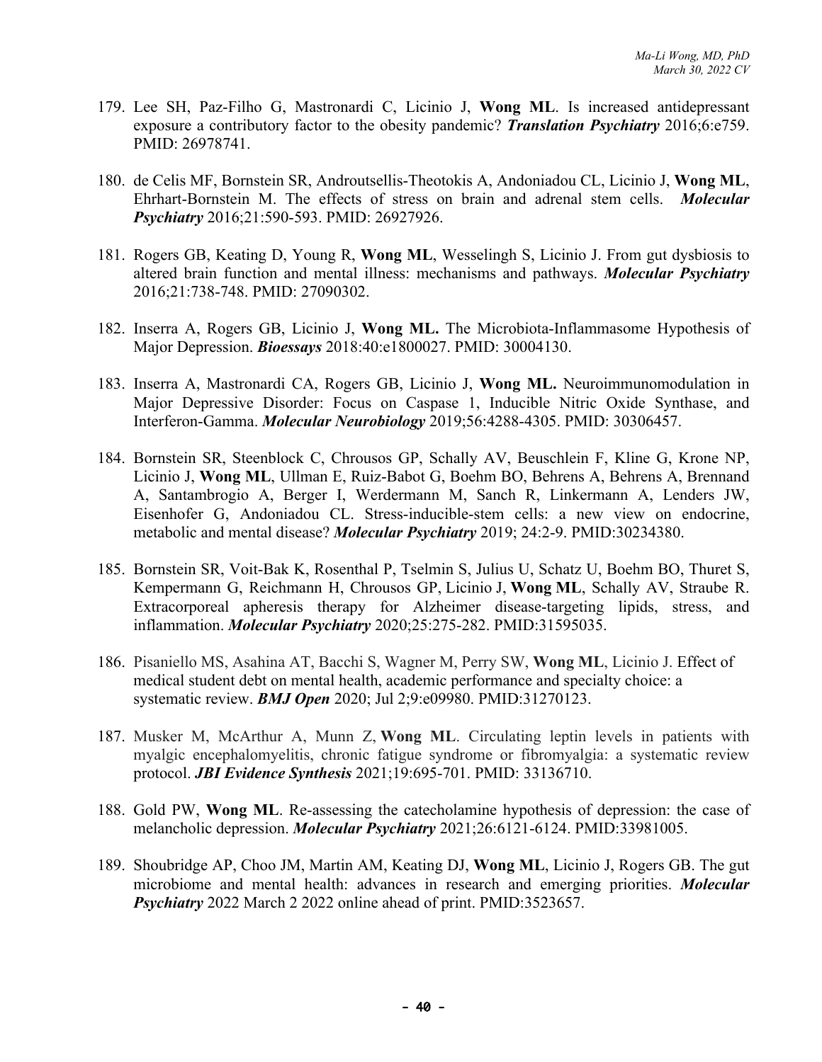179. Lee SH, Paz-Filho G, Mastronardi C, Licinio J, **Wong ML**. Is increased antidepressant exposure a contributory factor to the obesity pandemic? ***Translation Psychiatry*** 2016;6:e759. PMID: 26978741.

180. de Celis MF, Bornstein SR, Androutsellis-Theotokis A, Andoniadou CL, Licinio J, **Wong ML**, Ehrhart-Bornstein M. The effects of stress on brain and adrenal stem cells. ***Molecular Psychiatry*** 2016;21:590-593. PMID: 26927926.

181. Rogers GB, Keating D, Young R, **Wong ML**, Wesselingh S, Licinio J. From gut dysbiosis to altered brain function and mental illness: mechanisms and pathways. ***Molecular Psychiatry*** 2016;21:738-748. PMID: 27090302.

182. Inserra A, Rogers GB, Licinio J, **Wong ML.** The Microbiota-Inflammasome Hypothesis of Major Depression. ***Bioessays*** 2018:40:e1800027. PMID: 30004130.

183. Inserra A, Mastronardi CA, Rogers GB, Licinio J, **Wong ML.** Neuroimmunomodulation in Major Depressive Disorder: Focus on Caspase 1, Inducible Nitric Oxide Synthase, and Interferon-Gamma. ***Molecular Neurobiology*** 2019;56:4288-4305. PMID: 30306457.

184. Bornstein SR, Steenblock C, Chrousos GP, Schally AV, Beuschlein F, Kline G, Krone NP, Licinio J, **Wong ML**, Ullman E, Ruiz-Babot G, Boehm BO, Behrens A, Behrens A, Brennand A, Santambrogio A, Berger I, Werdermann M, Sanch R, Linkermann A, Lenders JW, Eisenhofer G, Andoniadou CL. Stress-inducible-stem cells: a new view on endocrine, metabolic and mental disease? ***Molecular Psychiatry*** 2019; 24:2-9. PMID:30234380.

185. Bornstein SR, Voit-Bak K, Rosenthal P, Tselmin S, Julius U, Schatz U, Boehm BO, Thuret S, Kempermann G, Reichmann H, Chrousos GP, Licinio J, **Wong ML**, Schally AV, Straube R. Extracorporeal apheresis therapy for Alzheimer disease-targeting lipids, stress, and inflammation. ***Molecular Psychiatry*** 2020;25:275-282. PMID:31595035.

186. Pisaniello MS, Asahina AT, Bacchi S, Wagner M, Perry SW, **Wong ML**, Licinio J. Effect of medical student debt on mental health, academic performance and specialty choice: a systematic review. ***BMJ Open*** 2020; Jul 2;9:e09980. PMID:31270123.

187. Musker M, McArthur A, Munn Z, **Wong ML**. Circulating leptin levels in patients with myalgic encephalomyelitis, chronic fatigue syndrome or fibromyalgia: a systematic review protocol. ***JBI Evidence Synthesis*** 2021;19:695-701. PMID: 33136710.

188. Gold PW, **Wong ML**. Re-assessing the catecholamine hypothesis of depression: the case of melancholic depression. ***Molecular Psychiatry*** 2021;26:6121-6124. PMID:33981005.

189. Shoubridge AP, Choo JM, Martin AM, Keating DJ, **Wong ML**, Licinio J, Rogers GB. The gut microbiome and mental health: advances in research and emerging priorities. ***Molecular Psychiatry*** 2022 March 2 2022 online ahead of print. PMID:3523657.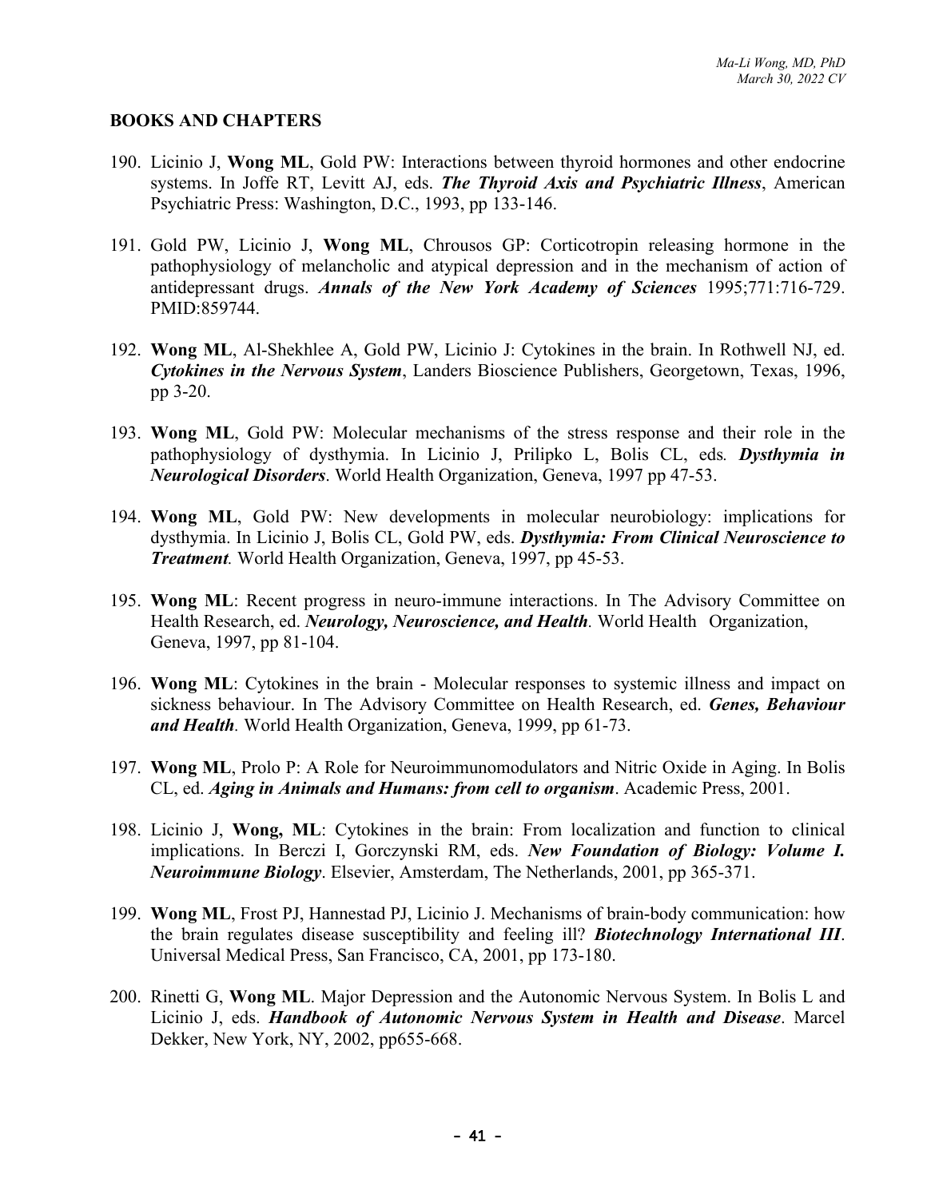## BOOKS AND CHAPTERS

190. Licinio J, **Wong ML**, Gold PW: Interactions between thyroid hormones and other endocrine systems. In Joffe RT, Levitt AJ, eds. ***The Thyroid Axis and Psychiatric Illness***, American Psychiatric Press: Washington, D.C., 1993, pp 133-146.

191. Gold PW, Licinio J, **Wong ML**, Chrousos GP: Corticotropin releasing hormone in the pathophysiology of melancholic and atypical depression and in the mechanism of action of antidepressant drugs. ***Annals of the New York Academy of Sciences*** 1995;771:716-729. PMID:859744.

192. **Wong ML**, Al-Shekhlee A, Gold PW, Licinio J: Cytokines in the brain. In Rothwell NJ, ed. ***Cytokines in the Nervous System***, Landers Bioscience Publishers, Georgetown, Texas, 1996, pp 3-20.

193. **Wong ML**, Gold PW: Molecular mechanisms of the stress response and their role in the pathophysiology of dysthymia. In Licinio J, Prilipko L, Bolis CL, eds*.* ***Dysthymia in Neurological Disorders***. World Health Organization, Geneva, 1997 pp 47-53.

194. **Wong ML**, Gold PW: New developments in molecular neurobiology: implications for dysthymia. In Licinio J, Bolis CL, Gold PW, eds. ***Dysthymia: From Clinical Neuroscience to Treatment****.* World Health Organization, Geneva, 1997, pp 45-53.

195. **Wong ML**: Recent progress in neuro-immune interactions. In The Advisory Committee on Health Research, ed. ***Neurology, Neuroscience, and Health****.* World Health Organization, Geneva, 1997, pp 81-104.

196. **Wong ML**: Cytokines in the brain - Molecular responses to systemic illness and impact on sickness behaviour. In The Advisory Committee on Health Research, ed. ***Genes, Behaviour and Health****.* World Health Organization, Geneva, 1999, pp 61-73.

197. **Wong ML**, Prolo P: A Role for Neuroimmunomodulators and Nitric Oxide in Aging. In Bolis CL, ed. ***Aging in Animals and Humans: from cell to organism***. Academic Press, 2001.

198. Licinio J, **Wong, ML**: Cytokines in the brain: From localization and function to clinical implications. In Berczi I, Gorczynski RM, eds. ***New Foundation of Biology: Volume I. Neuroimmune Biology***. Elsevier, Amsterdam, The Netherlands, 2001, pp 365-371.

199. **Wong ML**, Frost PJ, Hannestad PJ, Licinio J. Mechanisms of brain-body communication: how the brain regulates disease susceptibility and feeling ill? ***Biotechnology International III***. Universal Medical Press, San Francisco, CA, 2001, pp 173-180.

200. Rinetti G, **Wong ML**. Major Depression and the Autonomic Nervous System. In Bolis L and Licinio J, eds. ***Handbook of Autonomic Nervous System in Health and Disease***. Marcel Dekker, New York, NY, 2002, pp655-668.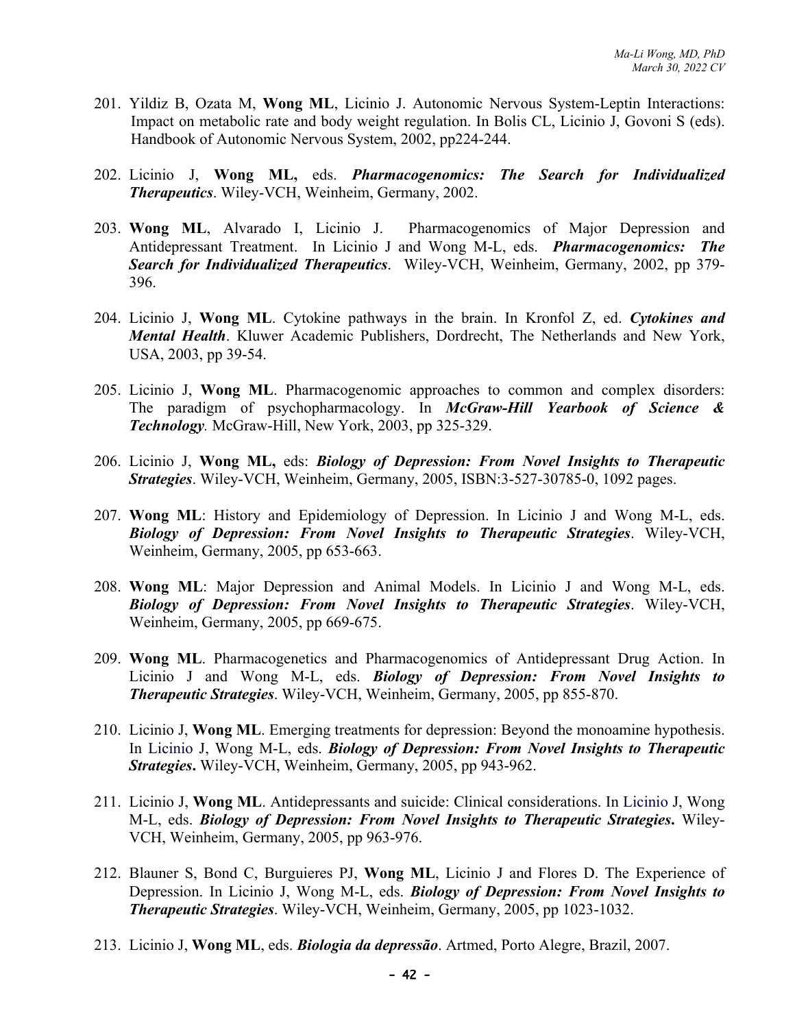201. Yildiz B, Ozata M, **Wong ML**, Licinio J. Autonomic Nervous System-Leptin Interactions: Impact on metabolic rate and body weight regulation. In Bolis CL, Licinio J, Govoni S (eds). Handbook of Autonomic Nervous System, 2002, pp224-244.

202. Licinio J, **Wong ML,** eds. ***Pharmacogenomics: The Search for Individualized Therapeutics***. Wiley-VCH, Weinheim, Germany, 2002.

203. **Wong ML**, Alvarado I, Licinio J. Pharmacogenomics of Major Depression and Antidepressant Treatment. In Licinio J and Wong M-L, eds. ***Pharmacogenomics: The Search for Individualized Therapeutics***. Wiley-VCH, Weinheim, Germany, 2002, pp 379-396.

204. Licinio J, **Wong ML**. Cytokine pathways in the brain. In Kronfol Z, ed. ***Cytokines and Mental Health***. Kluwer Academic Publishers, Dordrecht, The Netherlands and New York, USA, 2003, pp 39-54.

205. Licinio J, **Wong ML**. Pharmacogenomic approaches to common and complex disorders: The paradigm of psychopharmacology. In ***McGraw-Hill Yearbook of Science & Technology***. McGraw-Hill, New York, 2003, pp 325-329.

206. Licinio J, **Wong ML,** eds: ***Biology of Depression: From Novel Insights to Therapeutic Strategies***. Wiley-VCH, Weinheim, Germany, 2005, ISBN:3-527-30785-0, 1092 pages.

207. **Wong ML**: History and Epidemiology of Depression. In Licinio J and Wong M-L, eds. ***Biology of Depression: From Novel Insights to Therapeutic Strategies***. Wiley-VCH, Weinheim, Germany, 2005, pp 653-663.

208. **Wong ML**: Major Depression and Animal Models. In Licinio J and Wong M-L, eds. ***Biology of Depression: From Novel Insights to Therapeutic Strategies***. Wiley-VCH, Weinheim, Germany, 2005, pp 669-675.

209. **Wong ML**. Pharmacogenetics and Pharmacogenomics of Antidepressant Drug Action. In Licinio J and Wong M-L, eds. ***Biology of Depression: From Novel Insights to Therapeutic Strategies***. Wiley-VCH, Weinheim, Germany, 2005, pp 855-870.

210. Licinio J, **Wong ML**. Emerging treatments for depression: Beyond the monoamine hypothesis. In Licinio J, Wong M-L, eds. ***Biology of Depression: From Novel Insights to Therapeutic Strategies*.** Wiley-VCH, Weinheim, Germany, 2005, pp 943-962.

211. Licinio J, **Wong ML**. Antidepressants and suicide: Clinical considerations. In Licinio J, Wong M-L, eds. ***Biology of Depression: From Novel Insights to Therapeutic Strategies*.** Wiley-VCH, Weinheim, Germany, 2005, pp 963-976.

212. Blauner S, Bond C, Burguieres PJ, **Wong ML**, Licinio J and Flores D. The Experience of Depression. In Licinio J, Wong M-L, eds. ***Biology of Depression: From Novel Insights to Therapeutic Strategies***. Wiley-VCH, Weinheim, Germany, 2005, pp 1023-1032.

213. Licinio J, **Wong ML**, eds. ***Biologia da depressão***. Artmed, Porto Alegre, Brazil, 2007.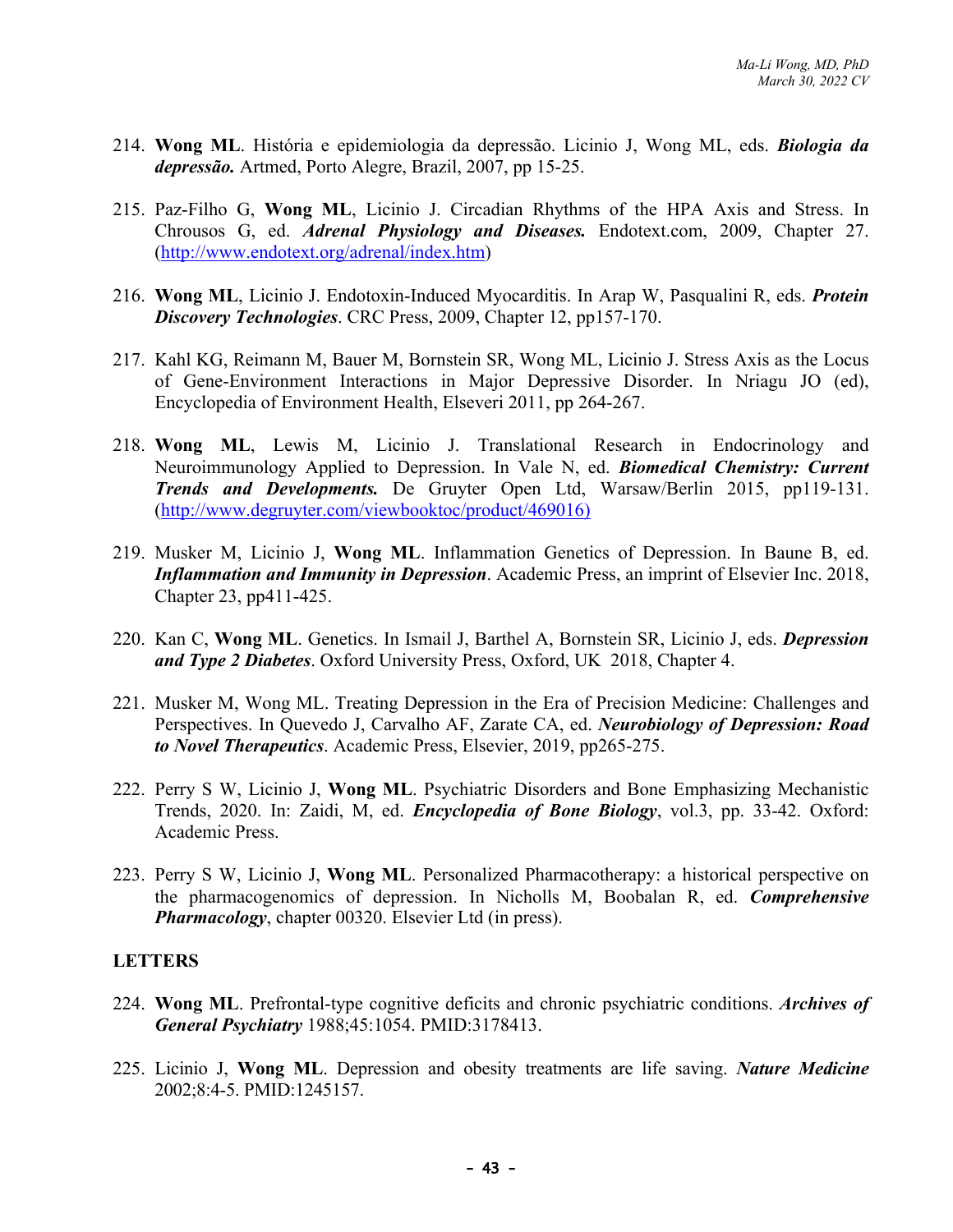214. **Wong ML**. História e epidemiologia da depressão. Licinio J, Wong ML, eds. ***Biologia da depressão.*** Artmed, Porto Alegre, Brazil, 2007, pp 15-25.

215. Paz-Filho G, **Wong ML**, Licinio J. Circadian Rhythms of the HPA Axis and Stress. In Chrousos G, ed. ***Adrenal Physiology and Diseases.*** Endotext.com, 2009, Chapter 27. (http://www.endotext.org/adrenal/index.htm)

216. **Wong ML**, Licinio J. Endotoxin-Induced Myocarditis. In Arap W, Pasqualini R, eds. ***Protein Discovery Technologies***. CRC Press, 2009, Chapter 12, pp157-170.

217. Kahl KG, Reimann M, Bauer M, Bornstein SR, Wong ML, Licinio J. Stress Axis as the Locus of Gene-Environment Interactions in Major Depressive Disorder. In Nriagu JO (ed), Encyclopedia of Environment Health, Elseveri 2011, pp 264-267.

218. **Wong ML**, Lewis M, Licinio J. Translational Research in Endocrinology and Neuroimmunology Applied to Depression. In Vale N, ed. ***Biomedical Chemistry: Current Trends and Developments.*** De Gruyter Open Ltd, Warsaw/Berlin 2015, pp119-131. (http://www.degruyter.com/viewbooktoc/product/469016)

219. Musker M, Licinio J, **Wong ML**. Inflammation Genetics of Depression. In Baune B, ed. ***Inflammation and Immunity in Depression***. Academic Press, an imprint of Elsevier Inc. 2018, Chapter 23, pp411-425.

220. Kan C, **Wong ML**. Genetics. In Ismail J, Barthel A, Bornstein SR, Licinio J, eds. ***Depression and Type 2 Diabetes***. Oxford University Press, Oxford, UK 2018, Chapter 4.

221. Musker M, Wong ML. Treating Depression in the Era of Precision Medicine: Challenges and Perspectives. In Quevedo J, Carvalho AF, Zarate CA, ed. ***Neurobiology of Depression: Road to Novel Therapeutics***. Academic Press, Elsevier, 2019, pp265-275.

222. Perry S W, Licinio J, **Wong ML**. Psychiatric Disorders and Bone Emphasizing Mechanistic Trends, 2020. In: Zaidi, M, ed. ***Encyclopedia of Bone Biology***, vol.3, pp. 33-42. Oxford: Academic Press.

223. Perry S W, Licinio J, **Wong ML**. Personalized Pharmacotherapy: a historical perspective on the pharmacogenomics of depression. In Nicholls M, Boobalan R, ed. ***Comprehensive Pharmacology***, chapter 00320. Elsevier Ltd (in press).

**LETTERS**

224. **Wong ML**. Prefrontal-type cognitive deficits and chronic psychiatric conditions. ***Archives of General Psychiatry*** 1988;45:1054. PMID:3178413.

225. Licinio J, **Wong ML**. Depression and obesity treatments are life saving. ***Nature Medicine*** 2002;8:4-5. PMID:1245157.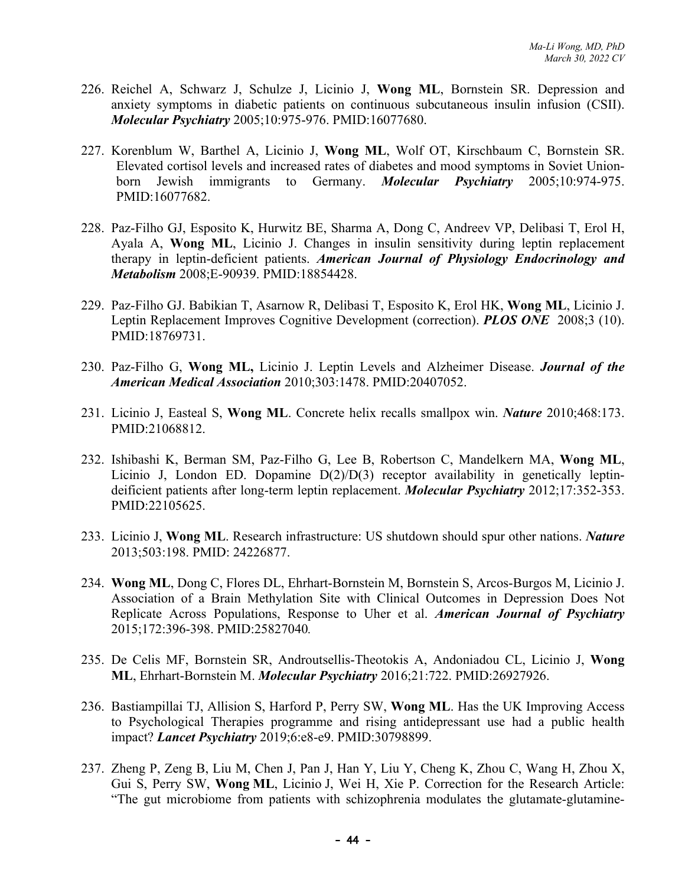226. Reichel A, Schwarz J, Schulze J, Licinio J, **Wong ML**, Bornstein SR. Depression and anxiety symptoms in diabetic patients on continuous subcutaneous insulin infusion (CSII). ***Molecular Psychiatry*** 2005;10:975-976. PMID:16077680.

227. Korenblum W, Barthel A, Licinio J, **Wong ML**, Wolf OT, Kirschbaum C, Bornstein SR. Elevated cortisol levels and increased rates of diabetes and mood symptoms in Soviet Union-born Jewish immigrants to Germany. ***Molecular Psychiatry*** 2005;10:974-975. PMID:16077682.

228. Paz-Filho GJ, Esposito K, Hurwitz BE, Sharma A, Dong C, Andreev VP, Delibasi T, Erol H, Ayala A, **Wong ML**, Licinio J. Changes in insulin sensitivity during leptin replacement therapy in leptin-deficient patients. ***American Journal of Physiology Endocrinology and Metabolism*** 2008;E-90939. PMID:18854428.

229. Paz-Filho GJ. Babikian T, Asarnow R, Delibasi T, Esposito K, Erol HK, **Wong ML**, Licinio J. Leptin Replacement Improves Cognitive Development (correction). ***PLOS ONE*** 2008;3 (10). PMID:18769731.

230. Paz-Filho G, **Wong ML,** Licinio J. Leptin Levels and Alzheimer Disease. ***Journal of the American Medical Association*** 2010;303:1478. PMID:20407052.

231. Licinio J, Easteal S, **Wong ML**. Concrete helix recalls smallpox win. ***Nature*** 2010;468:173. PMID:21068812.

232. Ishibashi K, Berman SM, Paz-Filho G, Lee B, Robertson C, Mandelkern MA, **Wong ML**, Licinio J, London ED. Dopamine D(2)/D(3) receptor availability in genetically leptin-deificient patients after long-term leptin replacement. ***Molecular Psychiatry*** 2012;17:352-353. PMID:22105625.

233. Licinio J, **Wong ML**. Research infrastructure: US shutdown should spur other nations. ***Nature*** 2013;503:198. PMID: 24226877.

234. **Wong ML**, Dong C, Flores DL, Ehrhart-Bornstein M, Bornstein S, Arcos-Burgos M, Licinio J. Association of a Brain Methylation Site with Clinical Outcomes in Depression Does Not Replicate Across Populations, Response to Uher et al. ***American Journal of Psychiatry*** 2015;172:396-398. PMID:25827040.

235. De Celis MF, Bornstein SR, Androutsellis-Theotokis A, Andoniadou CL, Licinio J, **Wong ML**, Ehrhart-Bornstein M. ***Molecular Psychiatry*** 2016;21:722. PMID:26927926.

236. Bastiampillai TJ, Allision S, Harford P, Perry SW, **Wong ML**. Has the UK Improving Access to Psychological Therapies programme and rising antidepressant use had a public health impact? ***Lancet Psychiatry*** 2019;6:e8-e9. PMID:30798899.

237. Zheng P, Zeng B, Liu M, Chen J, Pan J, Han Y, Liu Y, Cheng K, Zhou C, Wang H, Zhou X, Gui S, Perry SW, **Wong ML**, Licinio J, Wei H, Xie P. Correction for the Research Article: "The gut microbiome from patients with schizophrenia modulates the glutamate-glutamine-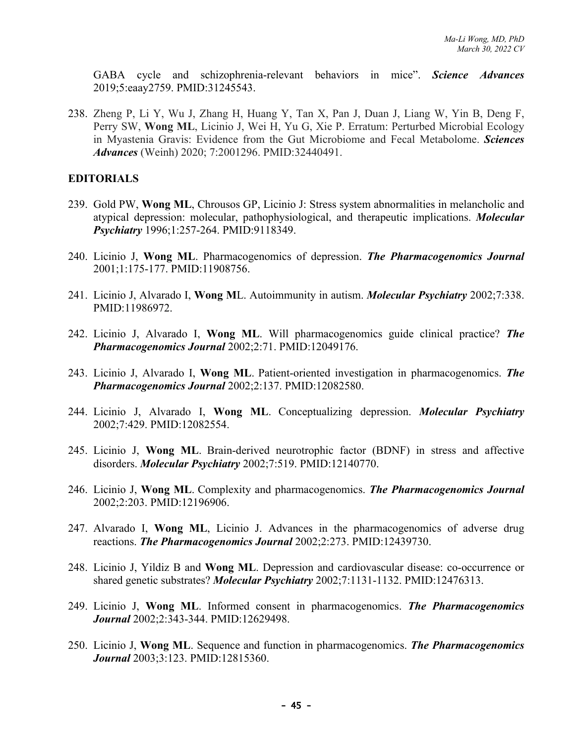GABA cycle and schizophrenia-relevant behaviors in mice". ***Science Advances*** 2019;5:eaay2759. PMID:31245543.

238. Zheng P, Li Y, Wu J, Zhang H, Huang Y, Tan X, Pan J, Duan J, Liang W, Yin B, Deng F, Perry SW, **Wong ML**, Licinio J, Wei H, Yu G, Xie P. Erratum: Perturbed Microbial Ecology in Myastenia Gravis: Evidence from the Gut Microbiome and Fecal Metabolome. ***Sciences Advances*** (Weinh) 2020; 7:2001296. PMID:32440491.

## EDITORIALS

239. Gold PW, **Wong ML**, Chrousos GP, Licinio J: Stress system abnormalities in melancholic and atypical depression: molecular, pathophysiological, and therapeutic implications. ***Molecular Psychiatry*** 1996;1:257-264. PMID:9118349.

240. Licinio J, **Wong ML**. Pharmacogenomics of depression. ***The Pharmacogenomics Journal*** 2001;1:175-177. PMID:11908756.

241. Licinio J, Alvarado I, **Wong M**L. Autoimmunity in autism. ***Molecular Psychiatry*** 2002;7:338. PMID:11986972.

242. Licinio J, Alvarado I, **Wong ML**. Will pharmacogenomics guide clinical practice? ***The Pharmacogenomics Journal*** 2002;2:71. PMID:12049176.

243. Licinio J, Alvarado I, **Wong ML**. Patient-oriented investigation in pharmacogenomics. ***The Pharmacogenomics Journal*** 2002;2:137. PMID:12082580.

244. Licinio J, Alvarado I, **Wong ML**. Conceptualizing depression. ***Molecular Psychiatry*** 2002;7:429. PMID:12082554.

245. Licinio J, **Wong ML**. Brain-derived neurotrophic factor (BDNF) in stress and affective disorders. ***Molecular Psychiatry*** 2002;7:519. PMID:12140770.

246. Licinio J, **Wong ML**. Complexity and pharmacogenomics. ***The Pharmacogenomics Journal*** 2002;2:203. PMID:12196906.

247. Alvarado I, **Wong ML**, Licinio J. Advances in the pharmacogenomics of adverse drug reactions. ***The Pharmacogenomics Journal*** 2002;2:273. PMID:12439730.

248. Licinio J, Yildiz B and **Wong ML**. Depression and cardiovascular disease: co-occurrence or shared genetic substrates? ***Molecular Psychiatry*** 2002;7:1131-1132. PMID:12476313.

249. Licinio J, **Wong ML**. Informed consent in pharmacogenomics. ***The Pharmacogenomics Journal*** 2002;2:343-344. PMID:12629498.

250. Licinio J, **Wong ML**. Sequence and function in pharmacogenomics. ***The Pharmacogenomics Journal*** 2003;3:123. PMID:12815360.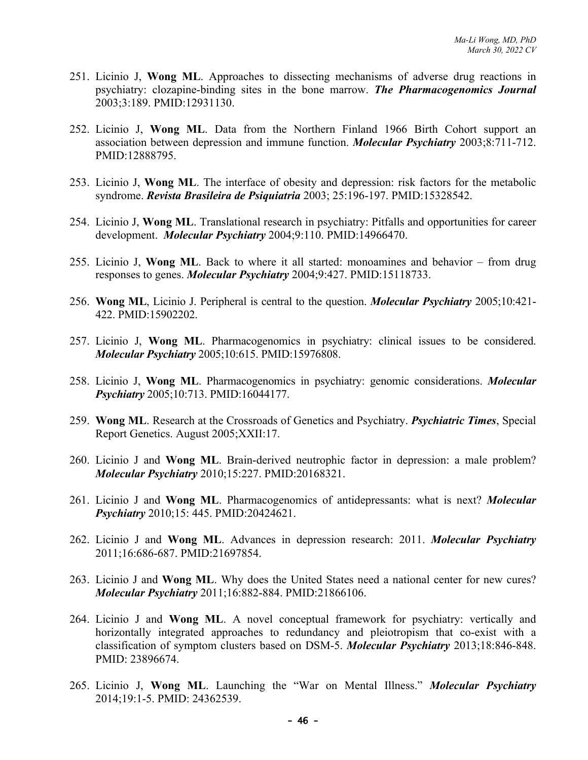251. Licinio J, **Wong ML**. Approaches to dissecting mechanisms of adverse drug reactions in psychiatry: clozapine-binding sites in the bone marrow. ***The Pharmacogenomics Journal*** 2003;3:189. PMID:12931130.

252. Licinio J, **Wong ML**. Data from the Northern Finland 1966 Birth Cohort support an association between depression and immune function. ***Molecular Psychiatry*** 2003;8:711-712. PMID:12888795.

253. Licinio J, **Wong ML**. The interface of obesity and depression: risk factors for the metabolic syndrome. ***Revista Brasileira de Psiquiatria*** 2003; 25:196-197. PMID:15328542.

254. Licinio J, **Wong ML**. Translational research in psychiatry: Pitfalls and opportunities for career development. ***Molecular Psychiatry*** 2004;9:110. PMID:14966470.

255. Licinio J, **Wong ML**. Back to where it all started: monoamines and behavior – from drug responses to genes. ***Molecular Psychiatry*** 2004;9:427. PMID:15118733.

256. **Wong ML**, Licinio J. Peripheral is central to the question. ***Molecular Psychiatry*** 2005;10:421-422. PMID:15902202.

257. Licinio J, **Wong ML**. Pharmacogenomics in psychiatry: clinical issues to be considered. ***Molecular Psychiatry*** 2005;10:615. PMID:15976808.

258. Licinio J, **Wong ML**. Pharmacogenomics in psychiatry: genomic considerations. ***Molecular Psychiatry*** 2005;10:713. PMID:16044177.

259. **Wong ML**. Research at the Crossroads of Genetics and Psychiatry. ***Psychiatric Times***, Special Report Genetics. August 2005;XXII:17.

260. Licinio J and **Wong ML**. Brain-derived neutrophic factor in depression: a male problem? ***Molecular Psychiatry*** 2010;15:227. PMID:20168321.

261. Licinio J and **Wong ML**. Pharmacogenomics of antidepressants: what is next? ***Molecular Psychiatry*** 2010;15: 445. PMID:20424621.

262. Licinio J and **Wong ML**. Advances in depression research: 2011. ***Molecular Psychiatry*** 2011;16:686-687. PMID:21697854.

263. Licinio J and **Wong ML**. Why does the United States need a national center for new cures? ***Molecular Psychiatry*** 2011;16:882-884. PMID:21866106.

264. Licinio J and **Wong ML**. A novel conceptual framework for psychiatry: vertically and horizontally integrated approaches to redundancy and pleiotropism that co-exist with a classification of symptom clusters based on DSM-5. ***Molecular Psychiatry*** 2013;18:846-848. PMID: 23896674.

265. Licinio J, **Wong ML**. Launching the "War on Mental Illness." ***Molecular Psychiatry*** 2014;19:1-5. PMID: 24362539.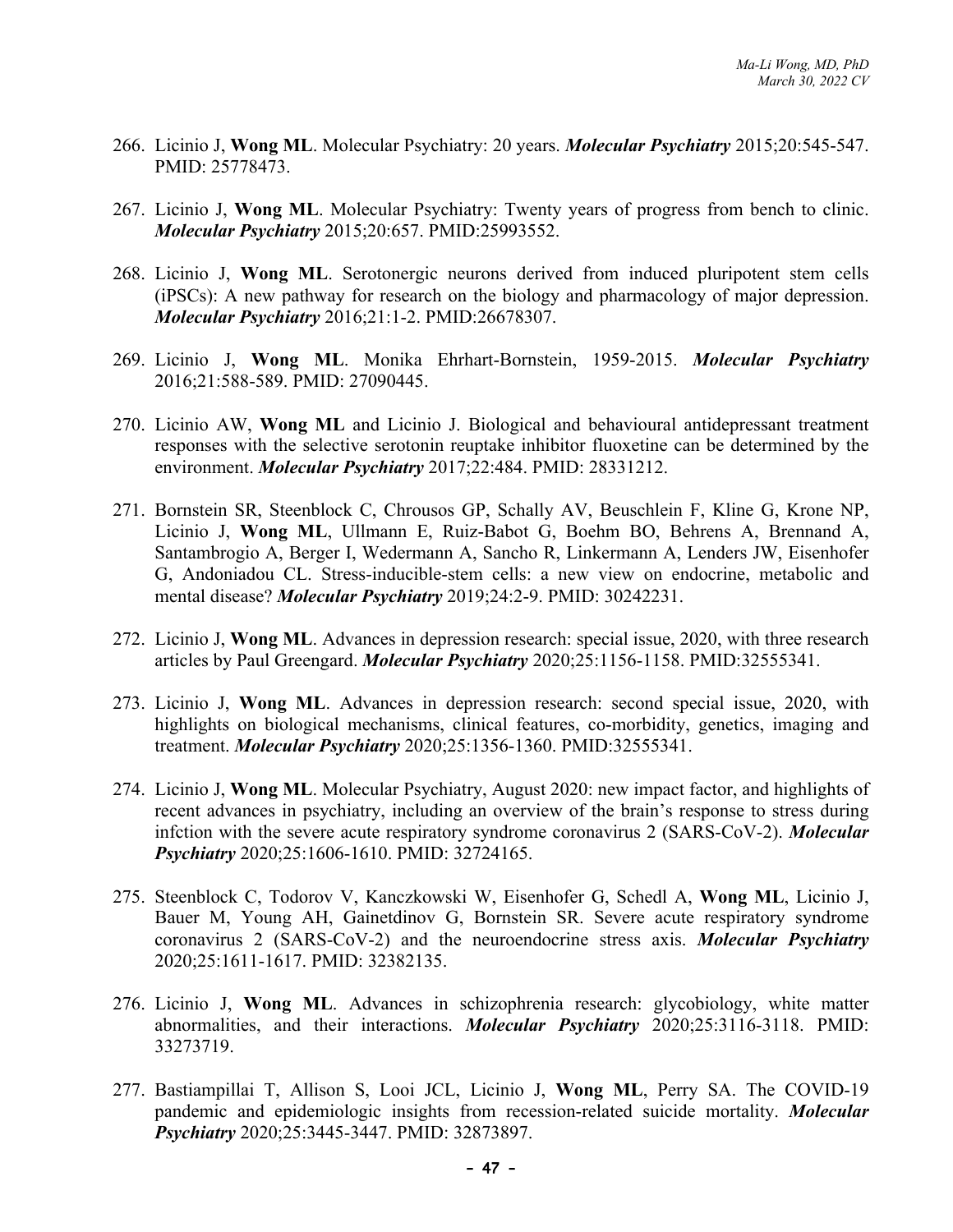266. Licinio J, **Wong ML**. Molecular Psychiatry: 20 years. ***Molecular Psychiatry*** 2015;20:545-547. PMID: 25778473.

267. Licinio J, **Wong ML**. Molecular Psychiatry: Twenty years of progress from bench to clinic. ***Molecular Psychiatry*** 2015;20:657. PMID:25993552.

268. Licinio J, **Wong ML**. Serotonergic neurons derived from induced pluripotent stem cells (iPSCs): A new pathway for research on the biology and pharmacology of major depression. ***Molecular Psychiatry*** 2016;21:1-2. PMID:26678307.

269. Licinio J, **Wong ML**. Monika Ehrhart-Bornstein, 1959-2015. ***Molecular Psychiatry*** 2016;21:588-589. PMID: 27090445.

270. Licinio AW, **Wong ML** and Licinio J. Biological and behavioural antidepressant treatment responses with the selective serotonin reuptake inhibitor fluoxetine can be determined by the environment. ***Molecular Psychiatry*** 2017;22:484. PMID: 28331212.

271. Bornstein SR, Steenblock C, Chrousos GP, Schally AV, Beuschlein F, Kline G, Krone NP, Licinio J, **Wong ML**, Ullmann E, Ruiz-Babot G, Boehm BO, Behrens A, Brennand A, Santambrogio A, Berger I, Wedermann A, Sancho R, Linkermann A, Lenders JW, Eisenhofer G, Andoniadou CL. Stress-inducible-stem cells: a new view on endocrine, metabolic and mental disease? ***Molecular Psychiatry*** 2019;24:2-9. PMID: 30242231.

272. Licinio J, **Wong ML**. Advances in depression research: special issue, 2020, with three research articles by Paul Greengard. ***Molecular Psychiatry*** 2020;25:1156-1158. PMID:32555341.

273. Licinio J, **Wong ML**. Advances in depression research: second special issue, 2020, with highlights on biological mechanisms, clinical features, co-morbidity, genetics, imaging and treatment. ***Molecular Psychiatry*** 2020;25:1356-1360. PMID:32555341.

274. Licinio J, **Wong ML**. Molecular Psychiatry, August 2020: new impact factor, and highlights of recent advances in psychiatry, including an overview of the brain's response to stress during infction with the severe acute respiratory syndrome coronavirus 2 (SARS-CoV-2). ***Molecular Psychiatry*** 2020;25:1606-1610. PMID: 32724165.

275. Steenblock C, Todorov V, Kanczkowski W, Eisenhofer G, Schedl A, **Wong ML**, Licinio J, Bauer M, Young AH, Gainetdinov G, Bornstein SR. Severe acute respiratory syndrome coronavirus 2 (SARS-CoV-2) and the neuroendocrine stress axis. ***Molecular Psychiatry*** 2020;25:1611-1617. PMID: 32382135.

276. Licinio J, **Wong ML**. Advances in schizophrenia research: glycobiology, white matter abnormalities, and their interactions. ***Molecular Psychiatry*** 2020;25:3116-3118. PMID: 33273719.

277. Bastiampillai T, Allison S, Looi JCL, Licinio J, **Wong ML**, Perry SA. The COVID-19 pandemic and epidemiologic insights from recession-related suicide mortality. ***Molecular Psychiatry*** 2020;25:3445-3447. PMID: 32873897.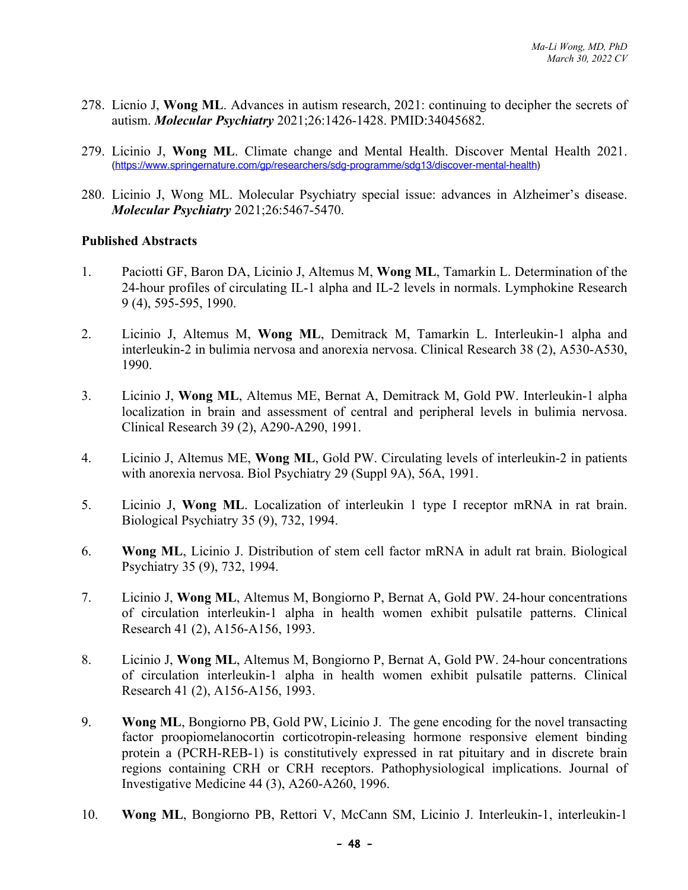278. Licnio J, **Wong ML**. Advances in autism research, 2021: continuing to decipher the secrets of autism. ***Molecular Psychiatry*** 2021;26:1426-1428. PMID:34045682.

279. Licinio J, **Wong ML**. Climate change and Mental Health. Discover Mental Health 2021. (https://www.springernature.com/gp/researchers/sdg-programme/sdg13/discover-mental-health)

280. Licinio J, Wong ML. Molecular Psychiatry special issue: advances in Alzheimer's disease. ***Molecular Psychiatry*** 2021;26:5467-5470.

**Published Abstracts**

1. Paciotti GF, Baron DA, Licinio J, Altemus M, **Wong ML**, Tamarkin L. Determination of the 24-hour profiles of circulating IL-1 alpha and IL-2 levels in normals. Lymphokine Research 9 (4), 595-595, 1990.

2. Licinio J, Altemus M, **Wong ML**, Demitrack M, Tamarkin L. Interleukin-1 alpha and interleukin-2 in bulimia nervosa and anorexia nervosa. Clinical Research 38 (2), A530-A530, 1990.

3. Licinio J, **Wong ML**, Altemus ME, Bernat A, Demitrack M, Gold PW. Interleukin-1 alpha localization in brain and assessment of central and peripheral levels in bulimia nervosa. Clinical Research 39 (2), A290-A290, 1991.

4. Licinio J, Altemus ME, **Wong ML**, Gold PW. Circulating levels of interleukin-2 in patients with anorexia nervosa. Biol Psychiatry 29 (Suppl 9A), 56A, 1991.

5. Licinio J, **Wong ML**. Localization of interleukin 1 type I receptor mRNA in rat brain. Biological Psychiatry 35 (9), 732, 1994.

6. **Wong ML**, Licinio J. Distribution of stem cell factor mRNA in adult rat brain. Biological Psychiatry 35 (9), 732, 1994.

7. Licinio J, **Wong ML**, Altemus M, Bongiorno P, Bernat A, Gold PW. 24-hour concentrations of circulation interleukin-1 alpha in health women exhibit pulsatile patterns. Clinical Research 41 (2), A156-A156, 1993.

8. Licinio J, **Wong ML**, Altemus M, Bongiorno P, Bernat A, Gold PW. 24-hour concentrations of circulation interleukin-1 alpha in health women exhibit pulsatile patterns. Clinical Research 41 (2), A156-A156, 1993.

9. **Wong ML**, Bongiorno PB, Gold PW, Licinio J. The gene encoding for the novel transacting factor proopiomelanocortin corticotropin-releasing hormone responsive element binding protein a (PCRH-REB-1) is constitutively expressed in rat pituitary and in discrete brain regions containing CRH or CRH receptors. Pathophysiological implications. Journal of Investigative Medicine 44 (3), A260-A260, 1996.

10. **Wong ML**, Bongiorno PB, Rettori V, McCann SM, Licinio J. Interleukin-1, interleukin-1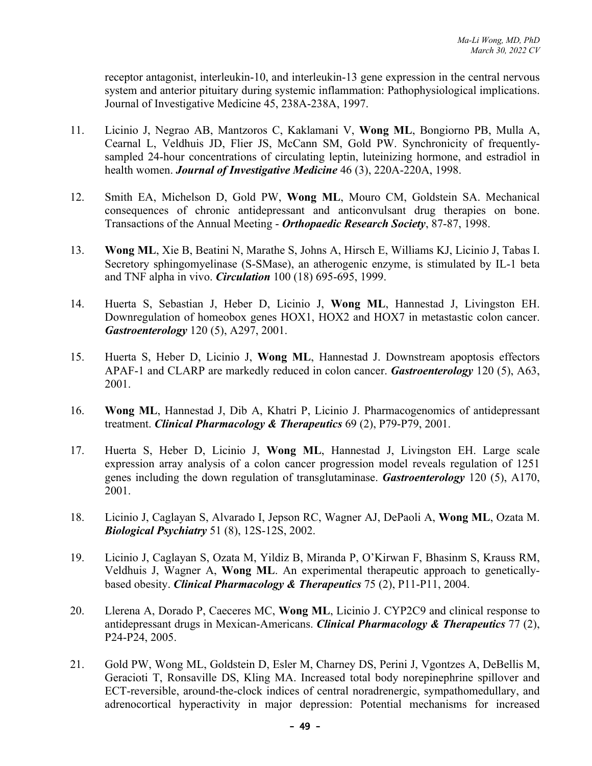receptor antagonist, interleukin-10, and interleukin-13 gene expression in the central nervous system and anterior pituitary during systemic inflammation: Pathophysiological implications. Journal of Investigative Medicine 45, 238A-238A, 1997.

11. Licinio J, Negrao AB, Mantzoros C, Kaklamani V, **Wong ML**, Bongiorno PB, Mulla A, Cearnal L, Veldhuis JD, Flier JS, McCann SM, Gold PW. Synchronicity of frequently-sampled 24-hour concentrations of circulating leptin, luteinizing hormone, and estradiol in health women. ***Journal of Investigative Medicine*** 46 (3), 220A-220A, 1998.

12. Smith EA, Michelson D, Gold PW, **Wong ML**, Mouro CM, Goldstein SA. Mechanical consequences of chronic antidepressant and anticonvulsant drug therapies on bone. Transactions of the Annual Meeting - ***Orthopaedic Research Society***, 87-87, 1998.

13. **Wong ML**, Xie B, Beatini N, Marathe S, Johns A, Hirsch E, Williams KJ, Licinio J, Tabas I. Secretory sphingomyelinase (S-SMase), an atherogenic enzyme, is stimulated by IL-1 beta and TNF alpha in vivo. ***Circulation*** 100 (18) 695-695, 1999.

14. Huerta S, Sebastian J, Heber D, Licinio J, **Wong ML**, Hannestad J, Livingston EH. Downregulation of homeobox genes HOX1, HOX2 and HOX7 in metastastic colon cancer. ***Gastroenterology*** 120 (5), A297, 2001.

15. Huerta S, Heber D, Licinio J, **Wong ML**, Hannestad J. Downstream apoptosis effectors APAF-1 and CLARP are markedly reduced in colon cancer. ***Gastroenterology*** 120 (5), A63, 2001.

16. **Wong ML**, Hannestad J, Dib A, Khatri P, Licinio J. Pharmacogenomics of antidepressant treatment. ***Clinical Pharmacology & Therapeutics*** 69 (2), P79-P79, 2001.

17. Huerta S, Heber D, Licinio J, **Wong ML**, Hannestad J, Livingston EH. Large scale expression array analysis of a colon cancer progression model reveals regulation of 1251 genes including the down regulation of transglutaminase. ***Gastroenterology*** 120 (5), A170, 2001.

18. Licinio J, Caglayan S, Alvarado I, Jepson RC, Wagner AJ, DePaoli A, **Wong ML**, Ozata M. ***Biological Psychiatry*** 51 (8), 12S-12S, 2002.

19. Licinio J, Caglayan S, Ozata M, Yildiz B, Miranda P, O'Kirwan F, Bhasinm S, Krauss RM, Veldhuis J, Wagner A, **Wong ML**. An experimental therapeutic approach to genetically-based obesity. ***Clinical Pharmacology & Therapeutics*** 75 (2), P11-P11, 2004.

20. Llerena A, Dorado P, Caeceres MC, **Wong ML**, Licinio J. CYP2C9 and clinical response to antidepressant drugs in Mexican-Americans. ***Clinical Pharmacology & Therapeutics*** 77 (2), P24-P24, 2005.

21. Gold PW, Wong ML, Goldstein D, Esler M, Charney DS, Perini J, Vgontzes A, DeBellis M, Geracioti T, Ronsaville DS, Kling MA. Increased total body norepinephrine spillover and ECT-reversible, around-the-clock indices of central noradrenergic, sympathomedullary, and adrenocortical hyperactivity in major depression: Potential mechanisms for increased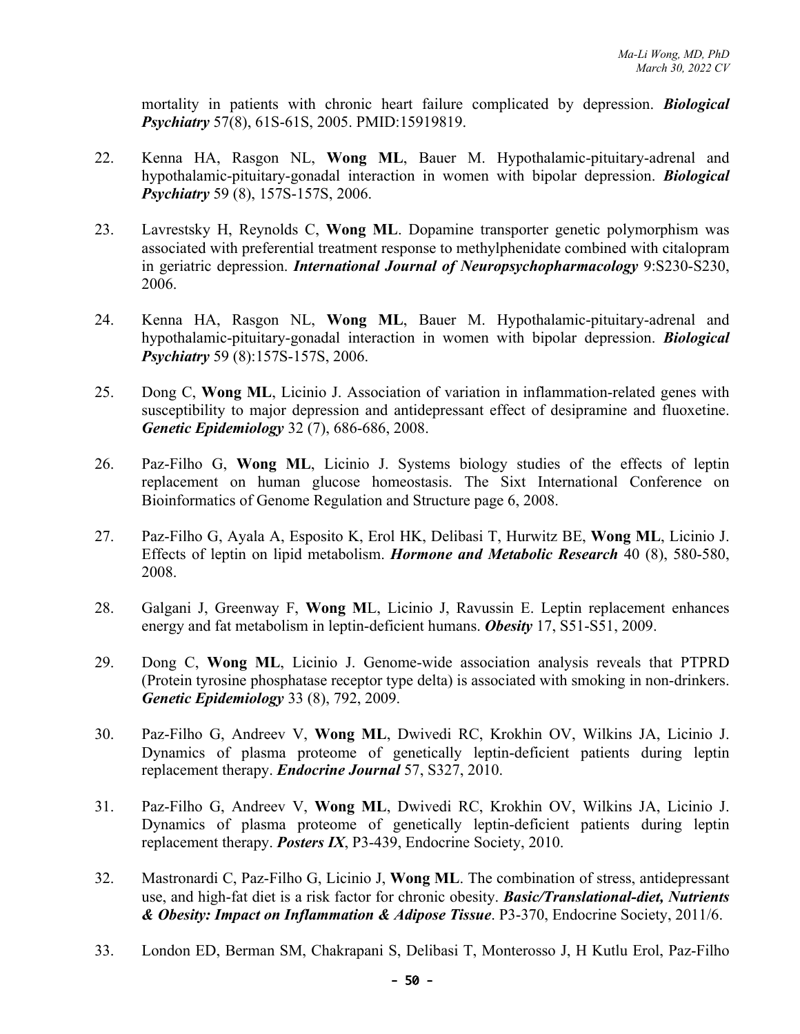mortality in patients with chronic heart failure complicated by depression. ***Biological Psychiatry*** 57(8), 61S-61S, 2005. PMID:15919819.

22. Kenna HA, Rasgon NL, **Wong ML**, Bauer M. Hypothalamic-pituitary-adrenal and hypothalamic-pituitary-gonadal interaction in women with bipolar depression. ***Biological Psychiatry*** 59 (8), 157S-157S, 2006.

23. Lavrestsky H, Reynolds C, **Wong ML**. Dopamine transporter genetic polymorphism was associated with preferential treatment response to methylphenidate combined with citalopram in geriatric depression. ***International Journal of Neuropsychopharmacology*** 9:S230-S230, 2006.

24. Kenna HA, Rasgon NL, **Wong ML**, Bauer M. Hypothalamic-pituitary-adrenal and hypothalamic-pituitary-gonadal interaction in women with bipolar depression. ***Biological Psychiatry*** 59 (8):157S-157S, 2006.

25. Dong C, **Wong ML**, Licinio J. Association of variation in inflammation-related genes with susceptibility to major depression and antidepressant effect of desipramine and fluoxetine. ***Genetic Epidemiology*** 32 (7), 686-686, 2008.

26. Paz-Filho G, **Wong ML**, Licinio J. Systems biology studies of the effects of leptin replacement on human glucose homeostasis. The Sixt International Conference on Bioinformatics of Genome Regulation and Structure page 6, 2008.

27. Paz-Filho G, Ayala A, Esposito K, Erol HK, Delibasi T, Hurwitz BE, **Wong ML**, Licinio J. Effects of leptin on lipid metabolism. ***Hormone and Metabolic Research*** 40 (8), 580-580, 2008.

28. Galgani J, Greenway F, **Wong M**L, Licinio J, Ravussin E. Leptin replacement enhances energy and fat metabolism in leptin-deficient humans. ***Obesity*** 17, S51-S51, 2009.

29. Dong C, **Wong ML**, Licinio J. Genome-wide association analysis reveals that PTPRD (Protein tyrosine phosphatase receptor type delta) is associated with smoking in non-drinkers. ***Genetic Epidemiology*** 33 (8), 792, 2009.

30. Paz-Filho G, Andreev V, **Wong ML**, Dwivedi RC, Krokhin OV, Wilkins JA, Licinio J. Dynamics of plasma proteome of genetically leptin-deficient patients during leptin replacement therapy. ***Endocrine Journal*** 57, S327, 2010.

31. Paz-Filho G, Andreev V, **Wong ML**, Dwivedi RC, Krokhin OV, Wilkins JA, Licinio J. Dynamics of plasma proteome of genetically leptin-deficient patients during leptin replacement therapy. ***Posters IX***, P3-439, Endocrine Society, 2010.

32. Mastronardi C, Paz-Filho G, Licinio J, **Wong ML**. The combination of stress, antidepressant use, and high-fat diet is a risk factor for chronic obesity. ***Basic/Translational-diet, Nutrients & Obesity: Impact on Inflammation & Adipose Tissue***. P3-370, Endocrine Society, 2011/6.

33. London ED, Berman SM, Chakrapani S, Delibasi T, Monterosso J, H Kutlu Erol, Paz-Filho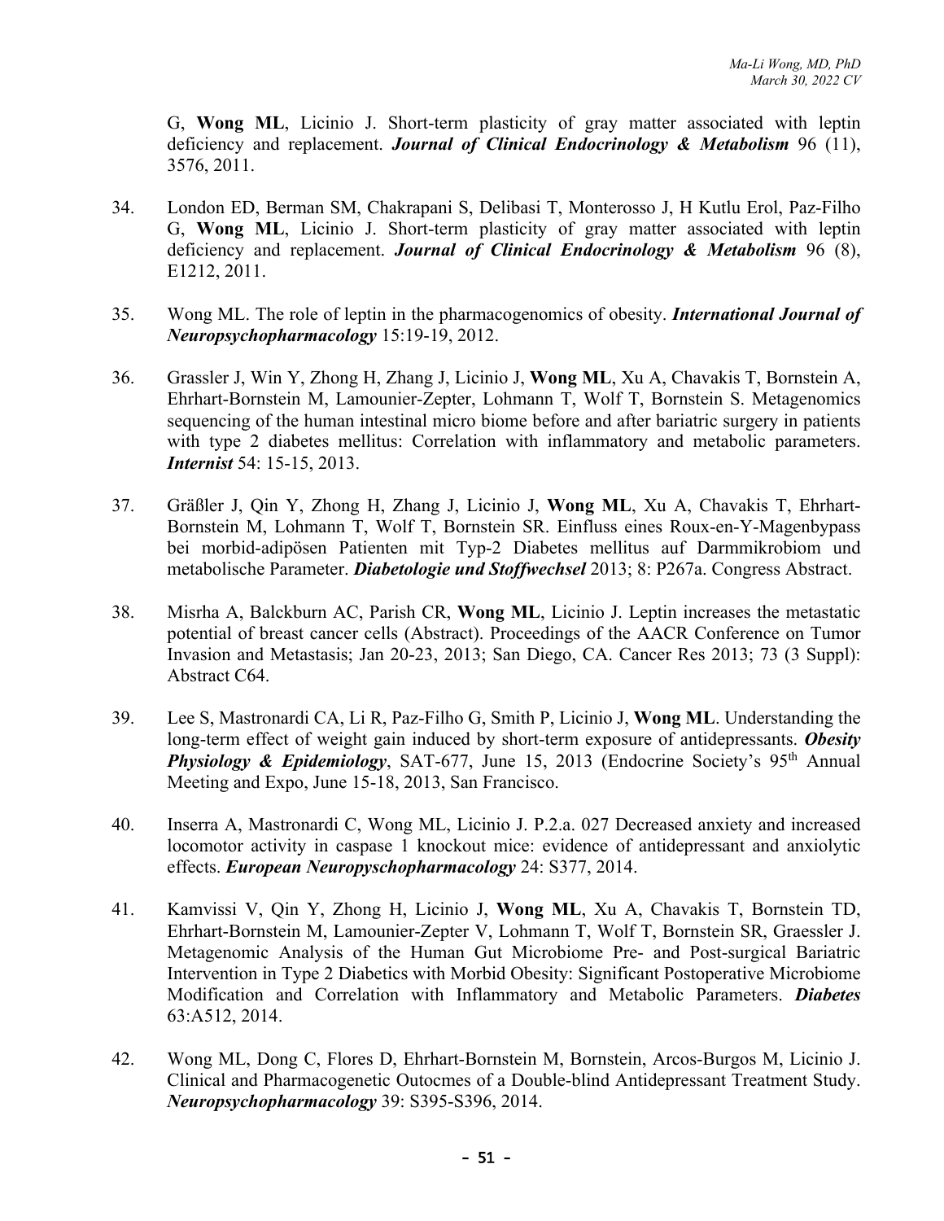G, **Wong ML**, Licinio J. Short-term plasticity of gray matter associated with leptin deficiency and replacement. ***Journal of Clinical Endocrinology & Metabolism*** 96 (11), 3576, 2011.

34. London ED, Berman SM, Chakrapani S, Delibasi T, Monterosso J, H Kutlu Erol, Paz-Filho G, **Wong ML**, Licinio J. Short-term plasticity of gray matter associated with leptin deficiency and replacement. ***Journal of Clinical Endocrinology & Metabolism*** 96 (8), E1212, 2011.

35. Wong ML. The role of leptin in the pharmacogenomics of obesity. ***International Journal of Neuropsychopharmacology*** 15:19-19, 2012.

36. Grassler J, Win Y, Zhong H, Zhang J, Licinio J, **Wong ML**, Xu A, Chavakis T, Bornstein A, Ehrhart-Bornstein M, Lamounier-Zepter, Lohmann T, Wolf T, Bornstein S. Metagenomics sequencing of the human intestinal micro biome before and after bariatric surgery in patients with type 2 diabetes mellitus: Correlation with inflammatory and metabolic parameters. ***Internist*** 54: 15-15, 2013.

37. Gräßler J, Qin Y, Zhong H, Zhang J, Licinio J, **Wong ML**, Xu A, Chavakis T, Ehrhart-Bornstein M, Lohmann T, Wolf T, Bornstein SR. Einfluss eines Roux-en-Y-Magenbypass bei morbid-adipösen Patienten mit Typ-2 Diabetes mellitus auf Darmmikrobiom und metabolische Parameter. ***Diabetologie und Stoffwechsel*** 2013; 8: P267a. Congress Abstract.

38. Misrha A, Balckburn AC, Parish CR, **Wong ML**, Licinio J. Leptin increases the metastatic potential of breast cancer cells (Abstract). Proceedings of the AACR Conference on Tumor Invasion and Metastasis; Jan 20-23, 2013; San Diego, CA. Cancer Res 2013; 73 (3 Suppl): Abstract C64.

39. Lee S, Mastronardi CA, Li R, Paz-Filho G, Smith P, Licinio J, **Wong ML**. Understanding the long-term effect of weight gain induced by short-term exposure of antidepressants. ***Obesity Physiology & Epidemiology***, SAT-677, June 15, 2013 (Endocrine Society's 95th Annual Meeting and Expo, June 15-18, 2013, San Francisco.

40. Inserra A, Mastronardi C, Wong ML, Licinio J. P.2.a. 027 Decreased anxiety and increased locomotor activity in caspase 1 knockout mice: evidence of antidepressant and anxiolytic effects. ***European Neuropyschopharmacology*** 24: S377, 2014.

41. Kamvissi V, Qin Y, Zhong H, Licinio J, **Wong ML**, Xu A, Chavakis T, Bornstein TD, Ehrhart-Bornstein M, Lamounier-Zepter V, Lohmann T, Wolf T, Bornstein SR, Graessler J. Metagenomic Analysis of the Human Gut Microbiome Pre- and Post-surgical Bariatric Intervention in Type 2 Diabetics with Morbid Obesity: Significant Postoperative Microbiome Modification and Correlation with Inflammatory and Metabolic Parameters. ***Diabetes*** 63:A512, 2014.

42. Wong ML, Dong C, Flores D, Ehrhart-Bornstein M, Bornstein, Arcos-Burgos M, Licinio J. Clinical and Pharmacogenetic Outocmes of a Double-blind Antidepressant Treatment Study. ***Neuropsychopharmacology*** 39: S395-S396, 2014.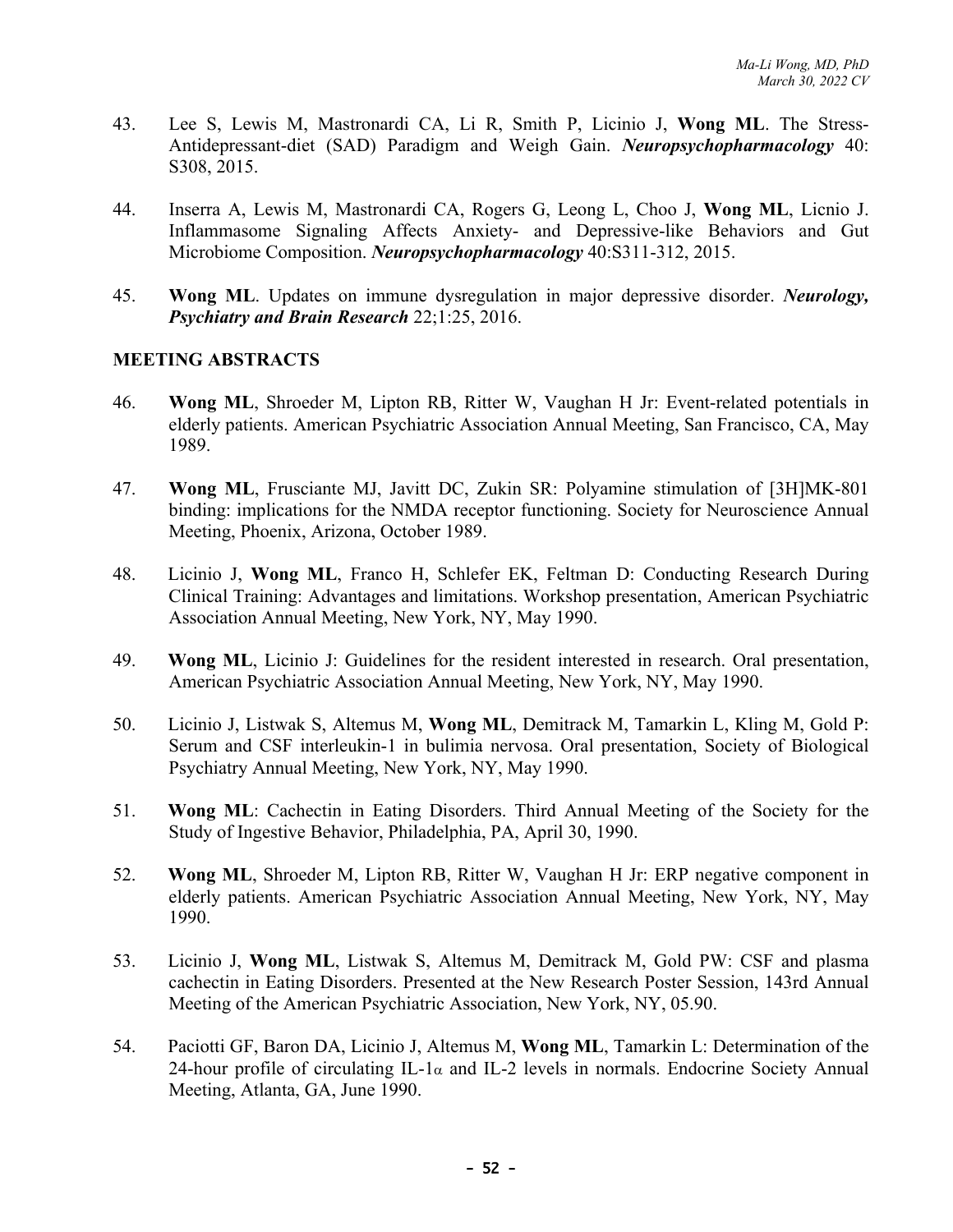43. Lee S, Lewis M, Mastronardi CA, Li R, Smith P, Licinio J, **Wong ML**. The Stress-Antidepressant-diet (SAD) Paradigm and Weigh Gain. ***Neuropsychopharmacology*** 40: S308, 2015.

44. Inserra A, Lewis M, Mastronardi CA, Rogers G, Leong L, Choo J, **Wong ML**, Licnio J. Inflammasome Signaling Affects Anxiety- and Depressive-like Behaviors and Gut Microbiome Composition. ***Neuropsychopharmacology*** 40:S311-312, 2015.

45. **Wong ML**. Updates on immune dysregulation in major depressive disorder. ***Neurology, Psychiatry and Brain Research*** 22;1:25, 2016.

**MEETING ABSTRACTS**

46. **Wong ML**, Shroeder M, Lipton RB, Ritter W, Vaughan H Jr: Event-related potentials in elderly patients. American Psychiatric Association Annual Meeting, San Francisco, CA, May 1989.

47. **Wong ML**, Frusciante MJ, Javitt DC, Zukin SR: Polyamine stimulation of [3H]MK-801 binding: implications for the NMDA receptor functioning. Society for Neuroscience Annual Meeting, Phoenix, Arizona, October 1989.

48. Licinio J, **Wong ML**, Franco H, Schlefer EK, Feltman D: Conducting Research During Clinical Training: Advantages and limitations. Workshop presentation, American Psychiatric Association Annual Meeting, New York, NY, May 1990.

49. **Wong ML**, Licinio J: Guidelines for the resident interested in research. Oral presentation, American Psychiatric Association Annual Meeting, New York, NY, May 1990.

50. Licinio J, Listwak S, Altemus M, **Wong ML**, Demitrack M, Tamarkin L, Kling M, Gold P: Serum and CSF interleukin-1 in bulimia nervosa. Oral presentation, Society of Biological Psychiatry Annual Meeting, New York, NY, May 1990.

51. **Wong ML**: Cachectin in Eating Disorders. Third Annual Meeting of the Society for the Study of Ingestive Behavior, Philadelphia, PA, April 30, 1990.

52. **Wong ML**, Shroeder M, Lipton RB, Ritter W, Vaughan H Jr: ERP negative component in elderly patients. American Psychiatric Association Annual Meeting, New York, NY, May 1990.

53. Licinio J, **Wong ML**, Listwak S, Altemus M, Demitrack M, Gold PW: CSF and plasma cachectin in Eating Disorders. Presented at the New Research Poster Session, 143rd Annual Meeting of the American Psychiatric Association, New York, NY, 05.90.

54. Paciotti GF, Baron DA, Licinio J, Altemus M, **Wong ML**, Tamarkin L: Determination of the 24-hour profile of circulating IL-1$\alpha$ and IL-2 levels in normals. Endocrine Society Annual Meeting, Atlanta, GA, June 1990.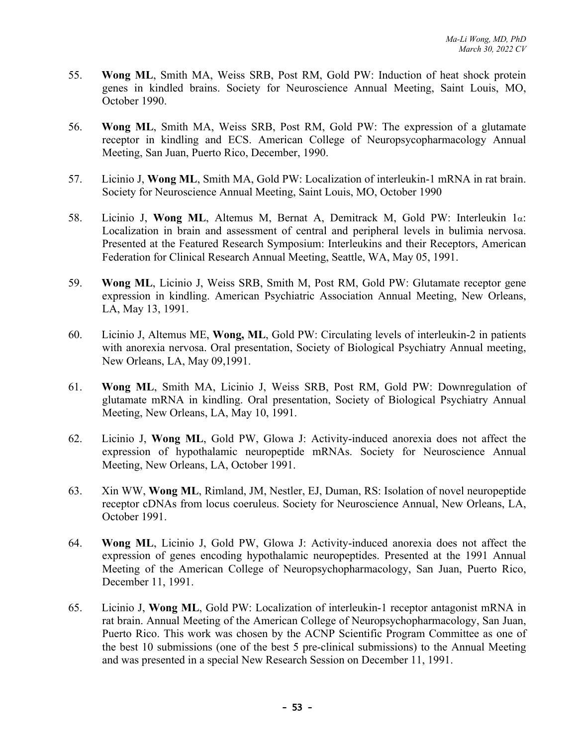55. **Wong ML**, Smith MA, Weiss SRB, Post RM, Gold PW: Induction of heat shock protein genes in kindled brains. Society for Neuroscience Annual Meeting, Saint Louis, MO, October 1990.

56. **Wong ML**, Smith MA, Weiss SRB, Post RM, Gold PW: The expression of a glutamate receptor in kindling and ECS. American College of Neuropsycopharmacology Annual Meeting, San Juan, Puerto Rico, December, 1990.

57. Licinio J, **Wong ML**, Smith MA, Gold PW: Localization of interleukin-1 mRNA in rat brain. Society for Neuroscience Annual Meeting, Saint Louis, MO, October 1990

58. Licinio J, **Wong ML**, Altemus M, Bernat A, Demitrack M, Gold PW: Interleukin 1$\alpha$: Localization in brain and assessment of central and peripheral levels in bulimia nervosa. Presented at the Featured Research Symposium: Interleukins and their Receptors, American Federation for Clinical Research Annual Meeting, Seattle, WA, May 05, 1991.

59. **Wong ML**, Licinio J, Weiss SRB, Smith M, Post RM, Gold PW: Glutamate receptor gene expression in kindling. American Psychiatric Association Annual Meeting, New Orleans, LA, May 13, 1991.

60. Licinio J, Altemus ME, **Wong, ML**, Gold PW: Circulating levels of interleukin-2 in patients with anorexia nervosa. Oral presentation, Society of Biological Psychiatry Annual meeting, New Orleans, LA, May 09,1991.

61. **Wong ML**, Smith MA, Licinio J, Weiss SRB, Post RM, Gold PW: Downregulation of glutamate mRNA in kindling. Oral presentation, Society of Biological Psychiatry Annual Meeting, New Orleans, LA, May 10, 1991.

62. Licinio J, **Wong ML**, Gold PW, Glowa J: Activity-induced anorexia does not affect the expression of hypothalamic neuropeptide mRNAs. Society for Neuroscience Annual Meeting, New Orleans, LA, October 1991.

63. Xin WW, **Wong ML**, Rimland, JM, Nestler, EJ, Duman, RS: Isolation of novel neuropeptide receptor cDNAs from locus coeruleus. Society for Neuroscience Annual, New Orleans, LA, October 1991.

64. **Wong ML**, Licinio J, Gold PW, Glowa J: Activity-induced anorexia does not affect the expression of genes encoding hypothalamic neuropeptides. Presented at the 1991 Annual Meeting of the American College of Neuropsychopharmacology, San Juan, Puerto Rico, December 11, 1991.

65. Licinio J, **Wong ML**, Gold PW: Localization of interleukin-1 receptor antagonist mRNA in rat brain. Annual Meeting of the American College of Neuropsychopharmacology, San Juan, Puerto Rico. This work was chosen by the ACNP Scientific Program Committee as one of the best 10 submissions (one of the best 5 pre-clinical submissions) to the Annual Meeting and was presented in a special New Research Session on December 11, 1991.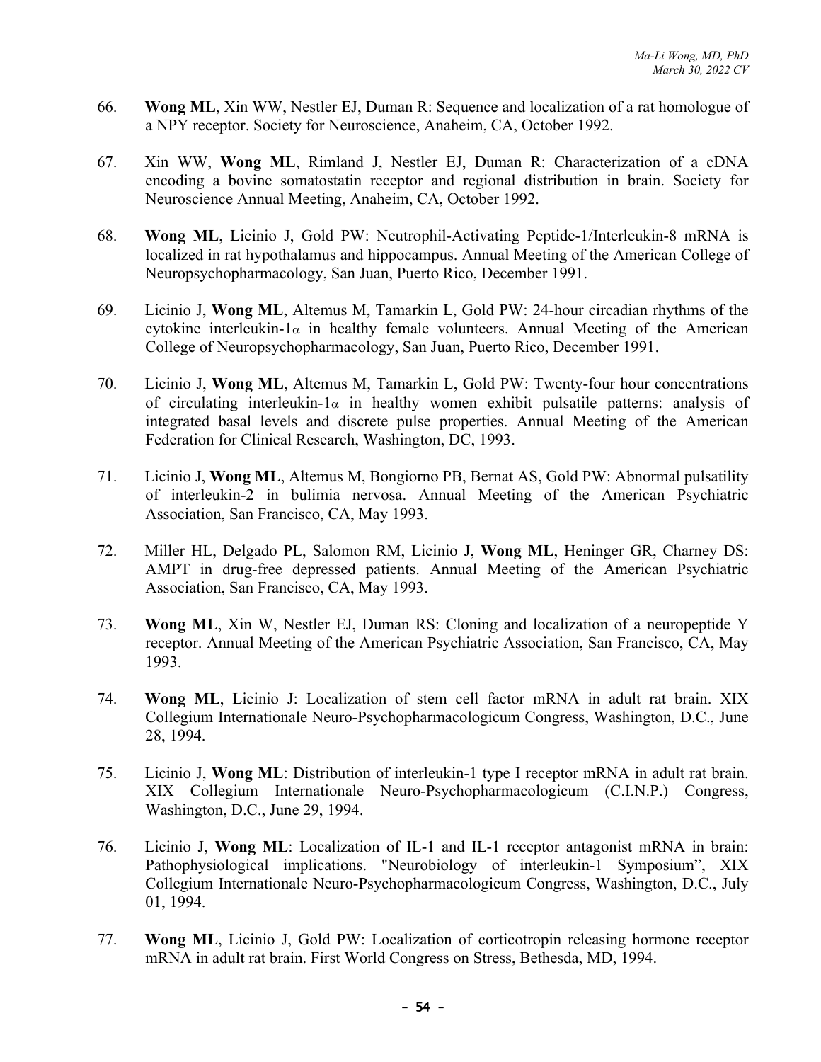66. **Wong ML**, Xin WW, Nestler EJ, Duman R: Sequence and localization of a rat homologue of a NPY receptor. Society for Neuroscience, Anaheim, CA, October 1992.

67. Xin WW, **Wong ML**, Rimland J, Nestler EJ, Duman R: Characterization of a cDNA encoding a bovine somatostatin receptor and regional distribution in brain. Society for Neuroscience Annual Meeting, Anaheim, CA, October 1992.

68. **Wong ML**, Licinio J, Gold PW: Neutrophil-Activating Peptide-1/Interleukin-8 mRNA is localized in rat hypothalamus and hippocampus. Annual Meeting of the American College of Neuropsychopharmacology, San Juan, Puerto Rico, December 1991.

69. Licinio J, **Wong ML**, Altemus M, Tamarkin L, Gold PW: 24-hour circadian rhythms of the cytokine interleukin-1$\alpha$ in healthy female volunteers. Annual Meeting of the American College of Neuropsychopharmacology, San Juan, Puerto Rico, December 1991.

70. Licinio J, **Wong ML**, Altemus M, Tamarkin L, Gold PW: Twenty-four hour concentrations of circulating interleukin-1$\alpha$ in healthy women exhibit pulsatile patterns: analysis of integrated basal levels and discrete pulse properties. Annual Meeting of the American Federation for Clinical Research, Washington, DC, 1993.

71. Licinio J, **Wong ML**, Altemus M, Bongiorno PB, Bernat AS, Gold PW: Abnormal pulsatility of interleukin-2 in bulimia nervosa. Annual Meeting of the American Psychiatric Association, San Francisco, CA, May 1993.

72. Miller HL, Delgado PL, Salomon RM, Licinio J, **Wong ML**, Heninger GR, Charney DS: AMPT in drug-free depressed patients. Annual Meeting of the American Psychiatric Association, San Francisco, CA, May 1993.

73. **Wong ML**, Xin W, Nestler EJ, Duman RS: Cloning and localization of a neuropeptide Y receptor. Annual Meeting of the American Psychiatric Association, San Francisco, CA, May 1993.

74. **Wong ML**, Licinio J: Localization of stem cell factor mRNA in adult rat brain. XIX Collegium Internationale Neuro-Psychopharmacologicum Congress, Washington, D.C., June 28, 1994.

75. Licinio J, **Wong ML**: Distribution of interleukin-1 type I receptor mRNA in adult rat brain. XIX Collegium Internationale Neuro-Psychopharmacologicum (C.I.N.P.) Congress, Washington, D.C., June 29, 1994.

76. Licinio J, **Wong ML**: Localization of IL-1 and IL-1 receptor antagonist mRNA in brain: Pathophysiological implications. "Neurobiology of interleukin-1 Symposium", XIX Collegium Internationale Neuro-Psychopharmacologicum Congress, Washington, D.C., July 01, 1994.

77. **Wong ML**, Licinio J, Gold PW: Localization of corticotropin releasing hormone receptor mRNA in adult rat brain. First World Congress on Stress, Bethesda, MD, 1994.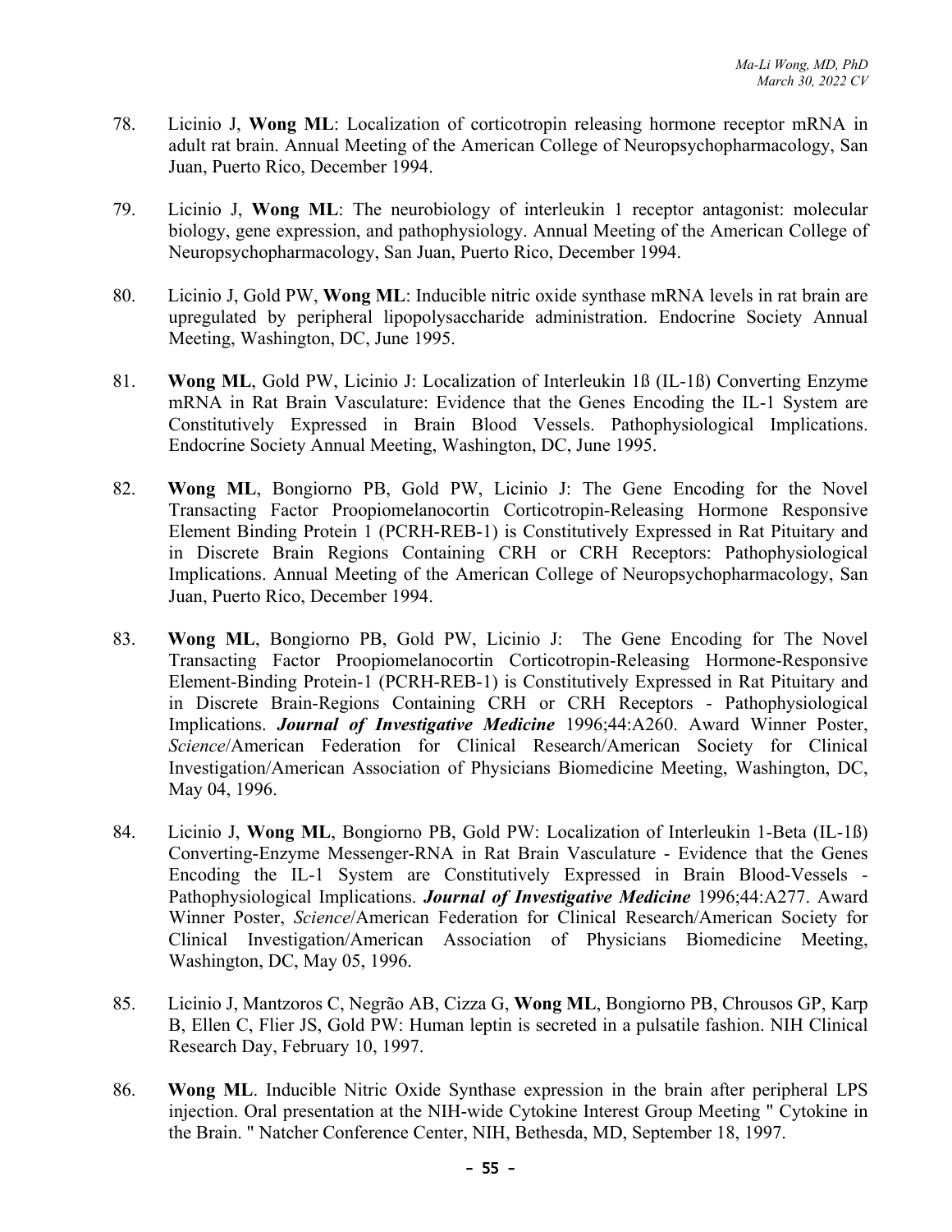78. Licinio J, **Wong ML**: Localization of corticotropin releasing hormone receptor mRNA in adult rat brain. Annual Meeting of the American College of Neuropsychopharmacology, San Juan, Puerto Rico, December 1994.

79. Licinio J, **Wong ML**: The neurobiology of interleukin 1 receptor antagonist: molecular biology, gene expression, and pathophysiology. Annual Meeting of the American College of Neuropsychopharmacology, San Juan, Puerto Rico, December 1994.

80. Licinio J, Gold PW, **Wong ML**: Inducible nitric oxide synthase mRNA levels in rat brain are upregulated by peripheral lipopolysaccharide administration. Endocrine Society Annual Meeting, Washington, DC, June 1995.

81. **Wong ML**, Gold PW, Licinio J: Localization of Interleukin 1ß (IL-1ß) Converting Enzyme mRNA in Rat Brain Vasculature: Evidence that the Genes Encoding the IL-1 System are Constitutively Expressed in Brain Blood Vessels. Pathophysiological Implications. Endocrine Society Annual Meeting, Washington, DC, June 1995.

82. **Wong ML**, Bongiorno PB, Gold PW, Licinio J: The Gene Encoding for the Novel Transacting Factor Proopiomelanocortin Corticotropin-Releasing Hormone Responsive Element Binding Protein 1 (PCRH-REB-1) is Constitutively Expressed in Rat Pituitary and in Discrete Brain Regions Containing CRH or CRH Receptors: Pathophysiological Implications. Annual Meeting of the American College of Neuropsychopharmacology, San Juan, Puerto Rico, December 1994.

83. **Wong ML**, Bongiorno PB, Gold PW, Licinio J: The Gene Encoding for The Novel Transacting Factor Proopiomelanocortin Corticotropin-Releasing Hormone-Responsive Element-Binding Protein-1 (PCRH-REB-1) is Constitutively Expressed in Rat Pituitary and in Discrete Brain-Regions Containing CRH or CRH Receptors - Pathophysiological Implications. ***Journal of Investigative Medicine*** 1996;44:A260. Award Winner Poster, *Science*/American Federation for Clinical Research/American Society for Clinical Investigation/American Association of Physicians Biomedicine Meeting, Washington, DC, May 04, 1996.

84. Licinio J, **Wong ML**, Bongiorno PB, Gold PW: Localization of Interleukin 1-Beta (IL-1ß) Converting-Enzyme Messenger-RNA in Rat Brain Vasculature - Evidence that the Genes Encoding the IL-1 System are Constitutively Expressed in Brain Blood-Vessels - Pathophysiological Implications. ***Journal of Investigative Medicine*** 1996;44:A277. Award Winner Poster, *Science*/American Federation for Clinical Research/American Society for Clinical Investigation/American Association of Physicians Biomedicine Meeting, Washington, DC, May 05, 1996.

85. Licinio J, Mantzoros C, Negrão AB, Cizza G, **Wong ML**, Bongiorno PB, Chrousos GP, Karp B, Ellen C, Flier JS, Gold PW: Human leptin is secreted in a pulsatile fashion. NIH Clinical Research Day, February 10, 1997.

86. **Wong ML**. Inducible Nitric Oxide Synthase expression in the brain after peripheral LPS injection. Oral presentation at the NIH-wide Cytokine Interest Group Meeting " Cytokine in the Brain. " Natcher Conference Center, NIH, Bethesda, MD, September 18, 1997.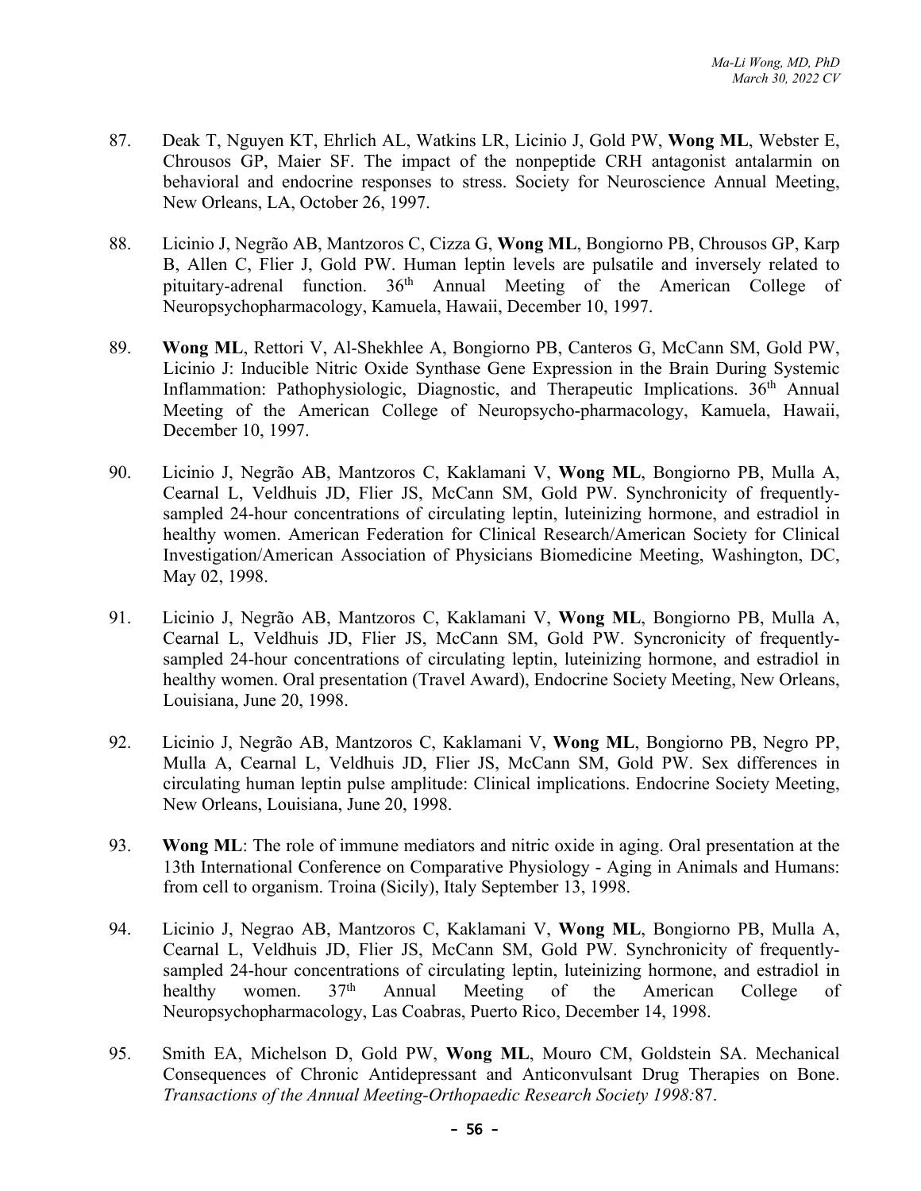87. Deak T, Nguyen KT, Ehrlich AL, Watkins LR, Licinio J, Gold PW, **Wong ML**, Webster E, Chrousos GP, Maier SF. The impact of the nonpeptide CRH antagonist antalarmin on behavioral and endocrine responses to stress. Society for Neuroscience Annual Meeting, New Orleans, LA, October 26, 1997.

88. Licinio J, Negrão AB, Mantzoros C, Cizza G, **Wong ML**, Bongiorno PB, Chrousos GP, Karp B, Allen C, Flier J, Gold PW. Human leptin levels are pulsatile and inversely related to pituitary-adrenal function. 36th Annual Meeting of the American College of Neuropsychopharmacology, Kamuela, Hawaii, December 10, 1997.

89. **Wong ML**, Rettori V, Al-Shekhlee A, Bongiorno PB, Canteros G, McCann SM, Gold PW, Licinio J: Inducible Nitric Oxide Synthase Gene Expression in the Brain During Systemic Inflammation: Pathophysiologic, Diagnostic, and Therapeutic Implications. 36th Annual Meeting of the American College of Neuropsycho-pharmacology, Kamuela, Hawaii, December 10, 1997.

90. Licinio J, Negrão AB, Mantzoros C, Kaklamani V, **Wong ML**, Bongiorno PB, Mulla A, Cearnal L, Veldhuis JD, Flier JS, McCann SM, Gold PW. Synchronicity of frequently-sampled 24-hour concentrations of circulating leptin, luteinizing hormone, and estradiol in healthy women. American Federation for Clinical Research/American Society for Clinical Investigation/American Association of Physicians Biomedicine Meeting, Washington, DC, May 02, 1998.

91. Licinio J, Negrão AB, Mantzoros C, Kaklamani V, **Wong ML**, Bongiorno PB, Mulla A, Cearnal L, Veldhuis JD, Flier JS, McCann SM, Gold PW. Syncronicity of frequently-sampled 24-hour concentrations of circulating leptin, luteinizing hormone, and estradiol in healthy women. Oral presentation (Travel Award), Endocrine Society Meeting, New Orleans, Louisiana, June 20, 1998.

92. Licinio J, Negrão AB, Mantzoros C, Kaklamani V, **Wong ML**, Bongiorno PB, Negro PP, Mulla A, Cearnal L, Veldhuis JD, Flier JS, McCann SM, Gold PW. Sex differences in circulating human leptin pulse amplitude: Clinical implications. Endocrine Society Meeting, New Orleans, Louisiana, June 20, 1998.

93. **Wong ML**: The role of immune mediators and nitric oxide in aging. Oral presentation at the 13th International Conference on Comparative Physiology - Aging in Animals and Humans: from cell to organism. Troina (Sicily), Italy September 13, 1998.

94. Licinio J, Negrao AB, Mantzoros C, Kaklamani V, **Wong ML**, Bongiorno PB, Mulla A, Cearnal L, Veldhuis JD, Flier JS, McCann SM, Gold PW. Synchronicity of frequently-sampled 24-hour concentrations of circulating leptin, luteinizing hormone, and estradiol in healthy women. 37th Annual Meeting of the American College of Neuropsychopharmacology, Las Coabras, Puerto Rico, December 14, 1998.

95. Smith EA, Michelson D, Gold PW, **Wong ML**, Mouro CM, Goldstein SA. Mechanical Consequences of Chronic Antidepressant and Anticonvulsant Drug Therapies on Bone. *Transactions of the Annual Meeting-Orthopaedic Research Society 1998:*87.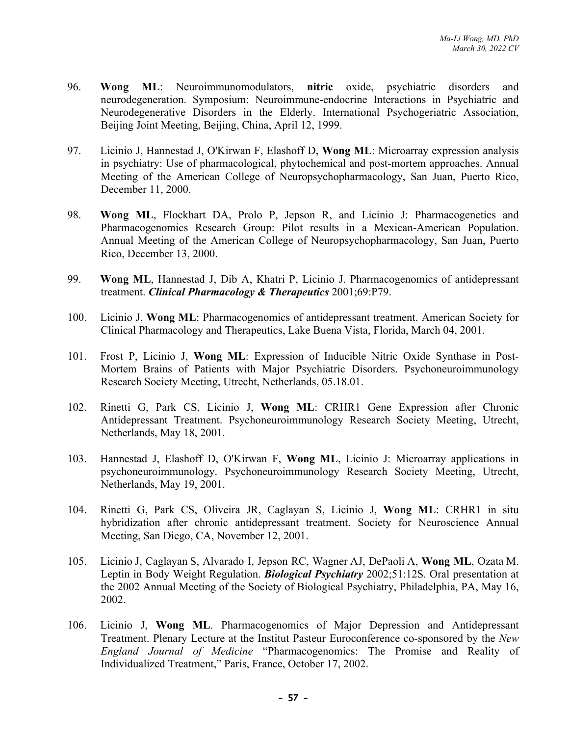96. **Wong ML**: Neuroimmunomodulators, **nitric** oxide, psychiatric disorders and neurodegeneration. Symposium: Neuroimmune-endocrine Interactions in Psychiatric and Neurodegenerative Disorders in the Elderly. International Psychogeriatric Association, Beijing Joint Meeting, Beijing, China, April 12, 1999.

97. Licinio J, Hannestad J, O'Kirwan F, Elashoff D, **Wong ML**: Microarray expression analysis in psychiatry: Use of pharmacological, phytochemical and post-mortem approaches. Annual Meeting of the American College of Neuropsychopharmacology, San Juan, Puerto Rico, December 11, 2000.

98. **Wong ML**, Flockhart DA, Prolo P, Jepson R, and Licinio J: Pharmacogenetics and Pharmacogenomics Research Group: Pilot results in a Mexican-American Population. Annual Meeting of the American College of Neuropsychopharmacology, San Juan, Puerto Rico, December 13, 2000.

99. **Wong ML**, Hannestad J, Dib A, Khatri P, Licinio J. Pharmacogenomics of antidepressant treatment. ***Clinical Pharmacology & Therapeutics*** 2001;69:P79.

100. Licinio J, **Wong ML**: Pharmacogenomics of antidepressant treatment. American Society for Clinical Pharmacology and Therapeutics, Lake Buena Vista, Florida, March 04, 2001.

101. Frost P, Licinio J, **Wong ML**: Expression of Inducible Nitric Oxide Synthase in Post-Mortem Brains of Patients with Major Psychiatric Disorders. Psychoneuroimmunology Research Society Meeting, Utrecht, Netherlands, 05.18.01.

102. Rinetti G, Park CS, Licinio J, **Wong ML**: CRHR1 Gene Expression after Chronic Antidepressant Treatment. Psychoneuroimmunology Research Society Meeting, Utrecht, Netherlands, May 18, 2001.

103. Hannestad J, Elashoff D, O'Kirwan F, **Wong ML**, Licinio J: Microarray applications in psychoneuroimmunology. Psychoneuroimmunology Research Society Meeting, Utrecht, Netherlands, May 19, 2001.

104. Rinetti G, Park CS, Oliveira JR, Caglayan S, Licinio J, **Wong ML**: CRHR1 in situ hybridization after chronic antidepressant treatment. Society for Neuroscience Annual Meeting, San Diego, CA, November 12, 2001.

105. Licinio J, Caglayan S, Alvarado I, Jepson RC, Wagner AJ, DePaoli A, **Wong ML**, Ozata M. Leptin in Body Weight Regulation. ***Biological Psychiatry*** 2002;51:12S. Oral presentation at the 2002 Annual Meeting of the Society of Biological Psychiatry, Philadelphia, PA, May 16, 2002.

106. Licinio J, **Wong ML**. Pharmacogenomics of Major Depression and Antidepressant Treatment. Plenary Lecture at the Institut Pasteur Euroconference co-sponsored by the *New England Journal of Medicine* "Pharmacogenomics: The Promise and Reality of Individualized Treatment," Paris, France, October 17, 2002.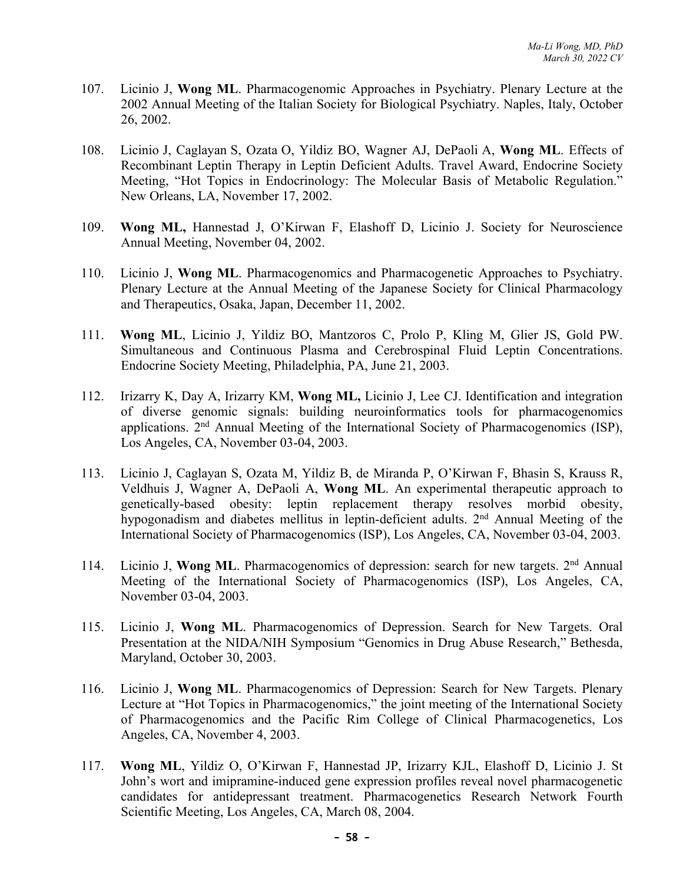107. Licinio J, **Wong ML**. Pharmacogenomic Approaches in Psychiatry. Plenary Lecture at the 2002 Annual Meeting of the Italian Society for Biological Psychiatry. Naples, Italy, October 26, 2002.

108. Licinio J, Caglayan S, Ozata O, Yildiz BO, Wagner AJ, DePaoli A, **Wong ML**. Effects of Recombinant Leptin Therapy in Leptin Deficient Adults. Travel Award, Endocrine Society Meeting, "Hot Topics in Endocrinology: The Molecular Basis of Metabolic Regulation." New Orleans, LA, November 17, 2002.

109. **Wong ML,** Hannestad J, O'Kirwan F, Elashoff D, Licinio J. Society for Neuroscience Annual Meeting, November 04, 2002.

110. Licinio J, **Wong ML**. Pharmacogenomics and Pharmacogenetic Approaches to Psychiatry. Plenary Lecture at the Annual Meeting of the Japanese Society for Clinical Pharmacology and Therapeutics, Osaka, Japan, December 11, 2002.

111. **Wong ML**, Licinio J, Yildiz BO, Mantzoros C, Prolo P, Kling M, Glier JS, Gold PW. Simultaneous and Continuous Plasma and Cerebrospinal Fluid Leptin Concentrations. Endocrine Society Meeting, Philadelphia, PA, June 21, 2003.

112. Irizarry K, Day A, Irizarry KM, **Wong ML,** Licinio J, Lee CJ. Identification and integration of diverse genomic signals: building neuroinformatics tools for pharmacogenomics applications. 2nd Annual Meeting of the International Society of Pharmacogenomics (ISP), Los Angeles, CA, November 03-04, 2003.

113. Licinio J, Caglayan S, Ozata M, Yildiz B, de Miranda P, O'Kirwan F, Bhasin S, Krauss R, Veldhuis J, Wagner A, DePaoli A, **Wong ML**. An experimental therapeutic approach to genetically-based obesity: leptin replacement therapy resolves morbid obesity, hypogonadism and diabetes mellitus in leptin-deficient adults. 2nd Annual Meeting of the International Society of Pharmacogenomics (ISP), Los Angeles, CA, November 03-04, 2003.

114. Licinio J, **Wong ML**. Pharmacogenomics of depression: search for new targets. 2nd Annual Meeting of the International Society of Pharmacogenomics (ISP), Los Angeles, CA, November 03-04, 2003.

115. Licinio J, **Wong ML**. Pharmacogenomics of Depression. Search for New Targets. Oral Presentation at the NIDA/NIH Symposium "Genomics in Drug Abuse Research," Bethesda, Maryland, October 30, 2003.

116. Licinio J, **Wong ML**. Pharmacogenomics of Depression: Search for New Targets. Plenary Lecture at "Hot Topics in Pharmacogenomics," the joint meeting of the International Society of Pharmacogenomics and the Pacific Rim College of Clinical Pharmacogenetics, Los Angeles, CA, November 4, 2003.

117. **Wong ML**, Yildiz O, O'Kirwan F, Hannestad JP, Irizarry KJL, Elashoff D, Licinio J. St John's wort and imipramine-induced gene expression profiles reveal novel pharmacogenetic candidates for antidepressant treatment. Pharmacogenetics Research Network Fourth Scientific Meeting, Los Angeles, CA, March 08, 2004.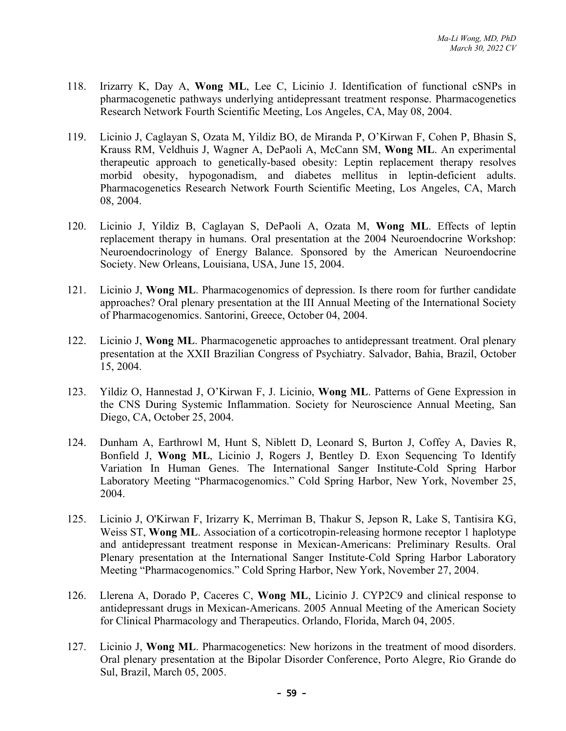118. Irizarry K, Day A, **Wong ML**, Lee C, Licinio J. Identification of functional cSNPs in pharmacogenetic pathways underlying antidepressant treatment response. Pharmacogenetics Research Network Fourth Scientific Meeting, Los Angeles, CA, May 08, 2004.

119. Licinio J, Caglayan S, Ozata M, Yildiz BO, de Miranda P, O'Kirwan F, Cohen P, Bhasin S, Krauss RM, Veldhuis J, Wagner A, DePaoli A, McCann SM, **Wong ML**. An experimental therapeutic approach to genetically-based obesity: Leptin replacement therapy resolves morbid obesity, hypogonadism, and diabetes mellitus in leptin-deficient adults. Pharmacogenetics Research Network Fourth Scientific Meeting, Los Angeles, CA, March 08, 2004.

120. Licinio J, Yildiz B, Caglayan S, DePaoli A, Ozata M, **Wong ML**. Effects of leptin replacement therapy in humans. Oral presentation at the 2004 Neuroendocrine Workshop: Neuroendocrinology of Energy Balance. Sponsored by the American Neuroendocrine Society. New Orleans, Louisiana, USA, June 15, 2004.

121. Licinio J, **Wong ML**. Pharmacogenomics of depression. Is there room for further candidate approaches? Oral plenary presentation at the III Annual Meeting of the International Society of Pharmacogenomics. Santorini, Greece, October 04, 2004.

122. Licinio J, **Wong ML**. Pharmacogenetic approaches to antidepressant treatment. Oral plenary presentation at the XXII Brazilian Congress of Psychiatry. Salvador, Bahia, Brazil, October 15, 2004.

123. Yildiz O, Hannestad J, O'Kirwan F, J. Licinio, **Wong ML**. Patterns of Gene Expression in the CNS During Systemic Inflammation. Society for Neuroscience Annual Meeting, San Diego, CA, October 25, 2004.

124. Dunham A, Earthrowl M, Hunt S, Niblett D, Leonard S, Burton J, Coffey A, Davies R, Bonfield J, **Wong ML**, Licinio J, Rogers J, Bentley D. Exon Sequencing To Identify Variation In Human Genes. The International Sanger Institute-Cold Spring Harbor Laboratory Meeting "Pharmacogenomics." Cold Spring Harbor, New York, November 25, 2004.

125. Licinio J, O'Kirwan F, Irizarry K, Merriman B, Thakur S, Jepson R, Lake S, Tantisira KG, Weiss ST, **Wong ML**. Association of a corticotropin-releasing hormone receptor 1 haplotype and antidepressant treatment response in Mexican-Americans: Preliminary Results. Oral Plenary presentation at the International Sanger Institute-Cold Spring Harbor Laboratory Meeting "Pharmacogenomics." Cold Spring Harbor, New York, November 27, 2004.

126. Llerena A, Dorado P, Caceres C, **Wong ML**, Licinio J. CYP2C9 and clinical response to antidepressant drugs in Mexican-Americans. 2005 Annual Meeting of the American Society for Clinical Pharmacology and Therapeutics. Orlando, Florida, March 04, 2005.

127. Licinio J, **Wong ML**. Pharmacogenetics: New horizons in the treatment of mood disorders. Oral plenary presentation at the Bipolar Disorder Conference, Porto Alegre, Rio Grande do Sul, Brazil, March 05, 2005.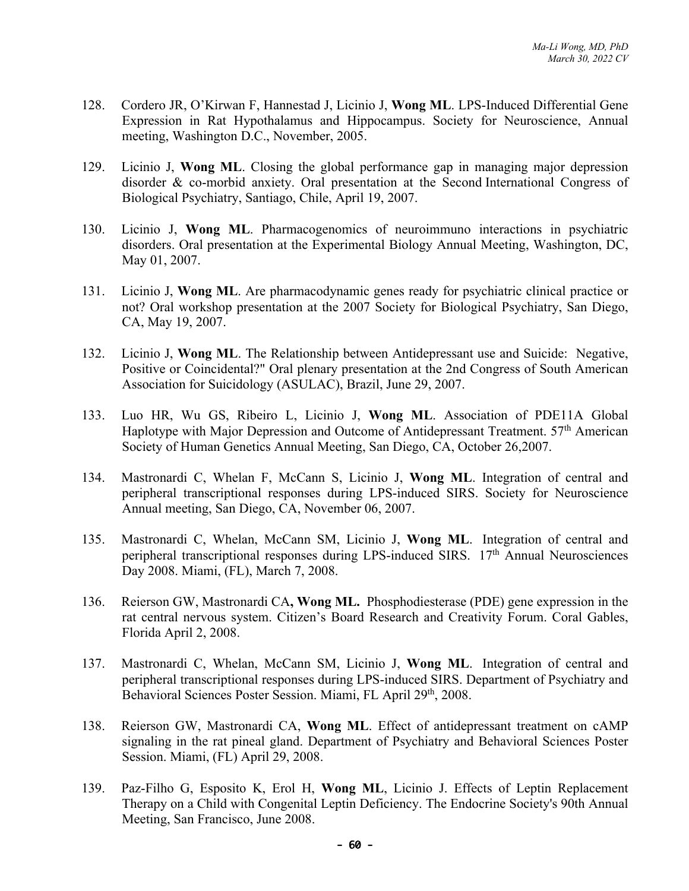128. Cordero JR, O'Kirwan F, Hannestad J, Licinio J, **Wong ML**. LPS-Induced Differential Gene Expression in Rat Hypothalamus and Hippocampus. Society for Neuroscience, Annual meeting, Washington D.C., November, 2005.

129. Licinio J, **Wong ML**. Closing the global performance gap in managing major depression disorder & co-morbid anxiety. Oral presentation at the Second International Congress of Biological Psychiatry, Santiago, Chile, April 19, 2007.

130. Licinio J, **Wong ML**. Pharmacogenomics of neuroimmuno interactions in psychiatric disorders. Oral presentation at the Experimental Biology Annual Meeting, Washington, DC, May 01, 2007.

131. Licinio J, **Wong ML**. Are pharmacodynamic genes ready for psychiatric clinical practice or not? Oral workshop presentation at the 2007 Society for Biological Psychiatry, San Diego, CA, May 19, 2007.

132. Licinio J, **Wong ML**. The Relationship between Antidepressant use and Suicide: Negative, Positive or Coincidental?" Oral plenary presentation at the 2nd Congress of South American Association for Suicidology (ASULAC), Brazil, June 29, 2007.

133. Luo HR, Wu GS, Ribeiro L, Licinio J, **Wong ML**. Association of PDE11A Global Haplotype with Major Depression and Outcome of Antidepressant Treatment. 57th American Society of Human Genetics Annual Meeting, San Diego, CA, October 26,2007.

134. Mastronardi C, Whelan F, McCann S, Licinio J, **Wong ML**. Integration of central and peripheral transcriptional responses during LPS-induced SIRS. Society for Neuroscience Annual meeting, San Diego, CA, November 06, 2007.

135. Mastronardi C, Whelan, McCann SM, Licinio J, **Wong ML**. Integration of central and peripheral transcriptional responses during LPS-induced SIRS. 17th Annual Neurosciences Day 2008. Miami, (FL), March 7, 2008.

136. Reierson GW, Mastronardi CA**, Wong ML.** Phosphodiesterase (PDE) gene expression in the rat central nervous system. Citizen's Board Research and Creativity Forum. Coral Gables, Florida April 2, 2008.

137. Mastronardi C, Whelan, McCann SM, Licinio J, **Wong ML**. Integration of central and peripheral transcriptional responses during LPS-induced SIRS. Department of Psychiatry and Behavioral Sciences Poster Session. Miami, FL April 29th, 2008.

138. Reierson GW, Mastronardi CA, **Wong ML**. Effect of antidepressant treatment on cAMP signaling in the rat pineal gland. Department of Psychiatry and Behavioral Sciences Poster Session. Miami, (FL) April 29, 2008.

139. Paz-Filho G, Esposito K, Erol H, **Wong ML**, Licinio J. Effects of Leptin Replacement Therapy on a Child with Congenital Leptin Deficiency. The Endocrine Society's 90th Annual Meeting, San Francisco, June 2008.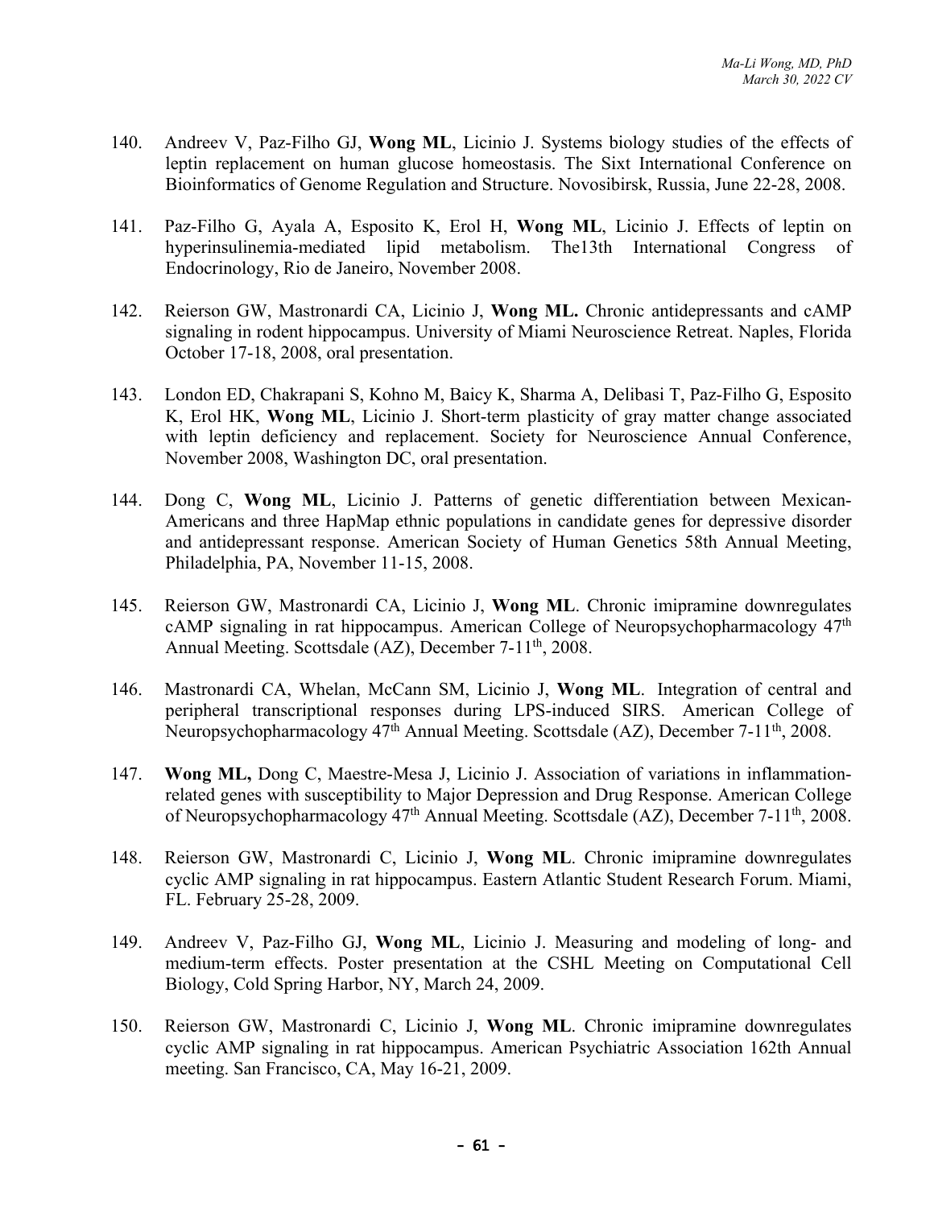140. Andreev V, Paz-Filho GJ, **Wong ML**, Licinio J. Systems biology studies of the effects of leptin replacement on human glucose homeostasis. The Sixt International Conference on Bioinformatics of Genome Regulation and Structure. Novosibirsk, Russia, June 22-28, 2008.

141. Paz-Filho G, Ayala A, Esposito K, Erol H, **Wong ML**, Licinio J. Effects of leptin on hyperinsulinemia-mediated lipid metabolism. The13th International Congress of Endocrinology, Rio de Janeiro, November 2008.

142. Reierson GW, Mastronardi CA, Licinio J, **Wong ML.** Chronic antidepressants and cAMP signaling in rodent hippocampus. University of Miami Neuroscience Retreat. Naples, Florida October 17-18, 2008, oral presentation.

143. London ED, Chakrapani S, Kohno M, Baicy K, Sharma A, Delibasi T, Paz-Filho G, Esposito K, Erol HK, **Wong ML**, Licinio J. Short-term plasticity of gray matter change associated with leptin deficiency and replacement. Society for Neuroscience Annual Conference, November 2008, Washington DC, oral presentation.

144. Dong C, **Wong ML**, Licinio J. Patterns of genetic differentiation between Mexican-Americans and three HapMap ethnic populations in candidate genes for depressive disorder and antidepressant response. American Society of Human Genetics 58th Annual Meeting, Philadelphia, PA, November 11-15, 2008.

145. Reierson GW, Mastronardi CA, Licinio J, **Wong ML**. Chronic imipramine downregulates cAMP signaling in rat hippocampus. American College of Neuropsychopharmacology 47th Annual Meeting. Scottsdale (AZ), December 7-11th, 2008.

146. Mastronardi CA, Whelan, McCann SM, Licinio J, **Wong ML**. Integration of central and peripheral transcriptional responses during LPS-induced SIRS. American College of Neuropsychopharmacology 47th Annual Meeting. Scottsdale (AZ), December 7-11th, 2008.

147. **Wong ML,** Dong C, Maestre-Mesa J, Licinio J. Association of variations in inflammation-related genes with susceptibility to Major Depression and Drug Response. American College of Neuropsychopharmacology 47th Annual Meeting. Scottsdale (AZ), December 7-11th, 2008.

148. Reierson GW, Mastronardi C, Licinio J, **Wong ML**. Chronic imipramine downregulates cyclic AMP signaling in rat hippocampus. Eastern Atlantic Student Research Forum. Miami, FL. February 25-28, 2009.

149. Andreev V, Paz-Filho GJ, **Wong ML**, Licinio J. Measuring and modeling of long- and medium-term effects. Poster presentation at the CSHL Meeting on Computational Cell Biology, Cold Spring Harbor, NY, March 24, 2009.

150. Reierson GW, Mastronardi C, Licinio J, **Wong ML**. Chronic imipramine downregulates cyclic AMP signaling in rat hippocampus. American Psychiatric Association 162th Annual meeting. San Francisco, CA, May 16-21, 2009.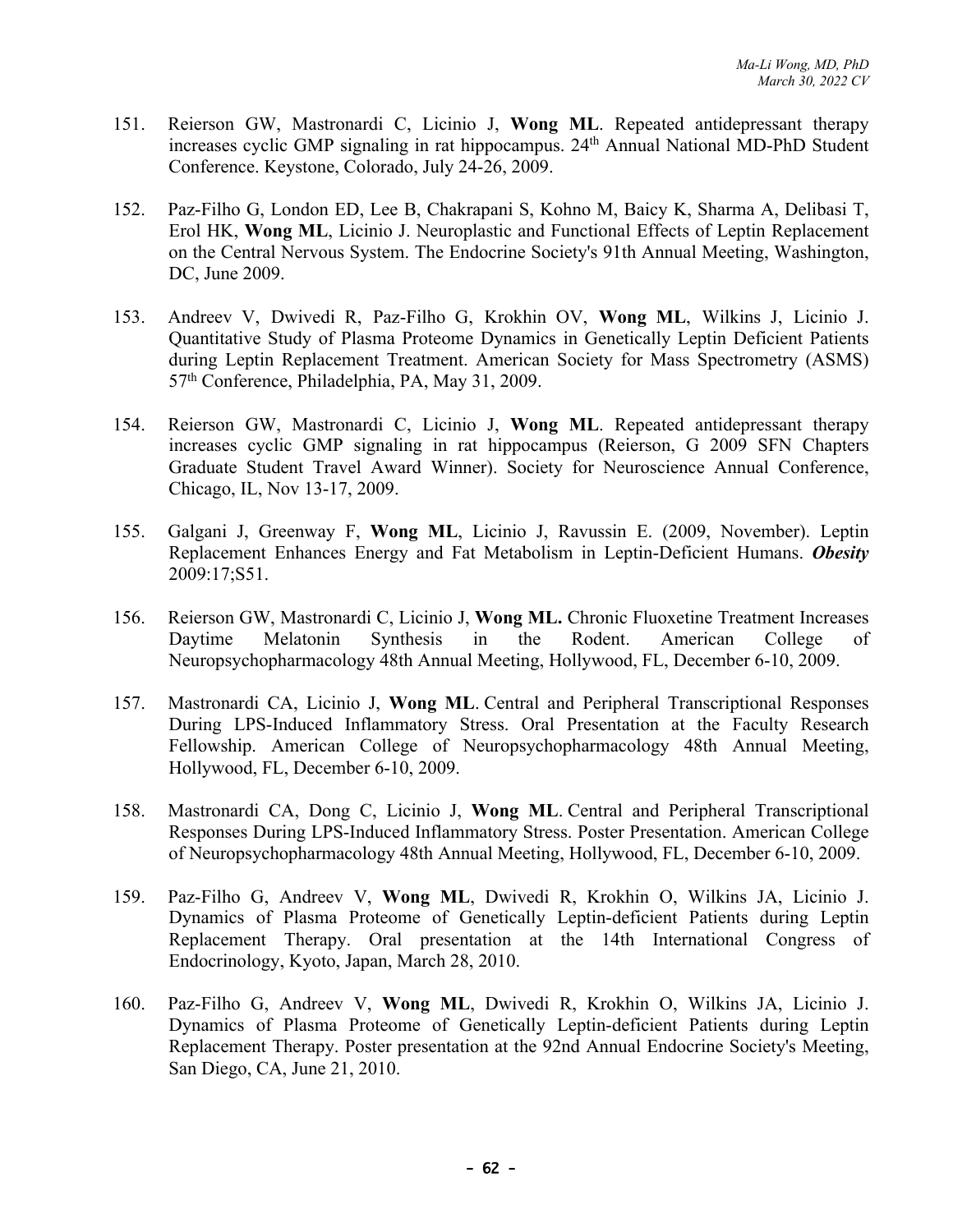151. Reierson GW, Mastronardi C, Licinio J, **Wong ML**. Repeated antidepressant therapy increases cyclic GMP signaling in rat hippocampus. 24th Annual National MD-PhD Student Conference. Keystone, Colorado, July 24-26, 2009.

152. Paz-Filho G, London ED, Lee B, Chakrapani S, Kohno M, Baicy K, Sharma A, Delibasi T, Erol HK, **Wong ML**, Licinio J. Neuroplastic and Functional Effects of Leptin Replacement on the Central Nervous System. The Endocrine Society's 91th Annual Meeting, Washington, DC, June 2009.

153. Andreev V, Dwivedi R, Paz-Filho G, Krokhin OV, **Wong ML**, Wilkins J, Licinio J. Quantitative Study of Plasma Proteome Dynamics in Genetically Leptin Deficient Patients during Leptin Replacement Treatment. American Society for Mass Spectrometry (ASMS) 57th Conference, Philadelphia, PA, May 31, 2009.

154. Reierson GW, Mastronardi C, Licinio J, **Wong ML**. Repeated antidepressant therapy increases cyclic GMP signaling in rat hippocampus (Reierson, G 2009 SFN Chapters Graduate Student Travel Award Winner). Society for Neuroscience Annual Conference, Chicago, IL, Nov 13-17, 2009.

155. Galgani J, Greenway F, **Wong ML**, Licinio J, Ravussin E. (2009, November). Leptin Replacement Enhances Energy and Fat Metabolism in Leptin-Deficient Humans. ***Obesity*** 2009:17;S51.

156. Reierson GW, Mastronardi C, Licinio J, **Wong ML.** Chronic Fluoxetine Treatment Increases Daytime Melatonin Synthesis in the Rodent. American College of Neuropsychopharmacology 48th Annual Meeting, Hollywood, FL, December 6-10, 2009.

157. Mastronardi CA, Licinio J, **Wong ML**. Central and Peripheral Transcriptional Responses During LPS-Induced Inflammatory Stress. Oral Presentation at the Faculty Research Fellowship. American College of Neuropsychopharmacology 48th Annual Meeting, Hollywood, FL, December 6-10, 2009.

158. Mastronardi CA, Dong C, Licinio J, **Wong ML**. Central and Peripheral Transcriptional Responses During LPS-Induced Inflammatory Stress. Poster Presentation. American College of Neuropsychopharmacology 48th Annual Meeting, Hollywood, FL, December 6-10, 2009.

159. Paz-Filho G, Andreev V, **Wong ML**, Dwivedi R, Krokhin O, Wilkins JA, Licinio J. Dynamics of Plasma Proteome of Genetically Leptin-deficient Patients during Leptin Replacement Therapy. Oral presentation at the 14th International Congress of Endocrinology, Kyoto, Japan, March 28, 2010.

160. Paz-Filho G, Andreev V, **Wong ML**, Dwivedi R, Krokhin O, Wilkins JA, Licinio J. Dynamics of Plasma Proteome of Genetically Leptin-deficient Patients during Leptin Replacement Therapy. Poster presentation at the 92nd Annual Endocrine Society's Meeting, San Diego, CA, June 21, 2010.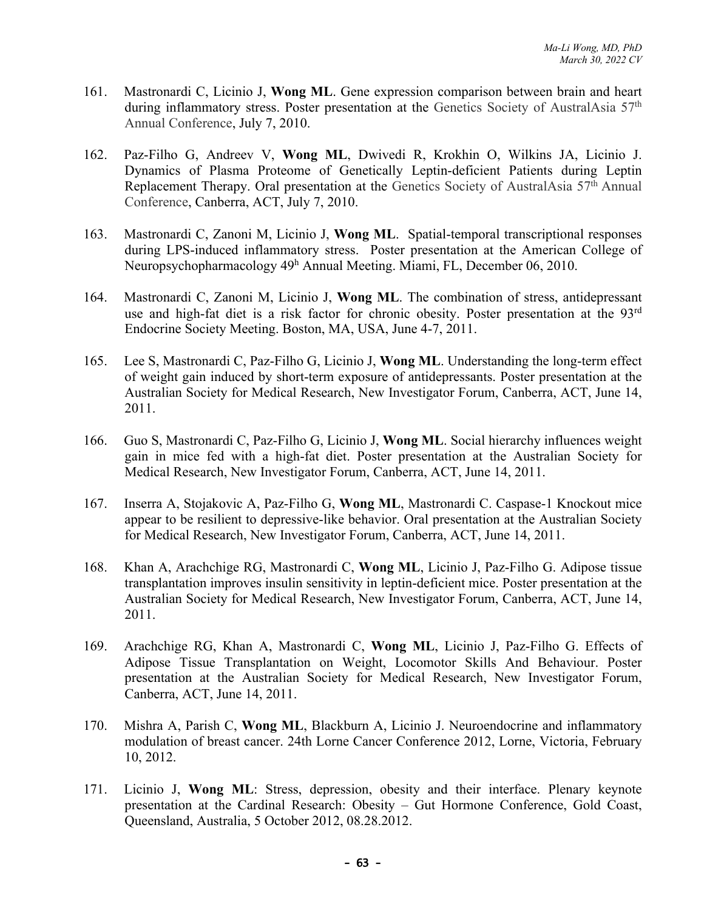161. Mastronardi C, Licinio J, **Wong ML**. Gene expression comparison between brain and heart during inflammatory stress. Poster presentation at the Genetics Society of AustralAsia 57th Annual Conference, July 7, 2010.

162. Paz-Filho G, Andreev V, **Wong ML**, Dwivedi R, Krokhin O, Wilkins JA, Licinio J. Dynamics of Plasma Proteome of Genetically Leptin-deficient Patients during Leptin Replacement Therapy. Oral presentation at the Genetics Society of AustralAsia 57th Annual Conference, Canberra, ACT, July 7, 2010.

163. Mastronardi C, Zanoni M, Licinio J, **Wong ML**. Spatial-temporal transcriptional responses during LPS-induced inflammatory stress. Poster presentation at the American College of Neuropsychopharmacology 49h Annual Meeting. Miami, FL, December 06, 2010.

164. Mastronardi C, Zanoni M, Licinio J, **Wong ML**. The combination of stress, antidepressant use and high-fat diet is a risk factor for chronic obesity. Poster presentation at the 93rd Endocrine Society Meeting. Boston, MA, USA, June 4-7, 2011.

165. Lee S, Mastronardi C, Paz-Filho G, Licinio J, **Wong ML**. Understanding the long-term effect of weight gain induced by short-term exposure of antidepressants. Poster presentation at the Australian Society for Medical Research, New Investigator Forum, Canberra, ACT, June 14, 2011.

166. Guo S, Mastronardi C, Paz-Filho G, Licinio J, **Wong ML**. Social hierarchy influences weight gain in mice fed with a high-fat diet. Poster presentation at the Australian Society for Medical Research, New Investigator Forum, Canberra, ACT, June 14, 2011.

167. Inserra A, Stojakovic A, Paz-Filho G, **Wong ML**, Mastronardi C. Caspase-1 Knockout mice appear to be resilient to depressive-like behavior. Oral presentation at the Australian Society for Medical Research, New Investigator Forum, Canberra, ACT, June 14, 2011.

168. Khan A, Arachchige RG, Mastronardi C, **Wong ML**, Licinio J, Paz-Filho G. Adipose tissue transplantation improves insulin sensitivity in leptin-deficient mice. Poster presentation at the Australian Society for Medical Research, New Investigator Forum, Canberra, ACT, June 14, 2011.

169. Arachchige RG, Khan A, Mastronardi C, **Wong ML**, Licinio J, Paz-Filho G. Effects of Adipose Tissue Transplantation on Weight, Locomotor Skills And Behaviour. Poster presentation at the Australian Society for Medical Research, New Investigator Forum, Canberra, ACT, June 14, 2011.

170. Mishra A, Parish C, **Wong ML**, Blackburn A, Licinio J. Neuroendocrine and inflammatory modulation of breast cancer. 24th Lorne Cancer Conference 2012, Lorne, Victoria, February 10, 2012.

171. Licinio J, **Wong ML**: Stress, depression, obesity and their interface. Plenary keynote presentation at the Cardinal Research: Obesity – Gut Hormone Conference, Gold Coast, Queensland, Australia, 5 October 2012, 08.28.2012.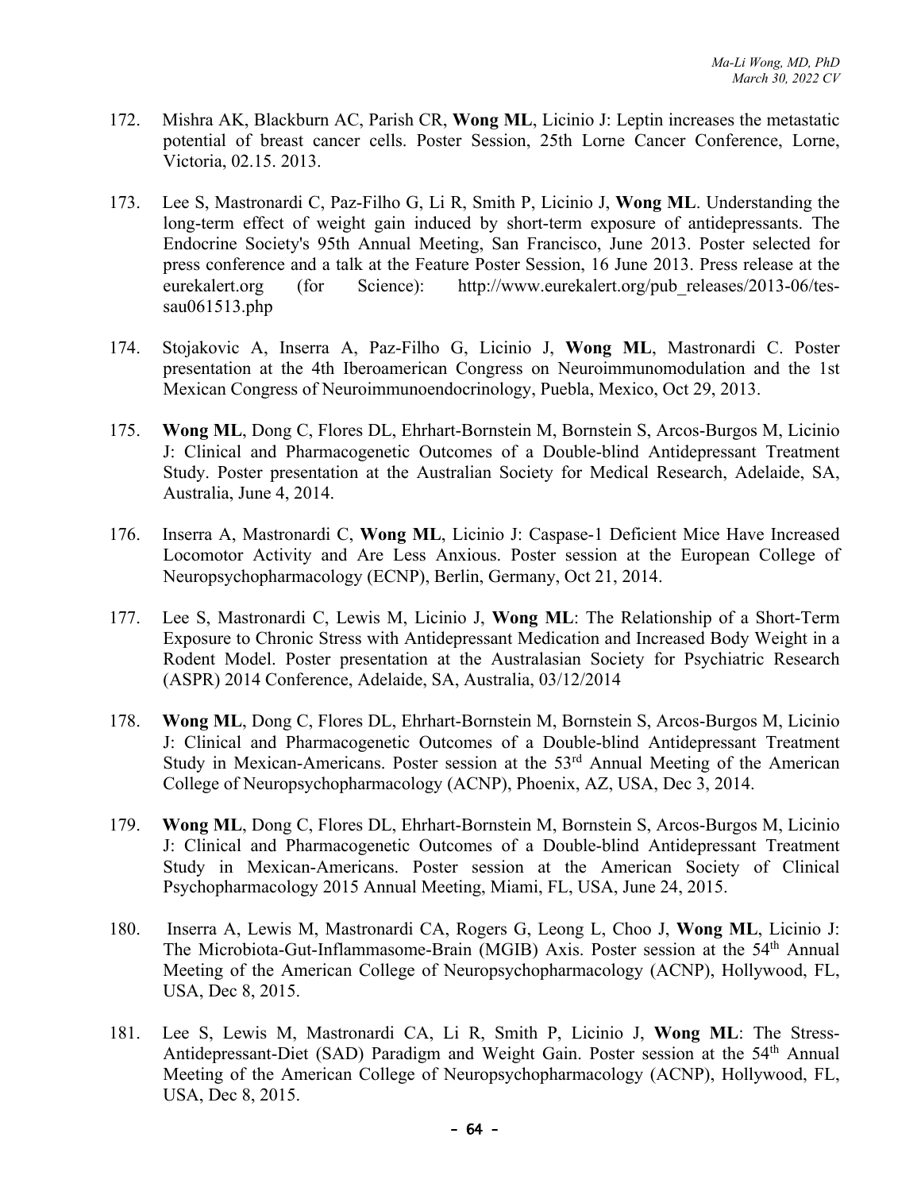172. Mishra AK, Blackburn AC, Parish CR, **Wong ML**, Licinio J: Leptin increases the metastatic potential of breast cancer cells. Poster Session, 25th Lorne Cancer Conference, Lorne, Victoria, 02.15. 2013.

173. Lee S, Mastronardi C, Paz-Filho G, Li R, Smith P, Licinio J, **Wong ML**. Understanding the long-term effect of weight gain induced by short-term exposure of antidepressants. The Endocrine Society's 95th Annual Meeting, San Francisco, June 2013. Poster selected for press conference and a talk at the Feature Poster Session, 16 June 2013. Press release at the eurekalert.org (for Science): http://www.eurekalert.org/pub_releases/2013-06/tes-sau061513.php

174. Stojakovic A, Inserra A, Paz-Filho G, Licinio J, **Wong ML**, Mastronardi C. Poster presentation at the 4th Iberoamerican Congress on Neuroimmunomodulation and the 1st Mexican Congress of Neuroimmunoendocrinology, Puebla, Mexico, Oct 29, 2013.

175. **Wong ML**, Dong C, Flores DL, Ehrhart-Bornstein M, Bornstein S, Arcos-Burgos M, Licinio J: Clinical and Pharmacogenetic Outcomes of a Double-blind Antidepressant Treatment Study. Poster presentation at the Australian Society for Medical Research, Adelaide, SA, Australia, June 4, 2014.

176. Inserra A, Mastronardi C, **Wong ML**, Licinio J: Caspase-1 Deficient Mice Have Increased Locomotor Activity and Are Less Anxious. Poster session at the European College of Neuropsychopharmacology (ECNP), Berlin, Germany, Oct 21, 2014.

177. Lee S, Mastronardi C, Lewis M, Licinio J, **Wong ML**: The Relationship of a Short-Term Exposure to Chronic Stress with Antidepressant Medication and Increased Body Weight in a Rodent Model. Poster presentation at the Australasian Society for Psychiatric Research (ASPR) 2014 Conference, Adelaide, SA, Australia, 03/12/2014

178. **Wong ML**, Dong C, Flores DL, Ehrhart-Bornstein M, Bornstein S, Arcos-Burgos M, Licinio J: Clinical and Pharmacogenetic Outcomes of a Double-blind Antidepressant Treatment Study in Mexican-Americans. Poster session at the 53rd Annual Meeting of the American College of Neuropsychopharmacology (ACNP), Phoenix, AZ, USA, Dec 3, 2014.

179. **Wong ML**, Dong C, Flores DL, Ehrhart-Bornstein M, Bornstein S, Arcos-Burgos M, Licinio J: Clinical and Pharmacogenetic Outcomes of a Double-blind Antidepressant Treatment Study in Mexican-Americans. Poster session at the American Society of Clinical Psychopharmacology 2015 Annual Meeting, Miami, FL, USA, June 24, 2015.

180. Inserra A, Lewis M, Mastronardi CA, Rogers G, Leong L, Choo J, **Wong ML**, Licinio J: The Microbiota-Gut-Inflammasome-Brain (MGIB) Axis. Poster session at the 54th Annual Meeting of the American College of Neuropsychopharmacology (ACNP), Hollywood, FL, USA, Dec 8, 2015.

181. Lee S, Lewis M, Mastronardi CA, Li R, Smith P, Licinio J, **Wong ML**: The Stress-Antidepressant-Diet (SAD) Paradigm and Weight Gain. Poster session at the 54th Annual Meeting of the American College of Neuropsychopharmacology (ACNP), Hollywood, FL, USA, Dec 8, 2015.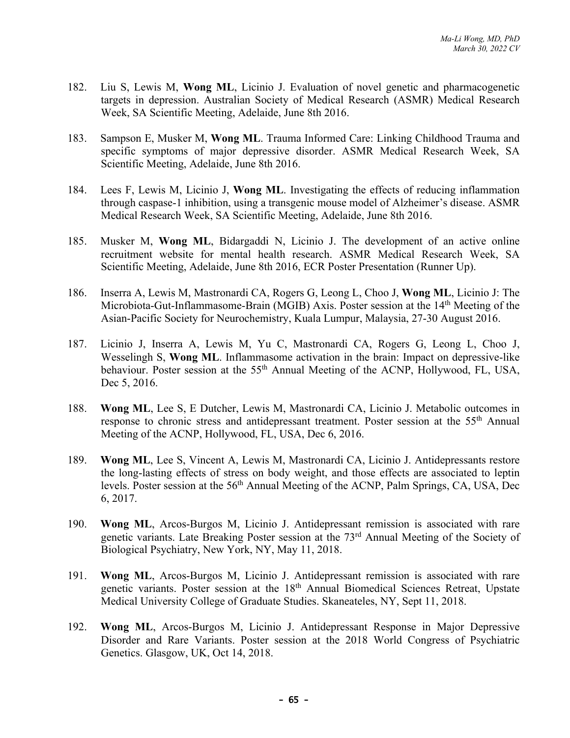182. Liu S, Lewis M, **Wong ML**, Licinio J. Evaluation of novel genetic and pharmacogenetic targets in depression. Australian Society of Medical Research (ASMR) Medical Research Week, SA Scientific Meeting, Adelaide, June 8th 2016.

183. Sampson E, Musker M, **Wong ML**. Trauma Informed Care: Linking Childhood Trauma and specific symptoms of major depressive disorder. ASMR Medical Research Week, SA Scientific Meeting, Adelaide, June 8th 2016.

184. Lees F, Lewis M, Licinio J, **Wong ML**. Investigating the effects of reducing inflammation through caspase-1 inhibition, using a transgenic mouse model of Alzheimer's disease. ASMR Medical Research Week, SA Scientific Meeting, Adelaide, June 8th 2016.

185. Musker M, **Wong ML**, Bidargaddi N, Licinio J. The development of an active online recruitment website for mental health research. ASMR Medical Research Week, SA Scientific Meeting, Adelaide, June 8th 2016, ECR Poster Presentation (Runner Up).

186. Inserra A, Lewis M, Mastronardi CA, Rogers G, Leong L, Choo J, **Wong ML**, Licinio J: The Microbiota-Gut-Inflammasome-Brain (MGIB) Axis. Poster session at the 14th Meeting of the Asian-Pacific Society for Neurochemistry, Kuala Lumpur, Malaysia, 27-30 August 2016.

187. Licinio J, Inserra A, Lewis M, Yu C, Mastronardi CA, Rogers G, Leong L, Choo J, Wesselingh S, **Wong ML**. Inflammasome activation in the brain: Impact on depressive-like behaviour. Poster session at the 55th Annual Meeting of the ACNP, Hollywood, FL, USA, Dec 5, 2016.

188. **Wong ML**, Lee S, E Dutcher, Lewis M, Mastronardi CA, Licinio J. Metabolic outcomes in response to chronic stress and antidepressant treatment. Poster session at the 55th Annual Meeting of the ACNP, Hollywood, FL, USA, Dec 6, 2016.

189. **Wong ML**, Lee S, Vincent A, Lewis M, Mastronardi CA, Licinio J. Antidepressants restore the long-lasting effects of stress on body weight, and those effects are associated to leptin levels. Poster session at the 56th Annual Meeting of the ACNP, Palm Springs, CA, USA, Dec 6, 2017.

190. **Wong ML**, Arcos-Burgos M, Licinio J. Antidepressant remission is associated with rare genetic variants. Late Breaking Poster session at the 73rd Annual Meeting of the Society of Biological Psychiatry, New York, NY, May 11, 2018.

191. **Wong ML**, Arcos-Burgos M, Licinio J. Antidepressant remission is associated with rare genetic variants. Poster session at the 18th Annual Biomedical Sciences Retreat, Upstate Medical University College of Graduate Studies. Skaneateles, NY, Sept 11, 2018.

192. **Wong ML**, Arcos-Burgos M, Licinio J. Antidepressant Response in Major Depressive Disorder and Rare Variants. Poster session at the 2018 World Congress of Psychiatric Genetics. Glasgow, UK, Oct 14, 2018.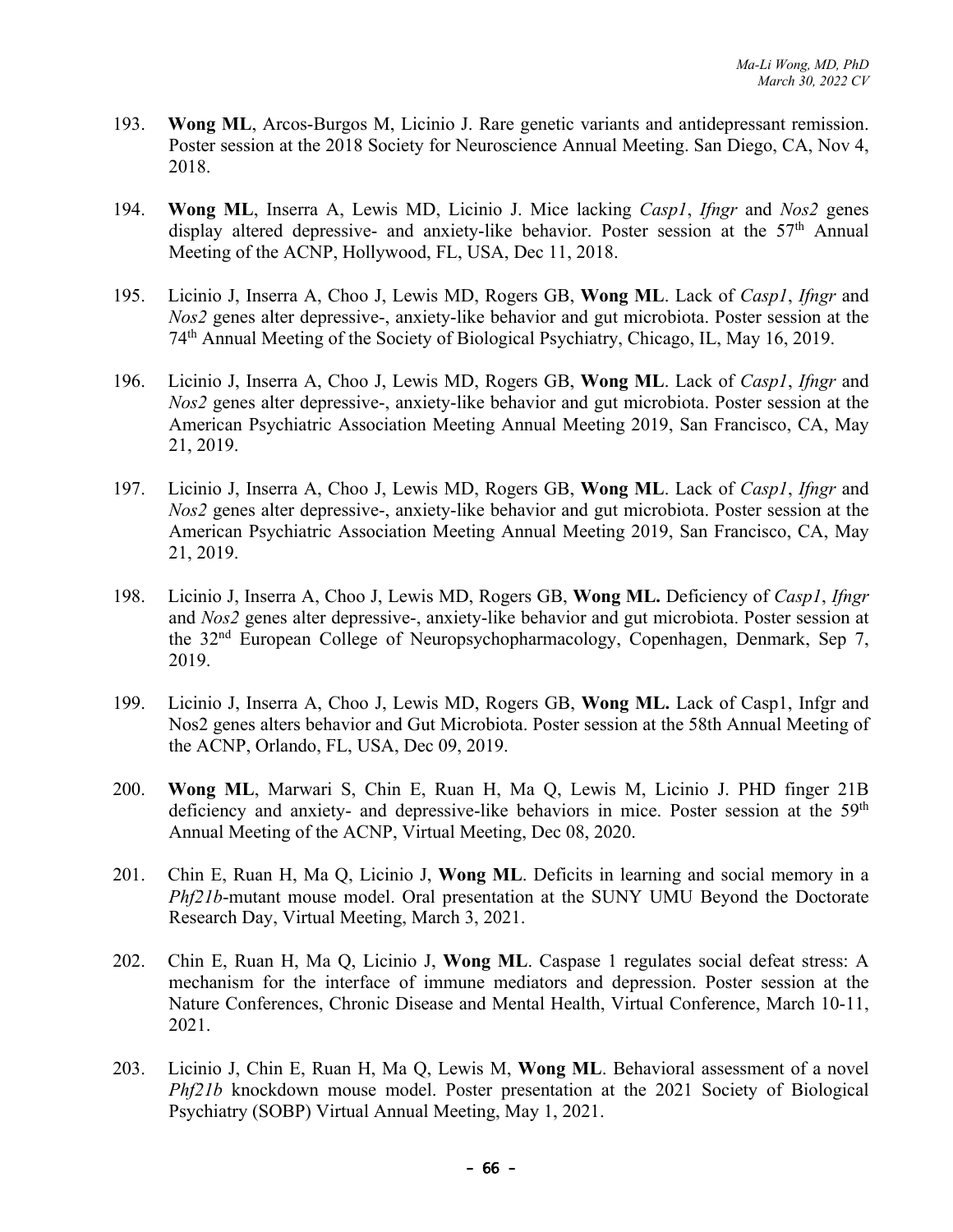193. **Wong ML**, Arcos-Burgos M, Licinio J. Rare genetic variants and antidepressant remission. Poster session at the 2018 Society for Neuroscience Annual Meeting. San Diego, CA, Nov 4, 2018.

194. **Wong ML**, Inserra A, Lewis MD, Licinio J. Mice lacking *Casp1*, *Ifngr* and *Nos2* genes display altered depressive- and anxiety-like behavior. Poster session at the 57th Annual Meeting of the ACNP, Hollywood, FL, USA, Dec 11, 2018.

195. Licinio J, Inserra A, Choo J, Lewis MD, Rogers GB, **Wong ML**. Lack of *Casp1*, *Ifngr* and *Nos2* genes alter depressive-, anxiety-like behavior and gut microbiota. Poster session at the 74th Annual Meeting of the Society of Biological Psychiatry, Chicago, IL, May 16, 2019.

196. Licinio J, Inserra A, Choo J, Lewis MD, Rogers GB, **Wong ML**. Lack of *Casp1*, *Ifngr* and *Nos2* genes alter depressive-, anxiety-like behavior and gut microbiota. Poster session at the American Psychiatric Association Meeting Annual Meeting 2019, San Francisco, CA, May 21, 2019.

197. Licinio J, Inserra A, Choo J, Lewis MD, Rogers GB, **Wong ML**. Lack of *Casp1*, *Ifngr* and *Nos2* genes alter depressive-, anxiety-like behavior and gut microbiota. Poster session at the American Psychiatric Association Meeting Annual Meeting 2019, San Francisco, CA, May 21, 2019.

198. Licinio J, Inserra A, Choo J, Lewis MD, Rogers GB, **Wong ML.** Deficiency of *Casp1*, *Ifngr* and *Nos2* genes alter depressive-, anxiety-like behavior and gut microbiota. Poster session at the 32nd European College of Neuropsychopharmacology, Copenhagen, Denmark, Sep 7, 2019.

199. Licinio J, Inserra A, Choo J, Lewis MD, Rogers GB, **Wong ML.** Lack of Casp1, Infgr and Nos2 genes alters behavior and Gut Microbiota. Poster session at the 58th Annual Meeting of the ACNP, Orlando, FL, USA, Dec 09, 2019.

200. **Wong ML**, Marwari S, Chin E, Ruan H, Ma Q, Lewis M, Licinio J. PHD finger 21B deficiency and anxiety- and depressive-like behaviors in mice. Poster session at the 59th Annual Meeting of the ACNP, Virtual Meeting, Dec 08, 2020.

201. Chin E, Ruan H, Ma Q, Licinio J, **Wong ML**. Deficits in learning and social memory in a *Phf21b*-mutant mouse model. Oral presentation at the SUNY UMU Beyond the Doctorate Research Day, Virtual Meeting, March 3, 2021.

202. Chin E, Ruan H, Ma Q, Licinio J, **Wong ML**. Caspase 1 regulates social defeat stress: A mechanism for the interface of immune mediators and depression. Poster session at the Nature Conferences, Chronic Disease and Mental Health, Virtual Conference, March 10-11, 2021.

203. Licinio J, Chin E, Ruan H, Ma Q, Lewis M, **Wong ML**. Behavioral assessment of a novel *Phf21b* knockdown mouse model. Poster presentation at the 2021 Society of Biological Psychiatry (SOBP) Virtual Annual Meeting, May 1, 2021.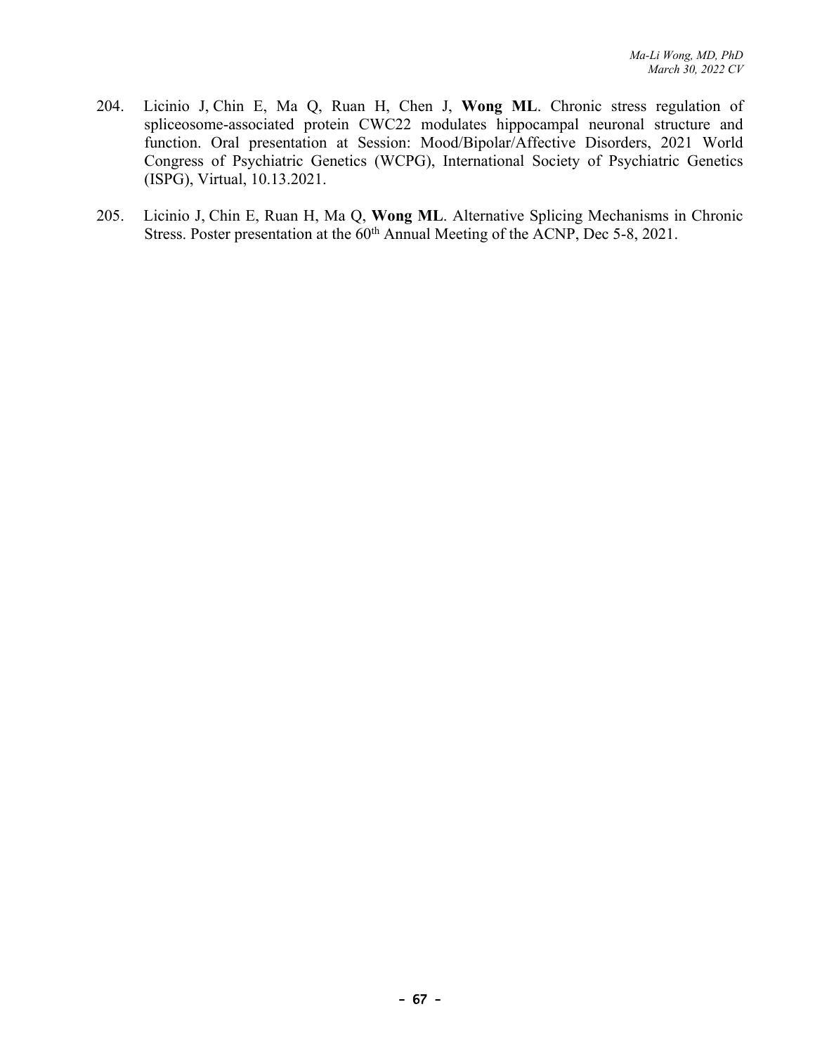204. Licinio J, Chin E, Ma Q, Ruan H, Chen J, **Wong ML**. Chronic stress regulation of spliceosome-associated protein CWC22 modulates hippocampal neuronal structure and function. Oral presentation at Session: Mood/Bipolar/Affective Disorders, 2021 World Congress of Psychiatric Genetics (WCPG), International Society of Psychiatric Genetics (ISPG), Virtual, 10.13.2021.

205. Licinio J, Chin E, Ruan H, Ma Q, **Wong ML**. Alternative Splicing Mechanisms in Chronic Stress. Poster presentation at the 60th Annual Meeting of the ACNP, Dec 5-8, 2021.